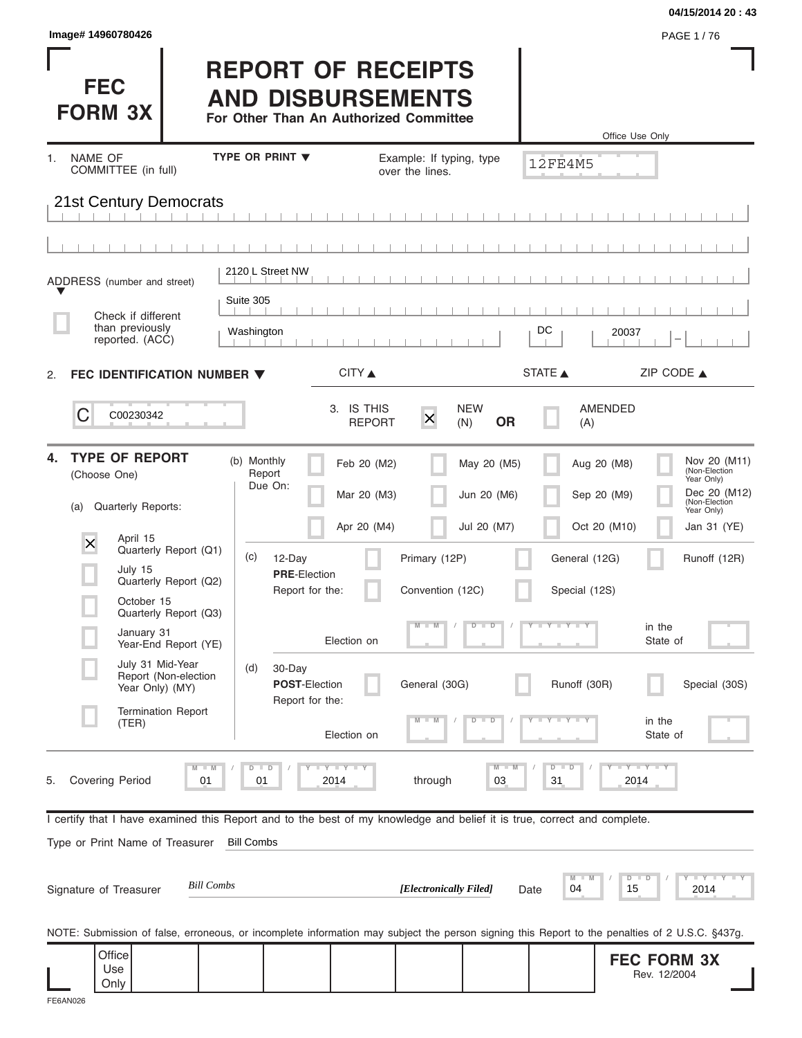Image# 14960780426

04/15/2014 20 : 43

# FEC FORM 3X

# REPORT OF RECEIPTS AND DISBURSEMENTS

**For Other Than An Authorized Committee**

Office Use Only

12FE4M5

1. NAME OF COMMITTEE (in full) — TYPE OR PRINT ▼ — Example: If typing, type over the lines.

21st Century Democrats

ADDRESS (number and street) ▼

2120 L Street NW

Suite 305

☐ Check if different than previously reported. (ACC)

| CITY ▲ | STATE ▲ | ZIP CODE ▲ |
|---|---|---|
| Washington | DC | 20037 |

2. **FEC IDENTIFICATION NUMBER ▼**

C C00230342

3. IS THIS REPORT ☒ NEW (N) **OR** ☐ AMENDED (A)

4. **TYPE OF REPORT** (Choose One)

(a) Quarterly Reports:

- ☒ April 15 Quarterly Report (Q1)
- ☐ July 15 Quarterly Report (Q2)
- ☐ October 15 Quarterly Report (Q3)
- ☐ January 31 Year-End Report (YE)
- ☐ July 31 Mid-Year Report (Non-election Year Only) (MY)
- ☐ Termination Report (TER)

(b) Monthly Report Due On:

- ☐ Feb 20 (M2)
- ☐ Mar 20 (M3)
- ☐ Apr 20 (M4)
- ☐ May 20 (M5)
- ☐ Jun 20 (M6)
- ☐ Jul 20 (M7)
- ☐ Aug 20 (M8)
- ☐ Sep 20 (M9)
- ☐ Oct 20 (M10)
- ☐ Nov 20 (M11) (Non-Election Year Only)
- ☐ Dec 20 (M12) (Non-Election Year Only)
- ☐ Jan 31 (YE)

(c) 12-Day **PRE**-Election Report for the:

- ☐ Primary (12P)
- ☐ General (12G)
- ☐ Runoff (12R)
- ☐ Convention (12C)
- ☐ Special (12S)

Election on MM / DD / YYYY in the State of

(d) 30-Day **POST**-Election Report for the:

- ☐ General (30G)
- ☐ Runoff (30R)
- ☐ Special (30S)

Election on MM / DD / YYYY in the State of

5. Covering Period 01 / 01 / 2014 through 03 / 31 / 2014

I certify that I have examined this Report and to the best of my knowledge and belief it is true, correct and complete.

Type or Print Name of Treasurer: Bill Combs

Signature of Treasurer: *Bill Combs* ***[Electronically Filed]*** Date 04 / 15 / 2014

NOTE: Submission of false, erroneous, or incomplete information may subject the person signing this Report to the penalties of 2 U.S.C. §437g.

Office Use Only

**FEC FORM 3X**
Rev. 12/2004

FE6AN026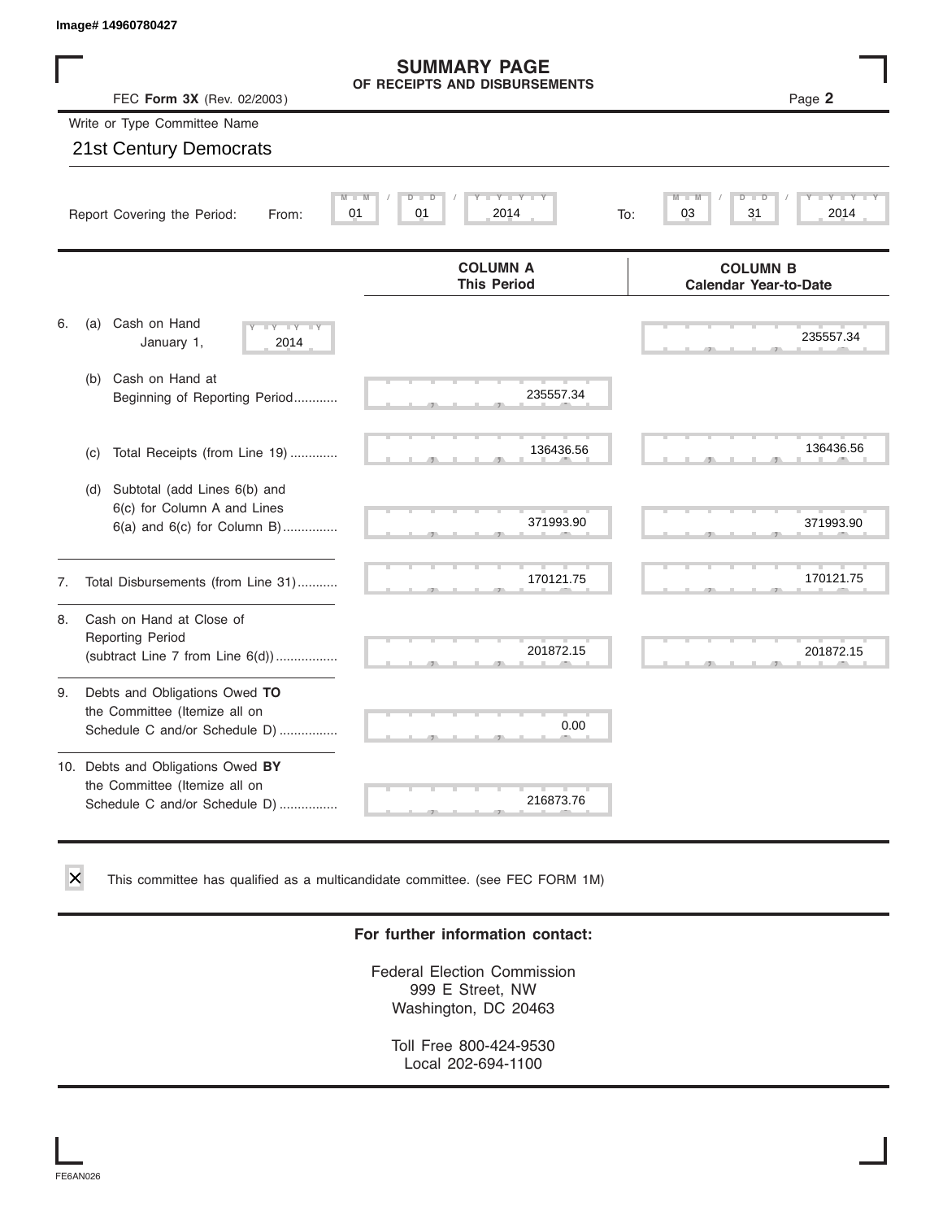Image# 14960780427

# SUMMARY PAGE
## OF RECEIPTS AND DISBURSEMENTS

FEC **Form 3X** (Rev. 02/2003)

Write or Type Committee Name

21st Century Democrats

Report Covering the Period: From: 01 / 01 / 2014 To: 03 / 31 / 2014

| | | COLUMN A This Period | COLUMN B Calendar Year-to-Date |
|---|---|---|---|
| 6. | (a) Cash on Hand January 1, 2014 | | 235557.34 |
| | (b) Cash on Hand at Beginning of Reporting Period | 235557.34 | |
| | (c) Total Receipts (from Line 19) | 136436.56 | 136436.56 |
| | (d) Subtotal (add Lines 6(b) and 6(c) for Column A and Lines 6(a) and 6(c) for Column B) | 371993.90 | 371993.90 |
| 7. | Total Disbursements (from Line 31) | 170121.75 | 170121.75 |
| 8. | Cash on Hand at Close of Reporting Period (subtract Line 7 from Line 6(d)) | 201872.15 | 201872.15 |
| 9. | Debts and Obligations Owed **TO** the Committee (Itemize all on Schedule C and/or Schedule D) | 0.00 | |
| 10. | Debts and Obligations Owed **BY** the Committee (Itemize all on Schedule C and/or Schedule D) | 216873.76 | |

☒ This committee has qualified as a multicandidate committee. (see FEC FORM 1M)

**For further information contact:**

Federal Election Commission
999 E Street, NW
Washington, DC 20463

Toll Free 800-424-9530
Local 202-694-1100

FE6AN026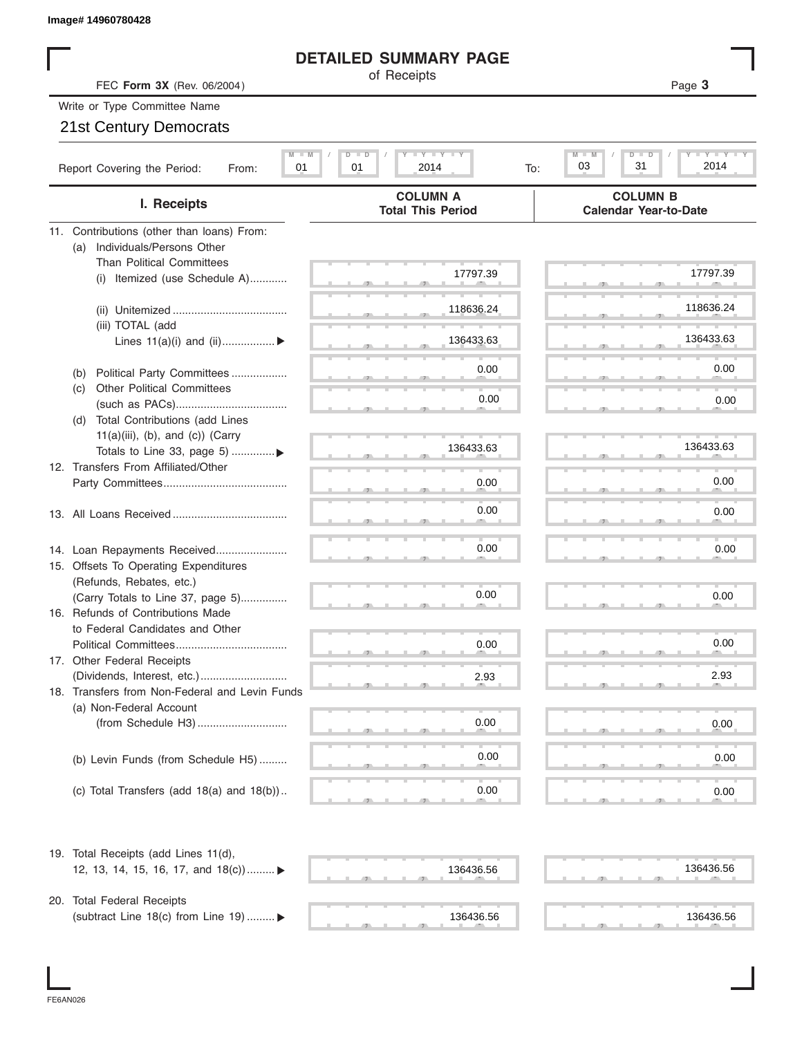Image# 14960780428

# DETAILED SUMMARY PAGE

of Receipts

FEC **Form 3X** (Rev. 06/2004)

Write or Type Committee Name

21st Century Democrats

Report Covering the Period: From: 01 / 01 / 2014 To: 03 / 31 / 2014

| I. Receipts | COLUMN A Total This Period | COLUMN B Calendar Year-to-Date |
|---|---|---|
| 11. Contributions (other than loans) From: | | |
| (a) Individuals/Persons Other Than Political Committees | | |
| (i) Itemized (use Schedule A)............ | 17797.39 | 17797.39 |
| (ii) Unitemized .................................... | 118636.24 | 118636.24 |
| (iii) TOTAL (add Lines 11(a)(i) and (ii)................▶ | 136433.63 | 136433.63 |
| (b) Political Party Committees .................. | 0.00 | 0.00 |
| (c) Other Political Committees (such as PACs).................................... | 0.00 | 0.00 |
| (d) Total Contributions (add Lines 11(a)(iii), (b), and (c)) (Carry Totals to Line 33, page 5) .............▶ | 136433.63 | 136433.63 |
| 12. Transfers From Affiliated/Other Party Committees........................................ | 0.00 | 0.00 |
| 13. All Loans Received .................................... | 0.00 | 0.00 |
| 14. Loan Repayments Received....................... | 0.00 | 0.00 |
| 15. Offsets To Operating Expenditures (Refunds, Rebates, etc.) (Carry Totals to Line 37, page 5)............... | 0.00 | 0.00 |
| 16. Refunds of Contributions Made to Federal Candidates and Other Political Committees.................................... | 0.00 | 0.00 |
| 17. Other Federal Receipts (Dividends, Interest, etc.)............................ | 2.93 | 2.93 |
| 18. Transfers from Non-Federal and Levin Funds | | |
| (a) Non-Federal Account (from Schedule H3)............................. | 0.00 | 0.00 |
| (b) Levin Funds (from Schedule H5) ......... | 0.00 | 0.00 |
| (c) Total Transfers (add 18(a) and 18(b)).. | 0.00 | 0.00 |
| 19. Total Receipts (add Lines 11(d), 12, 13, 14, 15, 16, 17, and 18(c)).........▶ | 136436.56 | 136436.56 |
| 20. Total Federal Receipts (subtract Line 18(c) from Line 19) .........▶ | 136436.56 | 136436.56 |

FE6AN026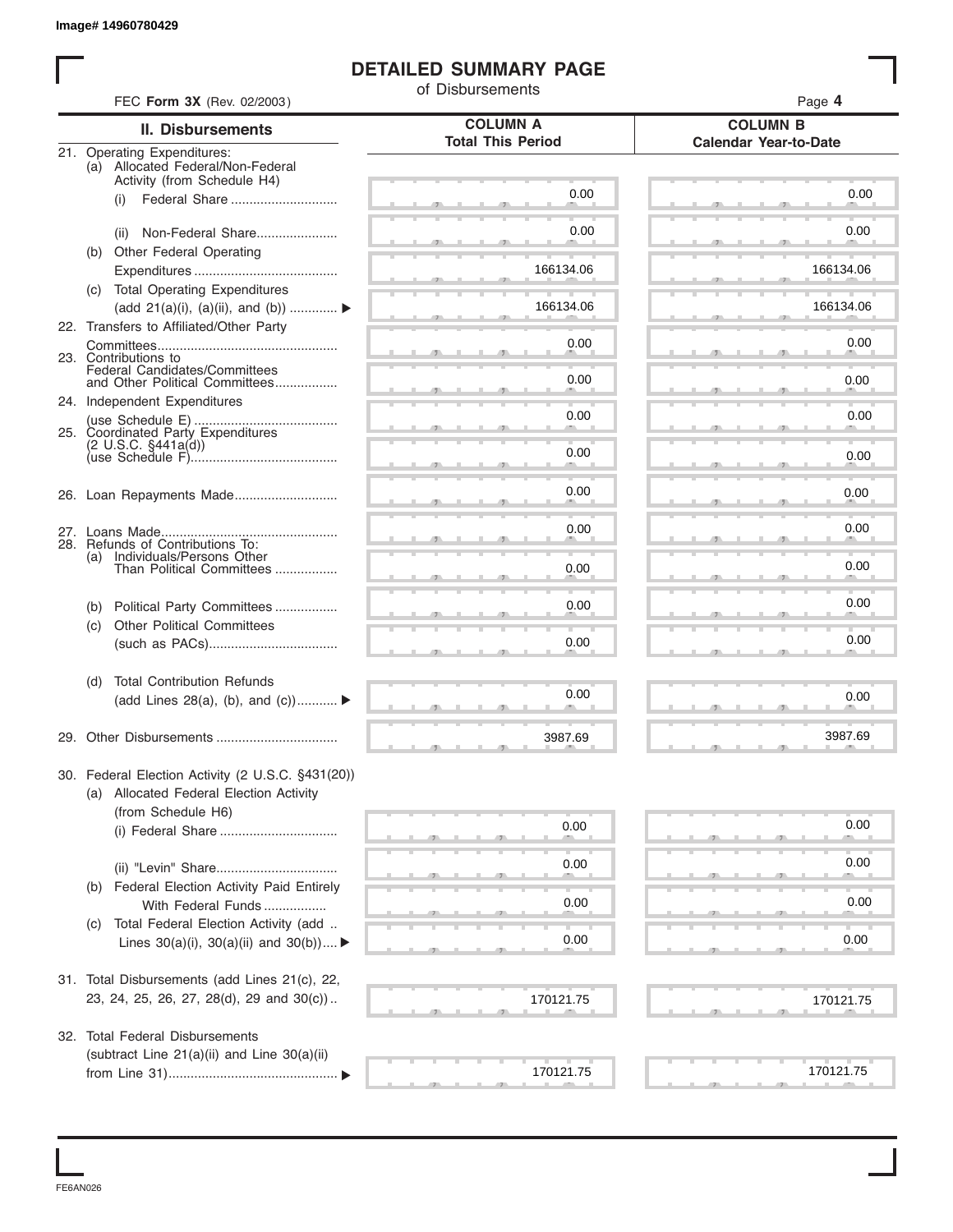Image# 14960780429

# DETAILED SUMMARY PAGE

of Disbursements

FEC **Form 3X** (Rev. 02/2003)

| II. Disbursements | COLUMN A Total This Period | COLUMN B Calendar Year-to-Date |
|---|---|---|
| 21. Operating Expenditures: | | |
| (a) Allocated Federal/Non-Federal Activity (from Schedule H4) | | |
| (i) Federal Share | 0.00 | 0.00 |
| (ii) Non-Federal Share | 0.00 | 0.00 |
| (b) Other Federal Operating Expenditures | 166134.06 | 166134.06 |
| (c) Total Operating Expenditures (add 21(a)(i), (a)(ii), and (b)) ▶ | 166134.06 | 166134.06 |
| 22. Transfers to Affiliated/Other Party Committees | 0.00 | 0.00 |
| 23. Contributions to Federal Candidates/Committees and Other Political Committees | 0.00 | 0.00 |
| 24. Independent Expenditures (use Schedule E) | 0.00 | 0.00 |
| 25. Coordinated Party Expenditures (2 U.S.C. §441a(d)) (use Schedule F) | 0.00 | 0.00 |
| 26. Loan Repayments Made | 0.00 | 0.00 |
| 27. Loans Made | 0.00 | 0.00 |
| 28. Refunds of Contributions To: | | |
| (a) Individuals/Persons Other Than Political Committees | 0.00 | 0.00 |
| (b) Political Party Committees | 0.00 | 0.00 |
| (c) Other Political Committees (such as PACs) | 0.00 | 0.00 |
| (d) Total Contribution Refunds (add Lines 28(a), (b), and (c)) ▶ | 0.00 | 0.00 |
| 29. Other Disbursements | 3987.69 | 3987.69 |
| 30. Federal Election Activity (2 U.S.C. §431(20)) | | |
| (a) Allocated Federal Election Activity (from Schedule H6) | | |
| (i) Federal Share | 0.00 | 0.00 |
| (ii) "Levin" Share | 0.00 | 0.00 |
| (b) Federal Election Activity Paid Entirely With Federal Funds | 0.00 | 0.00 |
| (c) Total Federal Election Activity (add Lines 30(a)(i), 30(a)(ii) and 30(b)) ▶ | 0.00 | 0.00 |
| 31. Total Disbursements (add Lines 21(c), 22, 23, 24, 25, 26, 27, 28(d), 29 and 30(c)) | 170121.75 | 170121.75 |
| 32. Total Federal Disbursements (subtract Line 21(a)(ii) and Line 30(a)(ii) from Line 31) ▶ | 170121.75 | 170121.75 |

FE6AN026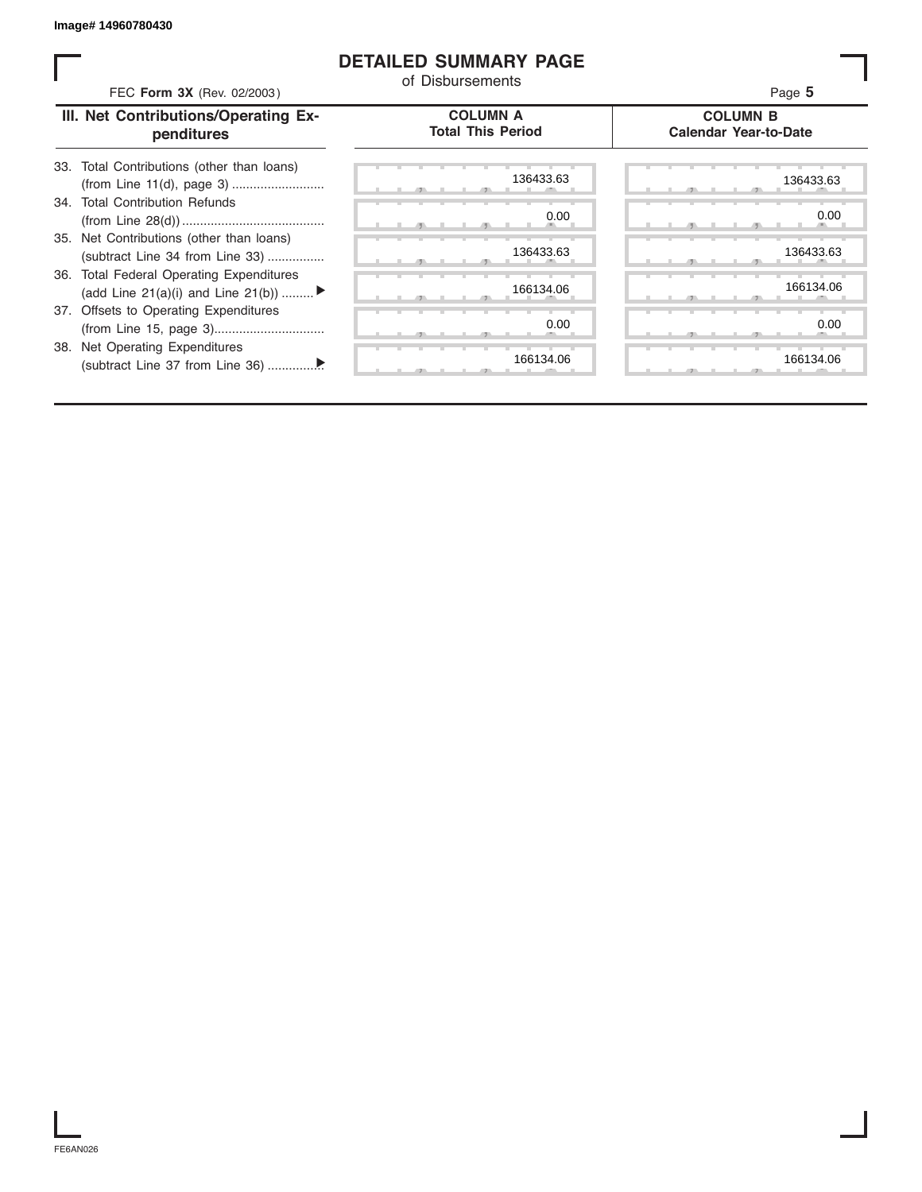# DETAILED SUMMARY PAGE

of Disbursements

FEC **Form 3X** (Rev. 02/2003)

| III. Net Contributions/Operating Expenditures | COLUMN A Total This Period | COLUMN B Calendar Year-to-Date |
|---|---|---|
| 33. Total Contributions (other than loans) (from Line 11(d), page 3) .......................... | 136433.63 | 136433.63 |
| 34. Total Contribution Refunds (from Line 28(d)) ........................................ | 0.00 | 0.00 |
| 35. Net Contributions (other than loans) (subtract Line 34 from Line 33) ................ | 136433.63 | 136433.63 |
| 36. Total Federal Operating Expenditures (add Line 21(a)(i) and Line 21(b)) ......... ▶ | 166134.06 | 166134.06 |
| 37. Offsets to Operating Expenditures (from Line 15, page 3)............................... | 0.00 | 0.00 |
| 38. Net Operating Expenditures (subtract Line 37 from Line 36) ............... ▶ | 166134.06 | 166134.06 |

FE6AN026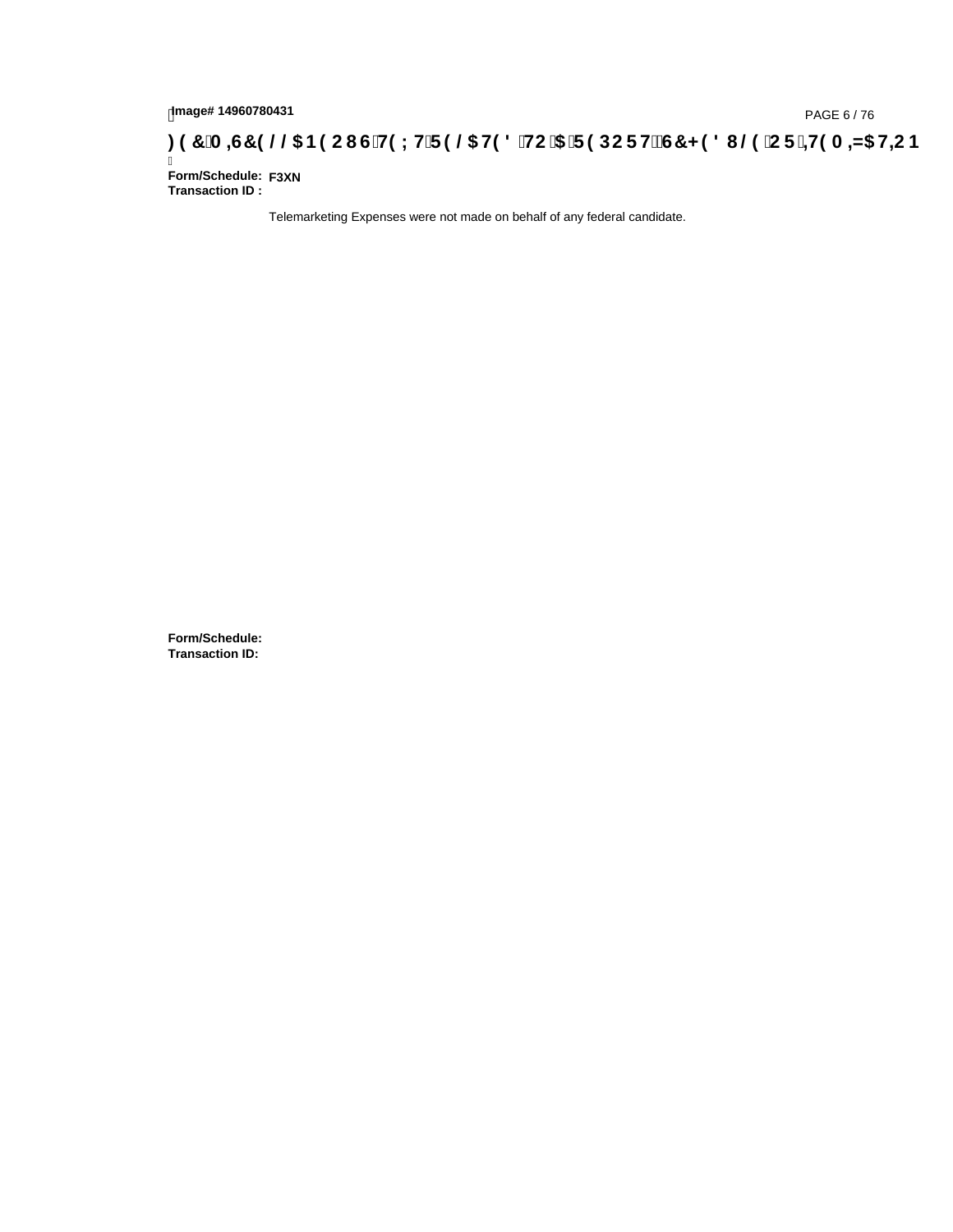# )(&0,6&(//$1(2867(;75(/$7('72$5(32576&+('8/(25,7(0,=$7,21

**Form/Schedule:** F3XN
**Transaction ID :**

Telemarketing Expenses were not made on behalf of any federal candidate.

**Form/Schedule:**
**Transaction ID:**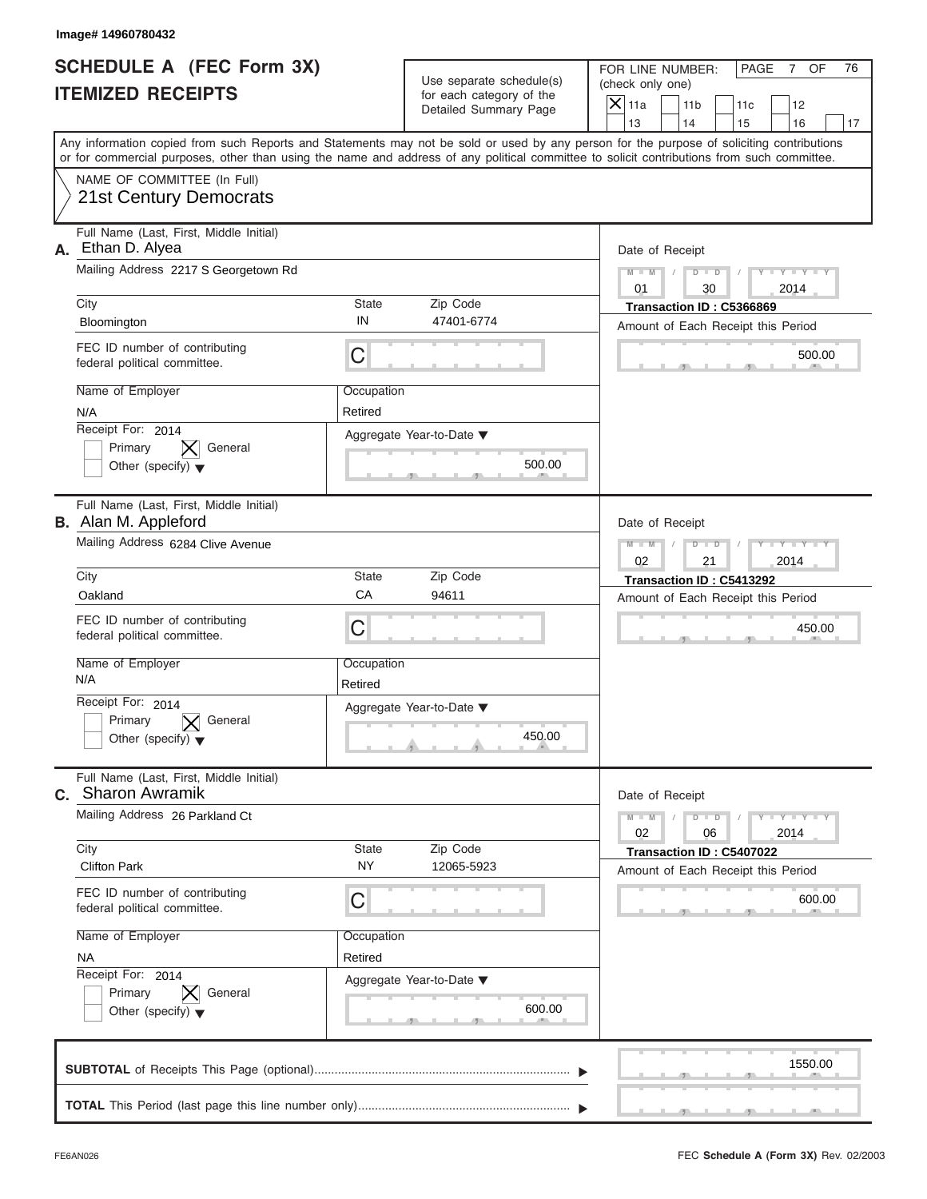Image# 14960780432

# SCHEDULE A (FEC Form 3X)
## ITEMIZED RECEIPTS

Use separate schedule(s) for each category of the Detailed Summary Page

FOR LINE NUMBER: (check only one)
[X] 11a [ ] 11b [ ] 11c [ ] 12 [ ] 13 [ ] 14 [ ] 15 [ ] 16 [ ] 17

Any information copied from such Reports and Statements may not be sold or used by any person for the purpose of soliciting contributions or for commercial purposes, other than using the name and address of any political committee to solicit contributions from such committee.

NAME OF COMMITTEE (In Full)
21st Century Democrats

---

**A.** Full Name (Last, First, Middle Initial): Ethan D. Alyea

Mailing Address: 2217 S Georgetown Rd

City: Bloomington | State: IN | Zip Code: 47401-6774

FEC ID number of contributing federal political committee: C

Name of Employer: N/A | Occupation: Retired

Receipt For: 2014 — [ ] Primary [X] General [ ] Other (specify)

Aggregate Year-to-Date: 500.00

Date of Receipt: 01 / 30 / 2014

Transaction ID : C5366869

Amount of Each Receipt this Period: 500.00

---

**B.** Full Name (Last, First, Middle Initial): Alan M. Appleford

Mailing Address: 6284 Clive Avenue

City: Oakland | State: CA | Zip Code: 94611

FEC ID number of contributing federal political committee: C

Name of Employer: N/A | Occupation: Retired

Receipt For: 2014 — [ ] Primary [X] General [ ] Other (specify)

Aggregate Year-to-Date: 450.00

Date of Receipt: 02 / 21 / 2014

Transaction ID : C5413292

Amount of Each Receipt this Period: 450.00

---

**C.** Full Name (Last, First, Middle Initial): Sharon Awramik

Mailing Address: 26 Parkland Ct

City: Clifton Park | State: NY | Zip Code: 12065-5923

FEC ID number of contributing federal political committee: C

Name of Employer: NA | Occupation: Retired

Receipt For: 2014 — [ ] Primary [X] General [ ] Other (specify)

Aggregate Year-to-Date: 600.00

Date of Receipt: 02 / 06 / 2014

Transaction ID : C5407022

Amount of Each Receipt this Period: 600.00

---

**SUBTOTAL** of Receipts This Page (optional): 1550.00

**TOTAL** This Period (last page this line number only):

FE6AN026 — FEC Schedule A (Form 3X) Rev. 02/2003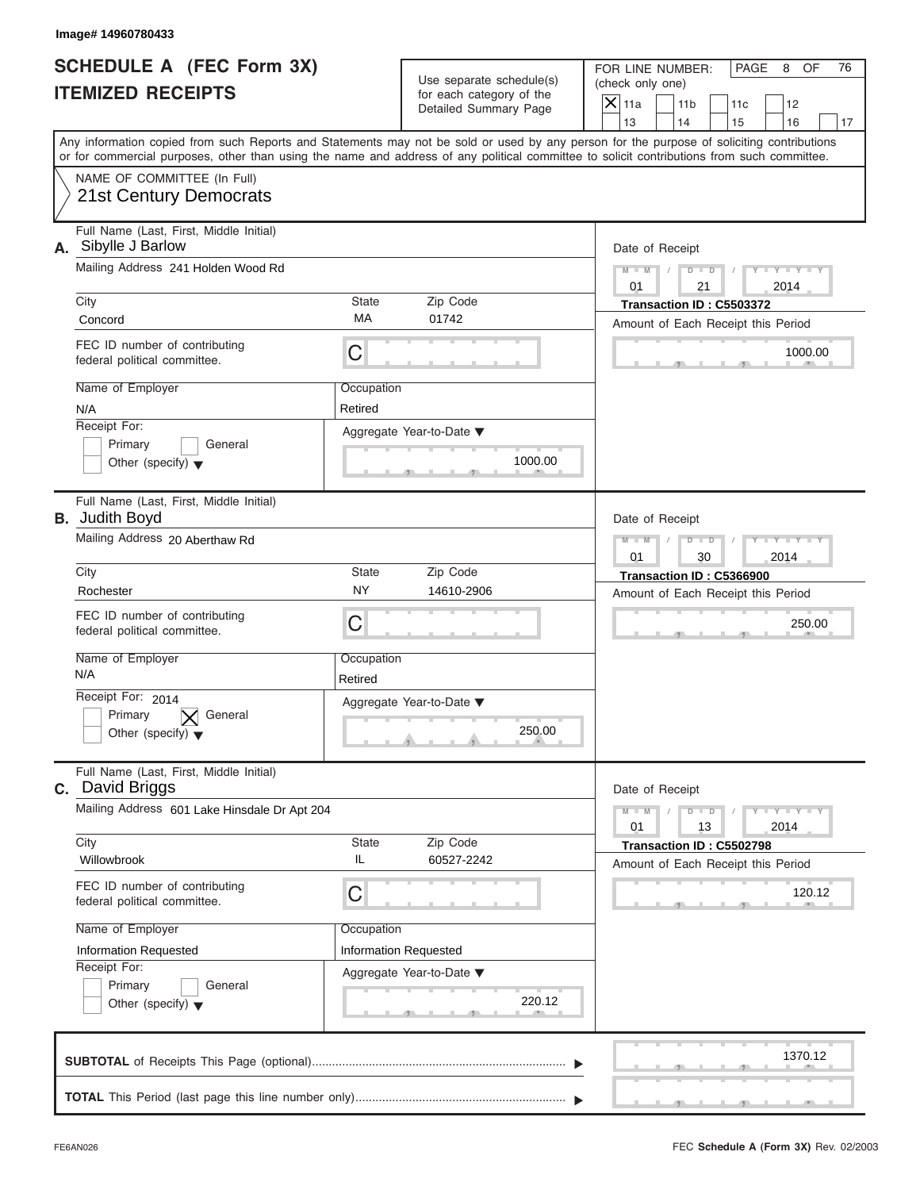Image# 14960780433

# SCHEDULE A (FEC Form 3X)
## ITEMIZED RECEIPTS

Use separate schedule(s) for each category of the Detailed Summary Page

FOR LINE NUMBER: (check only one)

- [X] 11a
- [ ] 11b
- [ ] 11c
- [ ] 12
- [ ] 13
- [ ] 14
- [ ] 15
- [ ] 16
- [ ] 17

PAGE 8 OF 76

Any information copied from such Reports and Statements may not be sold or used by any person for the purpose of soliciting contributions or for commercial purposes, other than using the name and address of any political committee to solicit contributions from such committee.

NAME OF COMMITTEE (In Full)
21st Century Democrats

---

**A.** Full Name (Last, First, Middle Initial): Sibylle J Barlow

Mailing Address: 241 Holden Wood Rd

City: Concord | State: MA | Zip Code: 01742

FEC ID number of contributing federal political committee: C

Name of Employer: N/A

Occupation: Retired

Receipt For:
- [ ] Primary
- [ ] General
- [ ] Other (specify)

Aggregate Year-to-Date: 1000.00

Date of Receipt: 01 / 21 / 2014

Transaction ID : C5503372

Amount of Each Receipt this Period: 1000.00

---

**B.** Full Name (Last, First, Middle Initial): Judith Boyd

Mailing Address: 20 Aberthaw Rd

City: Rochester | State: NY | Zip Code: 14610-2906

FEC ID number of contributing federal political committee: C

Name of Employer: N/A

Occupation: Retired

Receipt For: 2014
- [ ] Primary
- [X] General
- [ ] Other (specify)

Aggregate Year-to-Date: 250.00

Date of Receipt: 01 / 30 / 2014

Transaction ID : C5366900

Amount of Each Receipt this Period: 250.00

---

**C.** Full Name (Last, First, Middle Initial): David Briggs

Mailing Address: 601 Lake Hinsdale Dr Apt 204

City: Willowbrook | State: IL | Zip Code: 60527-2242

FEC ID number of contributing federal political committee: C

Name of Employer: Information Requested

Occupation: Information Requested

Receipt For:
- [ ] Primary
- [ ] General
- [ ] Other (specify)

Aggregate Year-to-Date: 220.12

Date of Receipt: 01 / 13 / 2014

Transaction ID : C5502798

Amount of Each Receipt this Period: 120.12

---

**SUBTOTAL** of Receipts This Page (optional): 1370.12

**TOTAL** This Period (last page this line number only):

FE6AN026 FEC Schedule A (Form 3X) Rev. 02/2003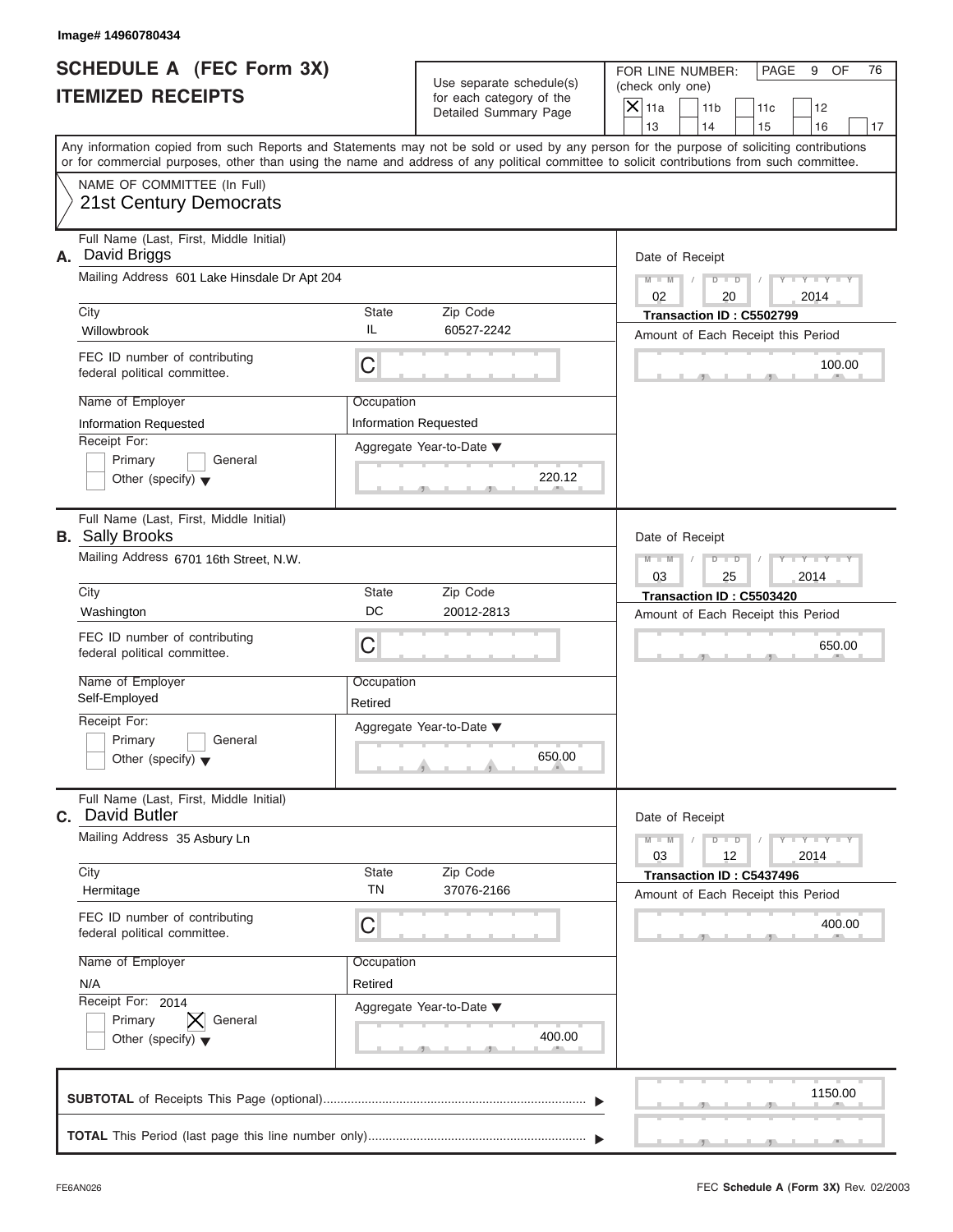Image# 14960780434

# SCHEDULE A (FEC Form 3X)
# ITEMIZED RECEIPTS

Use separate schedule(s) for each category of the Detailed Summary Page

FOR LINE NUMBER: (check only one)

[X] 11a [ ] 11b [ ] 11c [ ] 12 [ ] 13 [ ] 14 [ ] 15 [ ] 16 [ ] 17

Any information copied from such Reports and Statements may not be sold or used by any person for the purpose of soliciting contributions or for commercial purposes, other than using the name and address of any political committee to solicit contributions from such committee.

NAME OF COMMITTEE (In Full)
21st Century Democrats

---

**A.** Full Name (Last, First, Middle Initial): David Briggs

Mailing Address: 601 Lake Hinsdale Dr Apt 204

City: Willowbrook | State: IL | Zip Code: 60527-2242

FEC ID number of contributing federal political committee: C

Name of Employer: Information Requested

Occupation: Information Requested

Receipt For: [ ] Primary [ ] General [ ] Other (specify)

Aggregate Year-to-Date: 220.12

Date of Receipt: 02 / 20 / 2014

Transaction ID : C5502799

Amount of Each Receipt this Period: 100.00

---

**B.** Full Name (Last, First, Middle Initial): Sally Brooks

Mailing Address: 6701 16th Street, N.W.

City: Washington | State: DC | Zip Code: 20012-2813

FEC ID number of contributing federal political committee: C

Name of Employer: Self-Employed

Occupation: Retired

Receipt For: [ ] Primary [ ] General [ ] Other (specify)

Aggregate Year-to-Date: 650.00

Date of Receipt: 03 / 25 / 2014

Transaction ID : C5503420

Amount of Each Receipt this Period: 650.00

---

**C.** Full Name (Last, First, Middle Initial): David Butler

Mailing Address: 35 Asbury Ln

City: Hermitage | State: TN | Zip Code: 37076-2166

FEC ID number of contributing federal political committee: C

Name of Employer: N/A

Occupation: Retired

Receipt For: 2014 [ ] Primary [X] General [ ] Other (specify)

Aggregate Year-to-Date: 400.00

Date of Receipt: 03 / 12 / 2014

Transaction ID : C5437496

Amount of Each Receipt this Period: 400.00

---

**SUBTOTAL** of Receipts This Page (optional): 1150.00

**TOTAL** This Period (last page this line number only):

FE6AN026

FEC Schedule A (Form 3X) Rev. 02/2003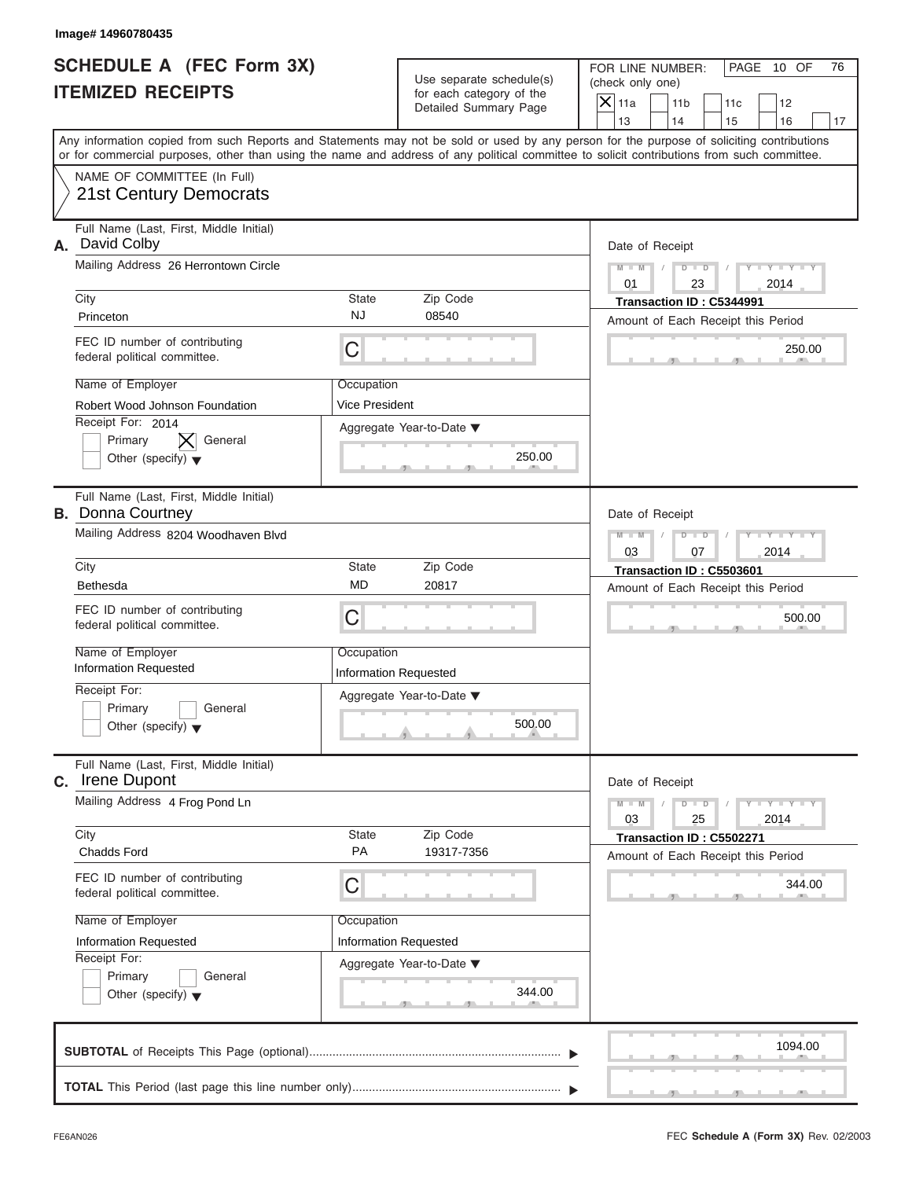Image# 14960780435

# SCHEDULE A (FEC Form 3X)
# ITEMIZED RECEIPTS

Use separate schedule(s) for each category of the Detailed Summary Page

FOR LINE NUMBER: (check only one)

- [X] 11a
- [ ] 11b
- [ ] 11c
- [ ] 12
- [ ] 13
- [ ] 14
- [ ] 15
- [ ] 16
- [ ] 17

PAGE 10 OF 76

Any information copied from such Reports and Statements may not be sold or used by any person for the purpose of soliciting contributions or for commercial purposes, other than using the name and address of any political committee to solicit contributions from such committee.

NAME OF COMMITTEE (In Full)
21st Century Democrats

---

**A.** Full Name (Last, First, Middle Initial): David Colby

Mailing Address: 26 Herrontown Circle

City: Princeton | State: NJ | Zip Code: 08540

FEC ID number of contributing federal political committee: C

Name of Employer: Robert Wood Johnson Foundation

Occupation: Vice President

Receipt For: 2014
- [ ] Primary
- [X] General
- [ ] Other (specify)

Aggregate Year-to-Date: 250.00

Date of Receipt: 01 / 23 / 2014

Transaction ID : C5344991

Amount of Each Receipt this Period: 250.00

---

**B.** Full Name (Last, First, Middle Initial): Donna Courtney

Mailing Address: 8204 Woodhaven Blvd

City: Bethesda | State: MD | Zip Code: 20817

FEC ID number of contributing federal political committee: C

Name of Employer: Information Requested

Occupation: Information Requested

Receipt For:
- [ ] Primary
- [ ] General
- [ ] Other (specify)

Aggregate Year-to-Date: 500.00

Date of Receipt: 03 / 07 / 2014

Transaction ID : C5503601

Amount of Each Receipt this Period: 500.00

---

**C.** Full Name (Last, First, Middle Initial): Irene Dupont

Mailing Address: 4 Frog Pond Ln

City: Chadds Ford | State: PA | Zip Code: 19317-7356

FEC ID number of contributing federal political committee: C

Name of Employer: Information Requested

Occupation: Information Requested

Receipt For:
- [ ] Primary
- [ ] General
- [ ] Other (specify)

Aggregate Year-to-Date: 344.00

Date of Receipt: 03 / 25 / 2014

Transaction ID : C5502271

Amount of Each Receipt this Period: 344.00

---

**SUBTOTAL** of Receipts This Page (optional): 1094.00

**TOTAL** This Period (last page this line number only):

FE6AN026

FEC **Schedule A** (Form 3X) Rev. 02/2003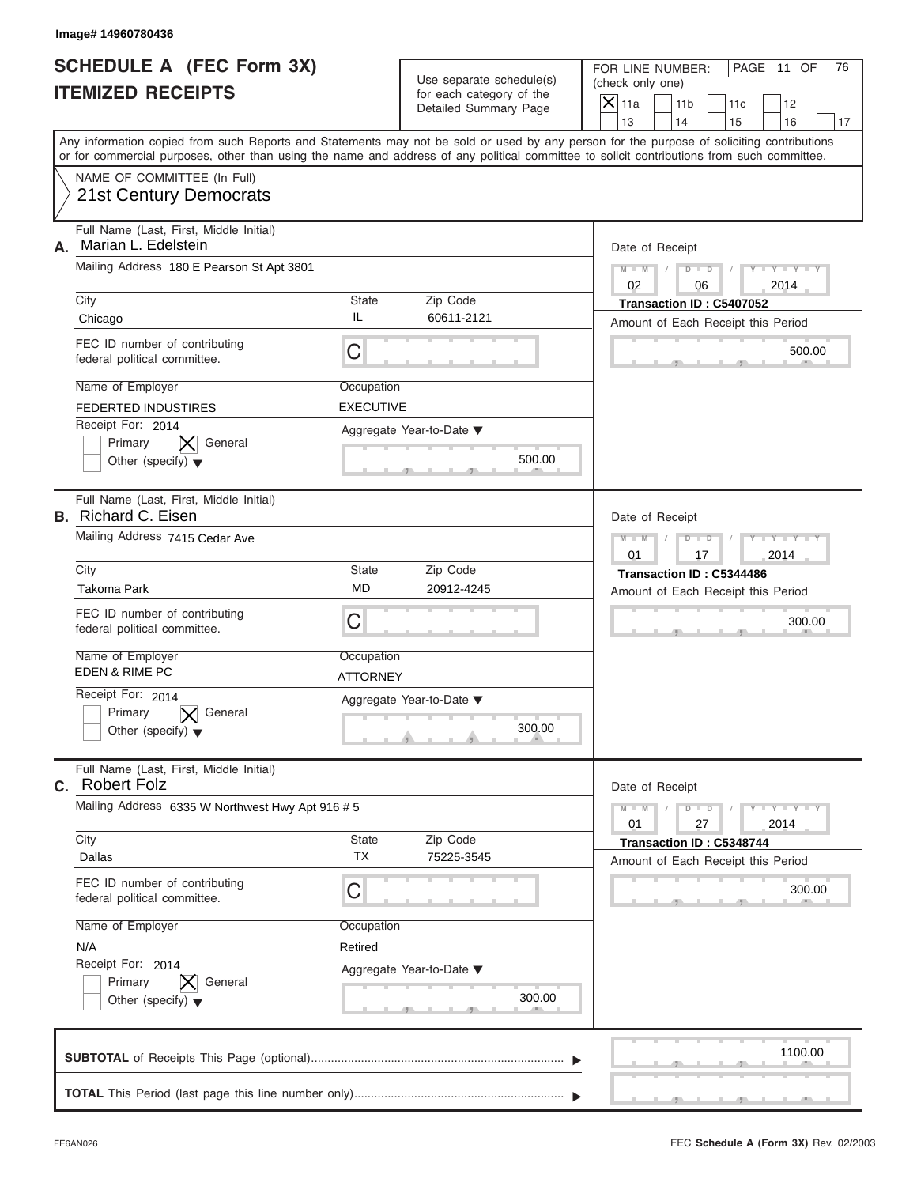Image# 14960780436

# SCHEDULE A (FEC Form 3X)
# ITEMIZED RECEIPTS

Use separate schedule(s) for each category of the Detailed Summary Page

FOR LINE NUMBER: (check only one)

- [X] 11a
- [ ] 11b
- [ ] 11c
- [ ] 12
- [ ] 13
- [ ] 14
- [ ] 15
- [ ] 16
- [ ] 17

Any information copied from such Reports and Statements may not be sold or used by any person for the purpose of soliciting contributions or for commercial purposes, other than using the name and address of any political committee to solicit contributions from such committee.

NAME OF COMMITTEE (In Full)
21st Century Democrats

---

**A.** Full Name (Last, First, Middle Initial): Marian L. Edelstein

Mailing Address: 180 E Pearson St Apt 3801

| City | State | Zip Code |
|---|---|---|
| Chicago | IL | 60611-2121 |

FEC ID number of contributing federal political committee: C

Name of Employer: FEDERTED INDUSTIRES
Occupation: EXECUTIVE

Receipt For: 2014
- [ ] Primary
- [X] General
- [ ] Other (specify)

Aggregate Year-to-Date: 500.00

Date of Receipt: 02 / 06 / 2014
Transaction ID : C5407052
Amount of Each Receipt this Period: 500.00

---

**B.** Full Name (Last, First, Middle Initial): Richard C. Eisen

Mailing Address: 7415 Cedar Ave

| City | State | Zip Code |
|---|---|---|
| Takoma Park | MD | 20912-4245 |

FEC ID number of contributing federal political committee: C

Name of Employer: EDEN & RIME PC
Occupation: ATTORNEY

Receipt For: 2014
- [ ] Primary
- [X] General
- [ ] Other (specify)

Aggregate Year-to-Date: 300.00

Date of Receipt: 01 / 17 / 2014
Transaction ID : C5344486
Amount of Each Receipt this Period: 300.00

---

**C.** Full Name (Last, First, Middle Initial): Robert Folz

Mailing Address: 6335 W Northwest Hwy Apt 916 # 5

| City | State | Zip Code |
|---|---|---|
| Dallas | TX | 75225-3545 |

FEC ID number of contributing federal political committee: C

Name of Employer: N/A
Occupation: Retired

Receipt For: 2014
- [ ] Primary
- [X] General
- [ ] Other (specify)

Aggregate Year-to-Date: 300.00

Date of Receipt: 01 / 27 / 2014
Transaction ID : C5348744
Amount of Each Receipt this Period: 300.00

---

**SUBTOTAL** of Receipts This Page (optional): 1100.00

**TOTAL** This Period (last page this line number only):

FE6AN026

FEC **Schedule A** (Form 3X) Rev. 02/2003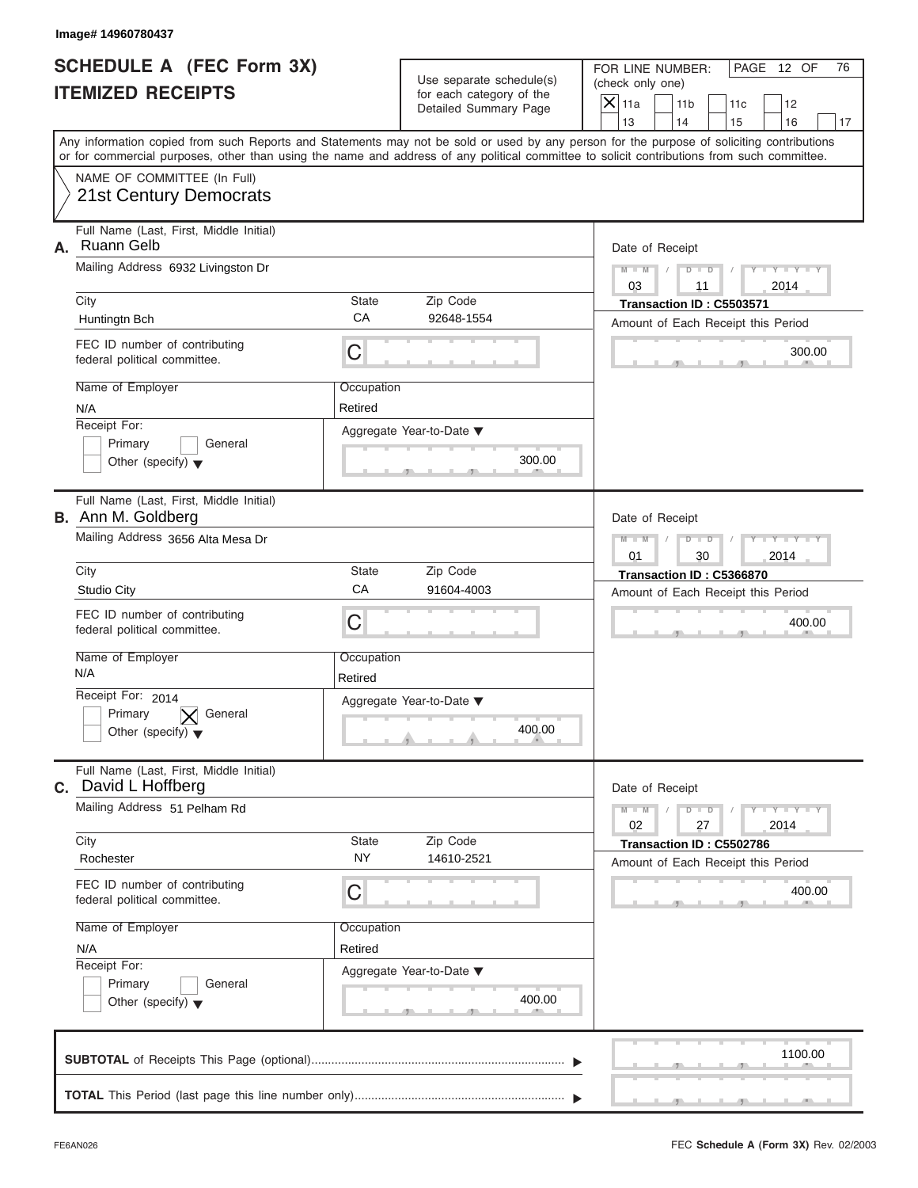Image# 14960780437

# SCHEDULE A (FEC Form 3X) ITEMIZED RECEIPTS

Use separate schedule(s) for each category of the Detailed Summary Page

FOR LINE NUMBER: (check only one)

[X] 11a [ ] 11b [ ] 11c [ ] 12 [ ] 13 [ ] 14 [ ] 15 [ ] 16 [ ] 17

PAGE 12 OF 76

Any information copied from such Reports and Statements may not be sold or used by any person for the purpose of soliciting contributions or for commercial purposes, other than using the name and address of any political committee to solicit contributions from such committee.

NAME OF COMMITTEE (In Full)
21st Century Democrats

---

**A.** Full Name (Last, First, Middle Initial): Ruann Gelb

Mailing Address: 6932 Livingston Dr

City: Huntingtn Bch | State: CA | Zip Code: 92648-1554

FEC ID number of contributing federal political committee: C

Name of Employer: N/A

Occupation: Retired

Receipt For: [ ] Primary [ ] General [ ] Other (specify)

Aggregate Year-to-Date: 300.00

Date of Receipt: 03 / 11 / 2014

Transaction ID : C5503571

Amount of Each Receipt this Period: 300.00

---

**B.** Full Name (Last, First, Middle Initial): Ann M. Goldberg

Mailing Address: 3656 Alta Mesa Dr

City: Studio City | State: CA | Zip Code: 91604-4003

FEC ID number of contributing federal political committee: C

Name of Employer: N/A

Occupation: Retired

Receipt For: 2014 [ ] Primary [X] General [ ] Other (specify)

Aggregate Year-to-Date: 400.00

Date of Receipt: 01 / 30 / 2014

Transaction ID : C5366870

Amount of Each Receipt this Period: 400.00

---

**C.** Full Name (Last, First, Middle Initial): David L Hoffberg

Mailing Address: 51 Pelham Rd

City: Rochester | State: NY | Zip Code: 14610-2521

FEC ID number of contributing federal political committee: C

Name of Employer: N/A

Occupation: Retired

Receipt For: [ ] Primary [ ] General [ ] Other (specify)

Aggregate Year-to-Date: 400.00

Date of Receipt: 02 / 27 / 2014

Transaction ID : C5502786

Amount of Each Receipt this Period: 400.00

---

**SUBTOTAL** of Receipts This Page (optional): 1100.00

**TOTAL** This Period (last page this line number only):

FE6AN026 FEC Schedule A (Form 3X) Rev. 02/2003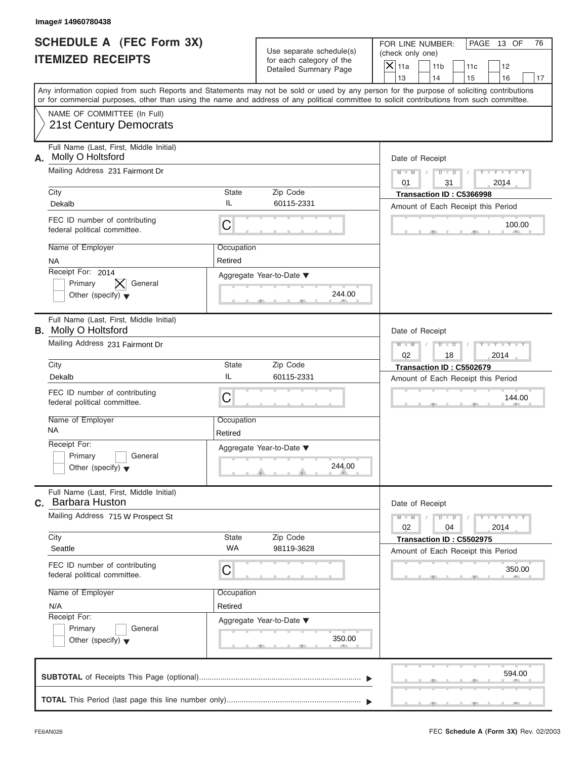Image# 14960780438

# SCHEDULE A (FEC Form 3X)
## ITEMIZED RECEIPTS

Use separate schedule(s) for each category of the Detailed Summary Page

FOR LINE NUMBER: (check only one)

- [x] 11a
- [ ] 11b
- [ ] 11c
- [ ] 12
- [ ] 13
- [ ] 14
- [ ] 15
- [ ] 16
- [ ] 17

PAGE 13 OF 76

Any information copied from such Reports and Statements may not be sold or used by any person for the purpose of soliciting contributions or for commercial purposes, other than using the name and address of any political committee to solicit contributions from such committee.

NAME OF COMMITTEE (In Full)
21st Century Democrats

---

**A.** Full Name (Last, First, Middle Initial): Molly O Holtsford

Mailing Address: 231 Fairmont Dr

| City | State | Zip Code |
|---|---|---|
| Dekalb | IL | 60115-2331 |

FEC ID number of contributing federal political committee: C

| Name of Employer | Occupation |
|---|---|
| NA | Retired |

Receipt For: 2014
- [ ] Primary
- [x] General
- [ ] Other (specify)

Aggregate Year-to-Date: 244.00

Date of Receipt: 01 / 31 / 2014
Transaction ID : C5366998
Amount of Each Receipt this Period: 100.00

---

**B.** Full Name (Last, First, Middle Initial): Molly O Holtsford

Mailing Address: 231 Fairmont Dr

| City | State | Zip Code |
|---|---|---|
| Dekalb | IL | 60115-2331 |

FEC ID number of contributing federal political committee: C

| Name of Employer | Occupation |
|---|---|
| NA | Retired |

Receipt For:
- [ ] Primary
- [ ] General
- [ ] Other (specify)

Aggregate Year-to-Date: 244.00

Date of Receipt: 02 / 18 / 2014
Transaction ID : C5502679
Amount of Each Receipt this Period: 144.00

---

**C.** Full Name (Last, First, Middle Initial): Barbara Huston

Mailing Address: 715 W Prospect St

| City | State | Zip Code |
|---|---|---|
| Seattle | WA | 98119-3628 |

FEC ID number of contributing federal political committee: C

| Name of Employer | Occupation |
|---|---|
| N/A | Retired |

Receipt For:
- [ ] Primary
- [ ] General
- [ ] Other (specify)

Aggregate Year-to-Date: 350.00

Date of Receipt: 02 / 04 / 2014
Transaction ID : C5502975
Amount of Each Receipt this Period: 350.00

---

**SUBTOTAL** of Receipts This Page (optional): 594.00

**TOTAL** This Period (last page this line number only):

FE6AN026

FEC **Schedule A** (Form 3X) Rev. 02/2003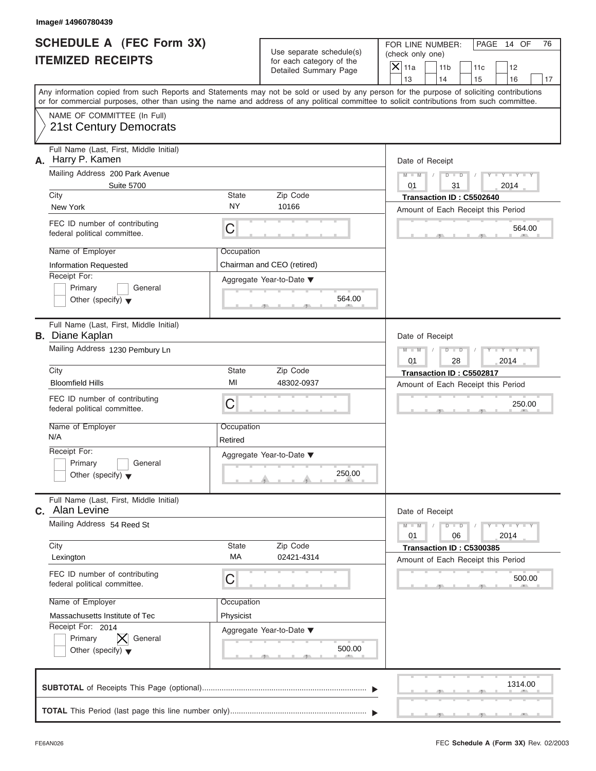Image# 14960780439

# SCHEDULE A (FEC Form 3X)
# ITEMIZED RECEIPTS

Use separate schedule(s) for each category of the Detailed Summary Page

FOR LINE NUMBER: (check only one)

- [X] 11a
- [ ] 11b
- [ ] 11c
- [ ] 12
- [ ] 13
- [ ] 14
- [ ] 15
- [ ] 16
- [ ] 17

PAGE 14 OF 76

Any information copied from such Reports and Statements may not be sold or used by any person for the purpose of soliciting contributions or for commercial purposes, other than using the name and address of any political committee to solicit contributions from such committee.

NAME OF COMMITTEE (In Full)
21st Century Democrats

---

**A.** Full Name (Last, First, Middle Initial): Harry P. Kamen

Mailing Address: 200 Park Avenue, Suite 5700

City: New York | State: NY | Zip Code: 10166

FEC ID number of contributing federal political committee: C

Name of Employer: Information Requested

Occupation: Chairman and CEO (retired)

Receipt For: [ ] Primary [ ] General [ ] Other (specify)

Aggregate Year-to-Date: 564.00

Date of Receipt: 01 / 31 / 2014

Transaction ID : C5502640

Amount of Each Receipt this Period: 564.00

---

**B.** Full Name (Last, First, Middle Initial): Diane Kaplan

Mailing Address: 1230 Pembury Ln

City: Bloomfield Hills | State: MI | Zip Code: 48302-0937

FEC ID number of contributing federal political committee: C

Name of Employer: N/A

Occupation: Retired

Receipt For: [ ] Primary [ ] General [ ] Other (specify)

Aggregate Year-to-Date: 250.00

Date of Receipt: 01 / 28 / 2014

Transaction ID : C5502817

Amount of Each Receipt this Period: 250.00

---

**C.** Full Name (Last, First, Middle Initial): Alan Levine

Mailing Address: 54 Reed St

City: Lexington | State: MA | Zip Code: 02421-4314

FEC ID number of contributing federal political committee: C

Name of Employer: Massachusetts Institute of Tec

Occupation: Physicist

Receipt For: 2014 [ ] Primary [X] General [ ] Other (specify)

Aggregate Year-to-Date: 500.00

Date of Receipt: 01 / 06 / 2014

Transaction ID : C5300385

Amount of Each Receipt this Period: 500.00

---

**SUBTOTAL** of Receipts This Page (optional): 1314.00

**TOTAL** This Period (last page this line number only):

FE6AN026

FEC Schedule A (Form 3X) Rev. 02/2003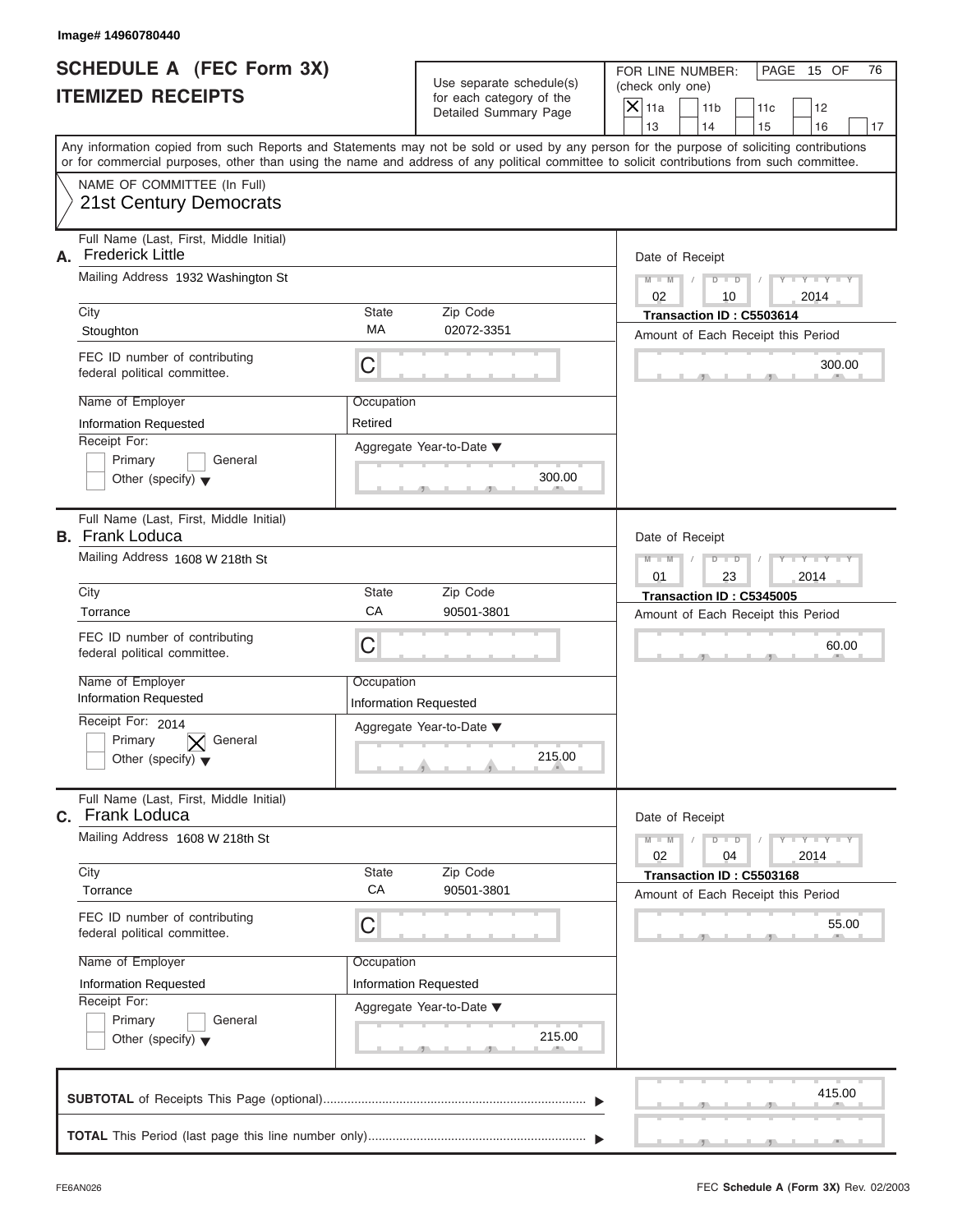Image# 14960780440

# SCHEDULE A (FEC Form 3X)
## ITEMIZED RECEIPTS

Use separate schedule(s) for each category of the Detailed Summary Page

FOR LINE NUMBER: (check only one)

- [X] 11a
- [ ] 11b
- [ ] 11c
- [ ] 12
- [ ] 13
- [ ] 14
- [ ] 15
- [ ] 16
- [ ] 17

PAGE 15 OF 76

Any information copied from such Reports and Statements may not be sold or used by any person for the purpose of soliciting contributions or for commercial purposes, other than using the name and address of any political committee to solicit contributions from such committee.

NAME OF COMMITTEE (In Full)
21st Century Democrats

---

**A.** Full Name (Last, First, Middle Initial): Frederick Little

Mailing Address: 1932 Washington St

City: Stoughton | State: MA | Zip Code: 02072-3351

FEC ID number of contributing federal political committee: C

Name of Employer: Information Requested | Occupation: Retired

Receipt For:
- [ ] Primary
- [ ] General
- [ ] Other (specify)

Aggregate Year-to-Date: 300.00

Date of Receipt: 02/10/2014

Transaction ID : C5503614

Amount of Each Receipt this Period: 300.00

---

**B.** Full Name (Last, First, Middle Initial): Frank Loduca

Mailing Address: 1608 W 218th St

City: Torrance | State: CA | Zip Code: 90501-3801

FEC ID number of contributing federal political committee: C

Name of Employer: Information Requested | Occupation: Information Requested

Receipt For: 2014
- [ ] Primary
- [X] General
- [ ] Other (specify)

Aggregate Year-to-Date: 215.00

Date of Receipt: 01/23/2014

Transaction ID : C5345005

Amount of Each Receipt this Period: 60.00

---

**C.** Full Name (Last, First, Middle Initial): Frank Loduca

Mailing Address: 1608 W 218th St

City: Torrance | State: CA | Zip Code: 90501-3801

FEC ID number of contributing federal political committee: C

Name of Employer: Information Requested | Occupation: Information Requested

Receipt For:
- [ ] Primary
- [ ] General
- [ ] Other (specify)

Aggregate Year-to-Date: 215.00

Date of Receipt: 02/04/2014

Transaction ID : C5503168

Amount of Each Receipt this Period: 55.00

---

**SUBTOTAL** of Receipts This Page (optional): 415.00

**TOTAL** This Period (last page this line number only):

FE6AN026 FEC **Schedule A** (Form 3X) Rev. 02/2003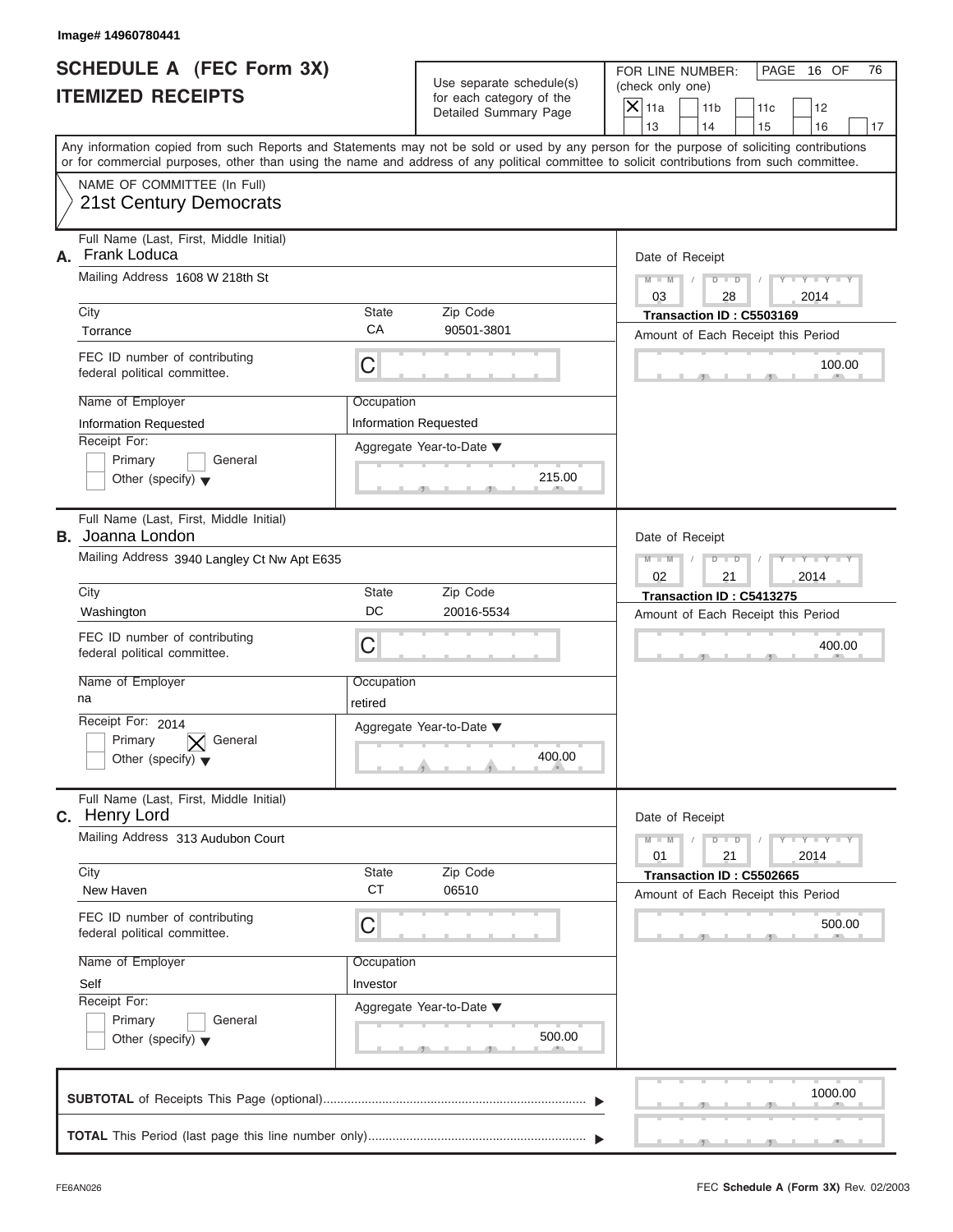Image# 14960780441

# SCHEDULE A (FEC Form 3X)
## ITEMIZED RECEIPTS

Use separate schedule(s) for each category of the Detailed Summary Page

FOR LINE NUMBER: (check only one)
[X] 11a [ ] 11b [ ] 11c [ ] 12 [ ] 13 [ ] 14 [ ] 15 [ ] 16 [ ] 17

Any information copied from such Reports and Statements may not be sold or used by any person for the purpose of soliciting contributions or for commercial purposes, other than using the name and address of any political committee to solicit contributions from such committee.

NAME OF COMMITTEE (In Full)
21st Century Democrats

---

**A.** Full Name (Last, First, Middle Initial): Frank Loduca

Mailing Address: 1608 W 218th St

City: Torrance | State: CA | Zip Code: 90501-3801

FEC ID number of contributing federal political committee: C

Name of Employer: Information Requested | Occupation: Information Requested

Receipt For: [ ] Primary [ ] General [ ] Other (specify)

Aggregate Year-to-Date: 215.00

Date of Receipt: 03/28/2014

Transaction ID : C5503169

Amount of Each Receipt this Period: 100.00

---

**B.** Full Name (Last, First, Middle Initial): Joanna London

Mailing Address: 3940 Langley Ct Nw Apt E635

City: Washington | State: DC | Zip Code: 20016-5534

FEC ID number of contributing federal political committee: C

Name of Employer: na | Occupation: retired

Receipt For: 2014 [ ] Primary [X] General [ ] Other (specify)

Aggregate Year-to-Date: 400.00

Date of Receipt: 02/21/2014

Transaction ID : C5413275

Amount of Each Receipt this Period: 400.00

---

**C.** Full Name (Last, First, Middle Initial): Henry Lord

Mailing Address: 313 Audubon Court

City: New Haven | State: CT | Zip Code: 06510

FEC ID number of contributing federal political committee: C

Name of Employer: Self | Occupation: Investor

Receipt For: [ ] Primary [ ] General [ ] Other (specify)

Aggregate Year-to-Date: 500.00

Date of Receipt: 01/21/2014

Transaction ID : C5502665

Amount of Each Receipt this Period: 500.00

---

**SUBTOTAL** of Receipts This Page (optional): 1000.00

**TOTAL** This Period (last page this line number only):

FE6AN026

FEC **Schedule A** (Form 3X) Rev. 02/2003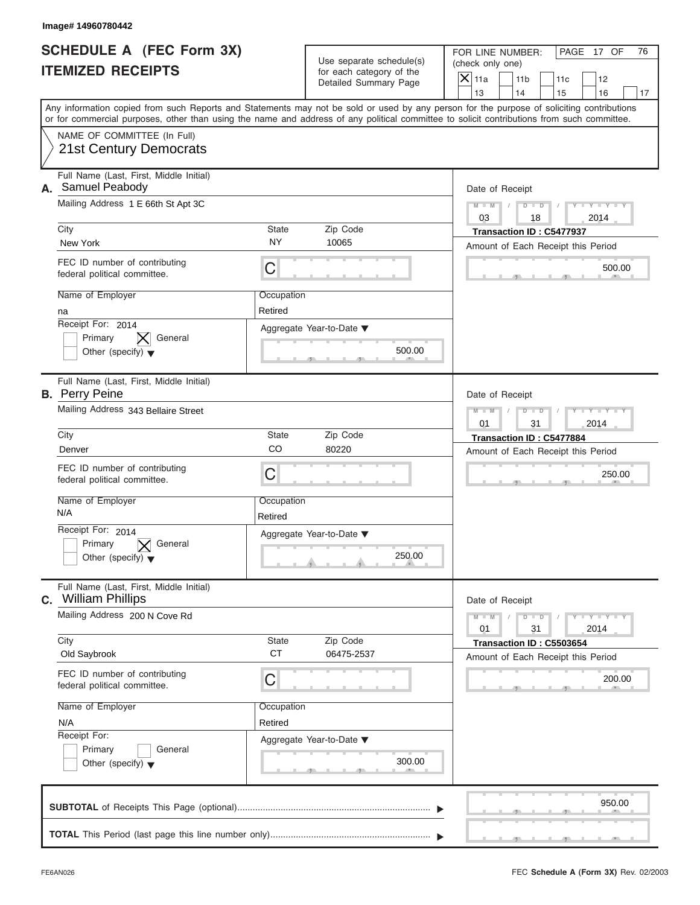Image# 14960780442

# SCHEDULE A (FEC Form 3X)
## ITEMIZED RECEIPTS

Use separate schedule(s) for each category of the Detailed Summary Page

FOR LINE NUMBER: (check only one)

[X] 11a [ ] 11b [ ] 11c [ ] 12 [ ] 13 [ ] 14 [ ] 15 [ ] 16 [ ] 17

PAGE 17 OF 76

Any information copied from such Reports and Statements may not be sold or used by any person for the purpose of soliciting contributions or for commercial purposes, other than using the name and address of any political committee to solicit contributions from such committee.

NAME OF COMMITTEE (In Full)
21st Century Democrats

---

**A.** Full Name (Last, First, Middle Initial): Samuel Peabody

Mailing Address: 1 E 66th St Apt 3C

City: New York | State: NY | Zip Code: 10065

FEC ID number of contributing federal political committee: C

Name of Employer: na

Occupation: Retired

Receipt For: 2014 — [ ] Primary [X] General [ ] Other (specify)

Aggregate Year-to-Date: 500.00

Date of Receipt: 03 / 18 / 2014

Transaction ID : C5477937

Amount of Each Receipt this Period: 500.00

---

**B.** Full Name (Last, First, Middle Initial): Perry Peine

Mailing Address: 343 Bellaire Street

City: Denver | State: CO | Zip Code: 80220

FEC ID number of contributing federal political committee: C

Name of Employer: N/A

Occupation: Retired

Receipt For: 2014 — [ ] Primary [X] General [ ] Other (specify)

Aggregate Year-to-Date: 250.00

Date of Receipt: 01 / 31 / 2014

Transaction ID : C5477884

Amount of Each Receipt this Period: 250.00

---

**C.** Full Name (Last, First, Middle Initial): William Phillips

Mailing Address: 200 N Cove Rd

City: Old Saybrook | State: CT | Zip Code: 06475-2537

FEC ID number of contributing federal political committee: C

Name of Employer: N/A

Occupation: Retired

Receipt For: [ ] Primary [ ] General [ ] Other (specify)

Aggregate Year-to-Date: 300.00

Date of Receipt: 01 / 31 / 2014

Transaction ID : C5503654

Amount of Each Receipt this Period: 200.00

---

**SUBTOTAL** of Receipts This Page (optional): 950.00

**TOTAL** This Period (last page this line number only):

FE6AN026 — FEC Schedule A (Form 3X) Rev. 02/2003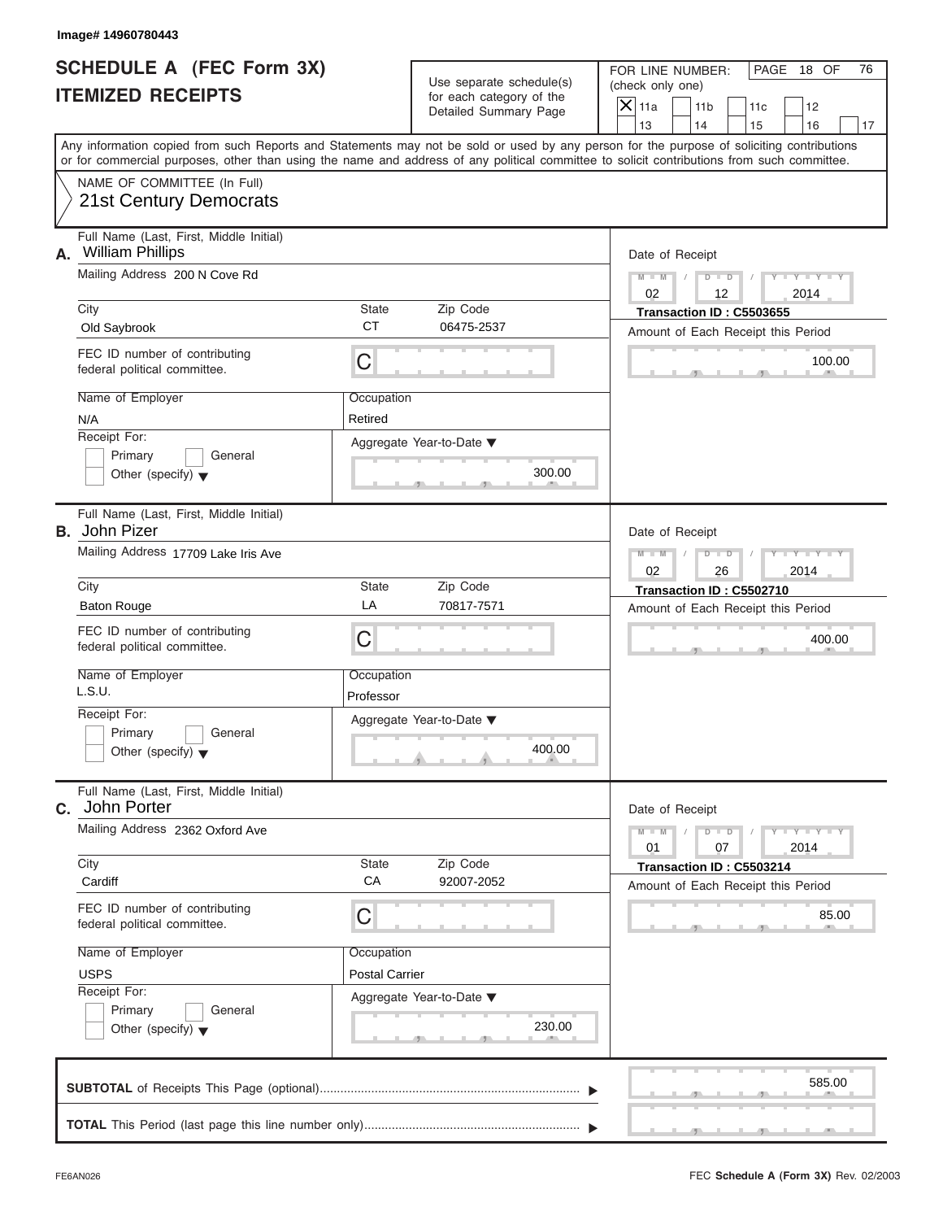Image# 14960780443

# SCHEDULE A (FEC Form 3X) ITEMIZED RECEIPTS

Use separate schedule(s) for each category of the Detailed Summary Page

FOR LINE NUMBER: (check only one)

- [X] 11a
- [ ] 11b
- [ ] 11c
- [ ] 12
- [ ] 13
- [ ] 14
- [ ] 15
- [ ] 16
- [ ] 17

PAGE 18 OF 76

Any information copied from such Reports and Statements may not be sold or used by any person for the purpose of soliciting contributions or for commercial purposes, other than using the name and address of any political committee to solicit contributions from such committee.

NAME OF COMMITTEE (In Full)
21st Century Democrats

---

**A.** Full Name (Last, First, Middle Initial): William Phillips

Mailing Address: 200 N Cove Rd

City: Old Saybrook | State: CT | Zip Code: 06475-2537

FEC ID number of contributing federal political committee: C

Name of Employer: N/A | Occupation: Retired

Receipt For: Primary / General / Other (specify)

Aggregate Year-to-Date: 300.00

Date of Receipt: 02 / 12 / 2014

Transaction ID : C5503655

Amount of Each Receipt this Period: 100.00

---

**B.** Full Name (Last, First, Middle Initial): John Pizer

Mailing Address: 17709 Lake Iris Ave

City: Baton Rouge | State: LA | Zip Code: 70817-7571

FEC ID number of contributing federal political committee: C

Name of Employer: L.S.U. | Occupation: Professor

Receipt For: Primary / General / Other (specify)

Aggregate Year-to-Date: 400.00

Date of Receipt: 02 / 26 / 2014

Transaction ID : C5502710

Amount of Each Receipt this Period: 400.00

---

**C.** Full Name (Last, First, Middle Initial): John Porter

Mailing Address: 2362 Oxford Ave

City: Cardiff | State: CA | Zip Code: 92007-2052

FEC ID number of contributing federal political committee: C

Name of Employer: USPS | Occupation: Postal Carrier

Receipt For: Primary / General / Other (specify)

Aggregate Year-to-Date: 230.00

Date of Receipt: 01 / 07 / 2014

Transaction ID : C5503214

Amount of Each Receipt this Period: 85.00

---

**SUBTOTAL** of Receipts This Page (optional): 585.00

**TOTAL** This Period (last page this line number only):

FE6AN026

FEC Schedule A (Form 3X) Rev. 02/2003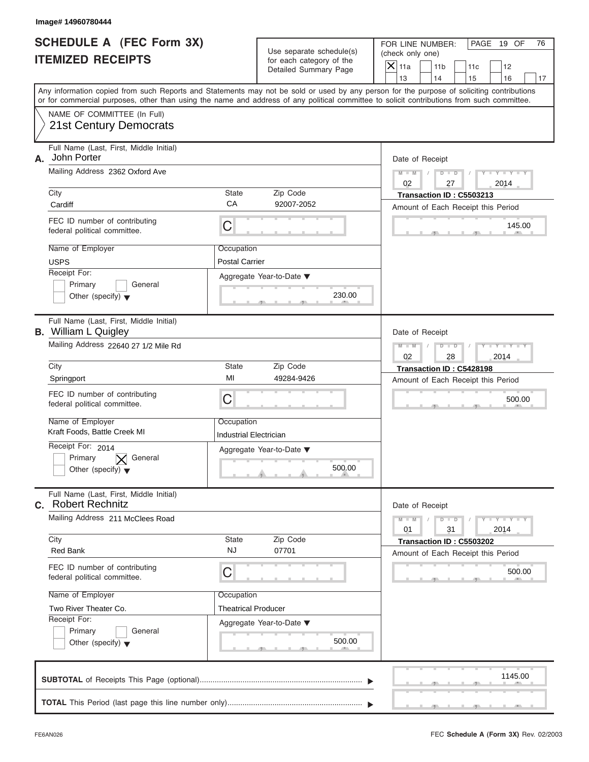Image# 14960780444

# SCHEDULE A (FEC Form 3X)
## ITEMIZED RECEIPTS

Use separate schedule(s) for each category of the Detailed Summary Page

FOR LINE NUMBER: (check only one)

[X] 11a [ ] 11b [ ] 11c [ ] 12
[ ] 13 [ ] 14 [ ] 15 [ ] 16 [ ] 17

PAGE 19 OF 76

Any information copied from such Reports and Statements may not be sold or used by any person for the purpose of soliciting contributions or for commercial purposes, other than using the name and address of any political committee to solicit contributions from such committee.

NAME OF COMMITTEE (In Full)
21st Century Democrats

---

**A.** Full Name (Last, First, Middle Initial): John Porter

Mailing Address: 2362 Oxford Ave

City: Cardiff | State: CA | Zip Code: 92007-2052

FEC ID number of contributing federal political committee: C

Name of Employer: USPS

Occupation: Postal Carrier

Receipt For: [ ] Primary [ ] General [ ] Other (specify)

Aggregate Year-to-Date: 230.00

Date of Receipt: 02 / 27 / 2014

Transaction ID : C5503213

Amount of Each Receipt this Period: 145.00

---

**B.** Full Name (Last, First, Middle Initial): William L Quigley

Mailing Address: 22640 27 1/2 Mile Rd

City: Springport | State: MI | Zip Code: 49284-9426

FEC ID number of contributing federal political committee: C

Name of Employer: Kraft Foods, Battle Creek MI

Occupation: Industrial Electrician

Receipt For: 2014 [ ] Primary [X] General [ ] Other (specify)

Aggregate Year-to-Date: 500.00

Date of Receipt: 02 / 28 / 2014

Transaction ID : C5428198

Amount of Each Receipt this Period: 500.00

---

**C.** Full Name (Last, First, Middle Initial): Robert Rechnitz

Mailing Address: 211 McClees Road

City: Red Bank | State: NJ | Zip Code: 07701

FEC ID number of contributing federal political committee: C

Name of Employer: Two River Theater Co.

Occupation: Theatrical Producer

Receipt For: [ ] Primary [ ] General [ ] Other (specify)

Aggregate Year-to-Date: 500.00

Date of Receipt: 01 / 31 / 2014

Transaction ID : C5503202

Amount of Each Receipt this Period: 500.00

---

**SUBTOTAL** of Receipts This Page (optional): 1145.00

**TOTAL** This Period (last page this line number only):

FE6AN026 — FEC **Schedule A** (Form 3X) Rev. 02/2003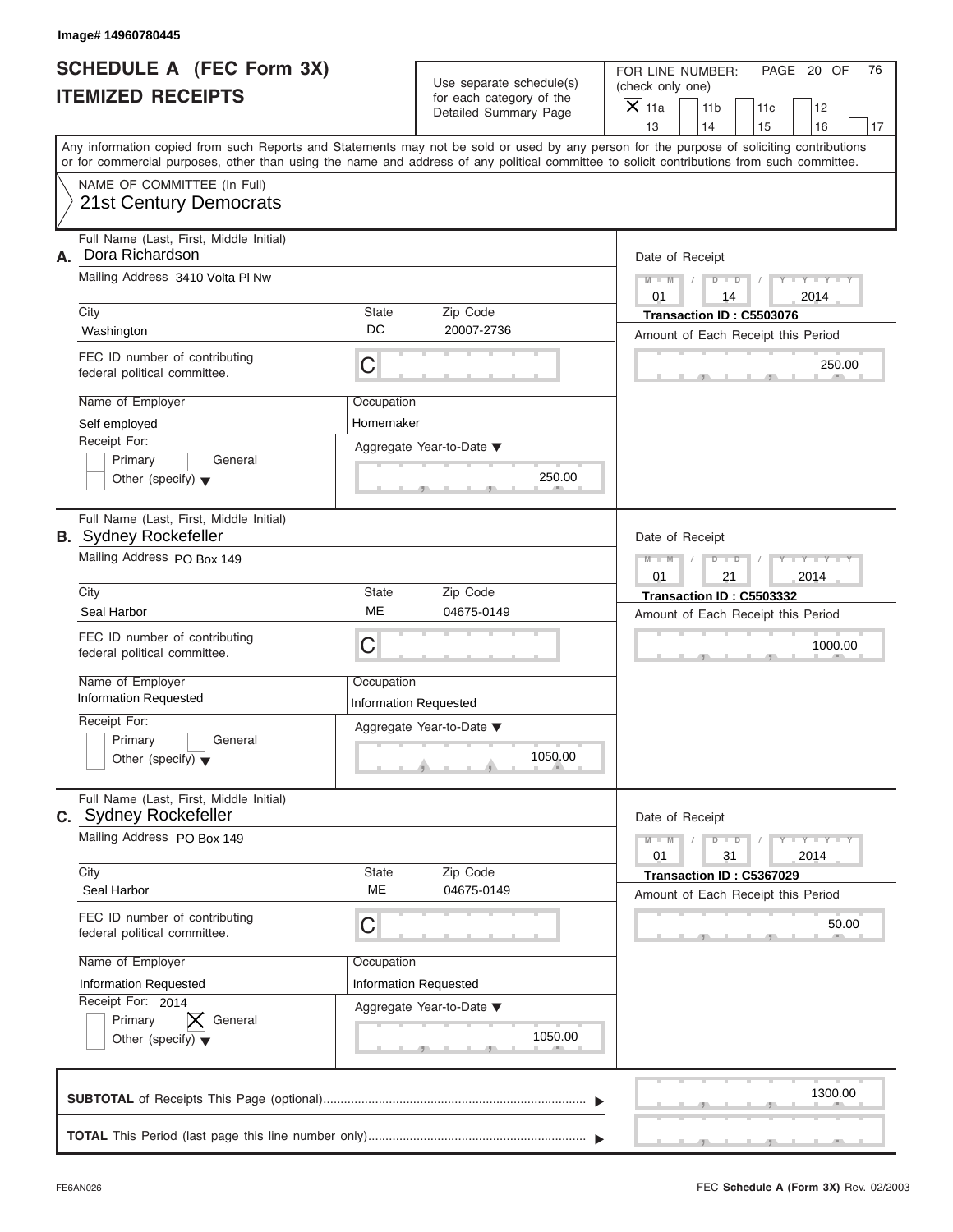Image# 14960780445

# SCHEDULE A (FEC Form 3X)
# ITEMIZED RECEIPTS

Use separate schedule(s) for each category of the Detailed Summary Page

FOR LINE NUMBER: (check only one)

PAGE 20 OF 76

- [X] 11a
- [ ] 11b
- [ ] 11c
- [ ] 12
- [ ] 13
- [ ] 14
- [ ] 15
- [ ] 16
- [ ] 17

Any information copied from such Reports and Statements may not be sold or used by any person for the purpose of soliciting contributions or for commercial purposes, other than using the name and address of any political committee to solicit contributions from such committee.

NAME OF COMMITTEE (In Full)
21st Century Democrats

---

**A.** Full Name (Last, First, Middle Initial): Dora Richardson

Mailing Address: 3410 Volta Pl Nw

City: Washington | State: DC | Zip Code: 20007-2736

FEC ID number of contributing federal political committee: C

Name of Employer: Self employed

Occupation: Homemaker

Receipt For:
- [ ] Primary
- [ ] General
- [ ] Other (specify)

Aggregate Year-to-Date: 250.00

Date of Receipt: 01 / 14 / 2014

Transaction ID : C5503076

Amount of Each Receipt this Period: 250.00

---

**B.** Full Name (Last, First, Middle Initial): Sydney Rockefeller

Mailing Address: PO Box 149

City: Seal Harbor | State: ME | Zip Code: 04675-0149

FEC ID number of contributing federal political committee: C

Name of Employer: Information Requested

Occupation: Information Requested

Receipt For:
- [ ] Primary
- [ ] General
- [ ] Other (specify)

Aggregate Year-to-Date: 1050.00

Date of Receipt: 01 / 21 / 2014

Transaction ID : C5503332

Amount of Each Receipt this Period: 1000.00

---

**C.** Full Name (Last, First, Middle Initial): Sydney Rockefeller

Mailing Address: PO Box 149

City: Seal Harbor | State: ME | Zip Code: 04675-0149

FEC ID number of contributing federal political committee: C

Name of Employer: Information Requested

Occupation: Information Requested

Receipt For: 2014
- [ ] Primary
- [X] General
- [ ] Other (specify)

Aggregate Year-to-Date: 1050.00

Date of Receipt: 01 / 31 / 2014

Transaction ID : C5367029

Amount of Each Receipt this Period: 50.00

---

**SUBTOTAL** of Receipts This Page (optional): 1300.00

**TOTAL** This Period (last page this line number only):

FE6AN026 FEC **Schedule A** (Form 3X) Rev. 02/2003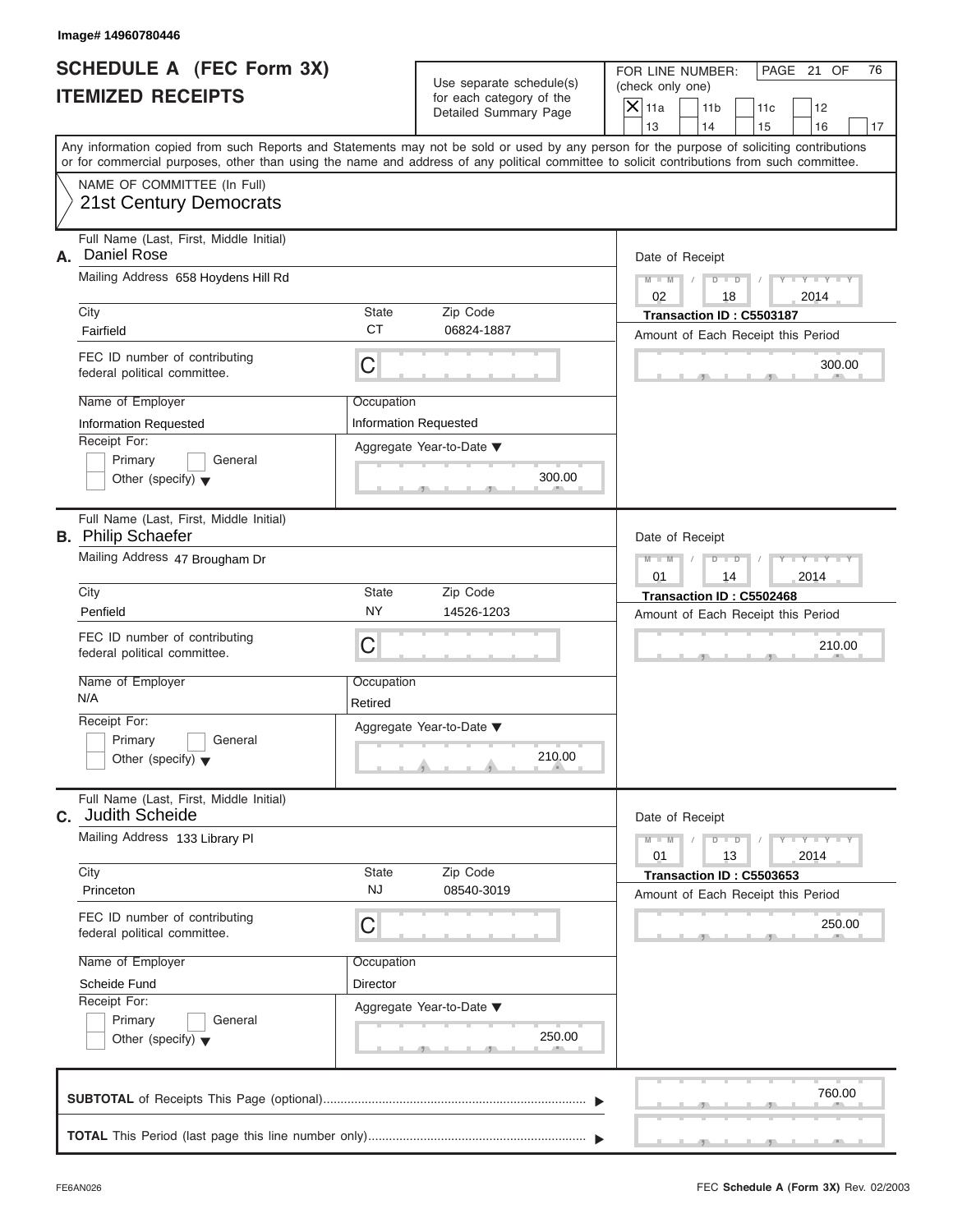Image# 14960780446

# SCHEDULE A (FEC Form 3X)
# ITEMIZED RECEIPTS

Use separate schedule(s) for each category of the Detailed Summary Page

FOR LINE NUMBER: (check only one)

- [X] 11a
- [ ] 11b
- [ ] 11c
- [ ] 12
- [ ] 13
- [ ] 14
- [ ] 15
- [ ] 16
- [ ] 17

Any information copied from such Reports and Statements may not be sold or used by any person for the purpose of soliciting contributions or for commercial purposes, other than using the name and address of any political committee to solicit contributions from such committee.

NAME OF COMMITTEE (In Full)
21st Century Democrats

---

**A.** Full Name (Last, First, Middle Initial): Daniel Rose

Mailing Address: 658 Hoydens Hill Rd

City: Fairfield | State: CT | Zip Code: 06824-1887

FEC ID number of contributing federal political committee: C

Name of Employer: Information Requested

Occupation: Information Requested

Receipt For: Primary / General / Other (specify)

Aggregate Year-to-Date: 300.00

Date of Receipt: 02 / 18 / 2014

Transaction ID : C5503187

Amount of Each Receipt this Period: 300.00

---

**B.** Full Name (Last, First, Middle Initial): Philip Schaefer

Mailing Address: 47 Brougham Dr

City: Penfield | State: NY | Zip Code: 14526-1203

FEC ID number of contributing federal political committee: C

Name of Employer: N/A

Occupation: Retired

Receipt For: Primary / General / Other (specify)

Aggregate Year-to-Date: 210.00

Date of Receipt: 01 / 14 / 2014

Transaction ID : C5502468

Amount of Each Receipt this Period: 210.00

---

**C.** Full Name (Last, First, Middle Initial): Judith Scheide

Mailing Address: 133 Library Pl

City: Princeton | State: NJ | Zip Code: 08540-3019

FEC ID number of contributing federal political committee: C

Name of Employer: Scheide Fund

Occupation: Director

Receipt For: Primary / General / Other (specify)

Aggregate Year-to-Date: 250.00

Date of Receipt: 01 / 13 / 2014

Transaction ID : C5503653

Amount of Each Receipt this Period: 250.00

---

**SUBTOTAL** of Receipts This Page (optional): 760.00

**TOTAL** This Period (last page this line number only):

FE6AN026

FEC **Schedule A** (Form 3X) Rev. 02/2003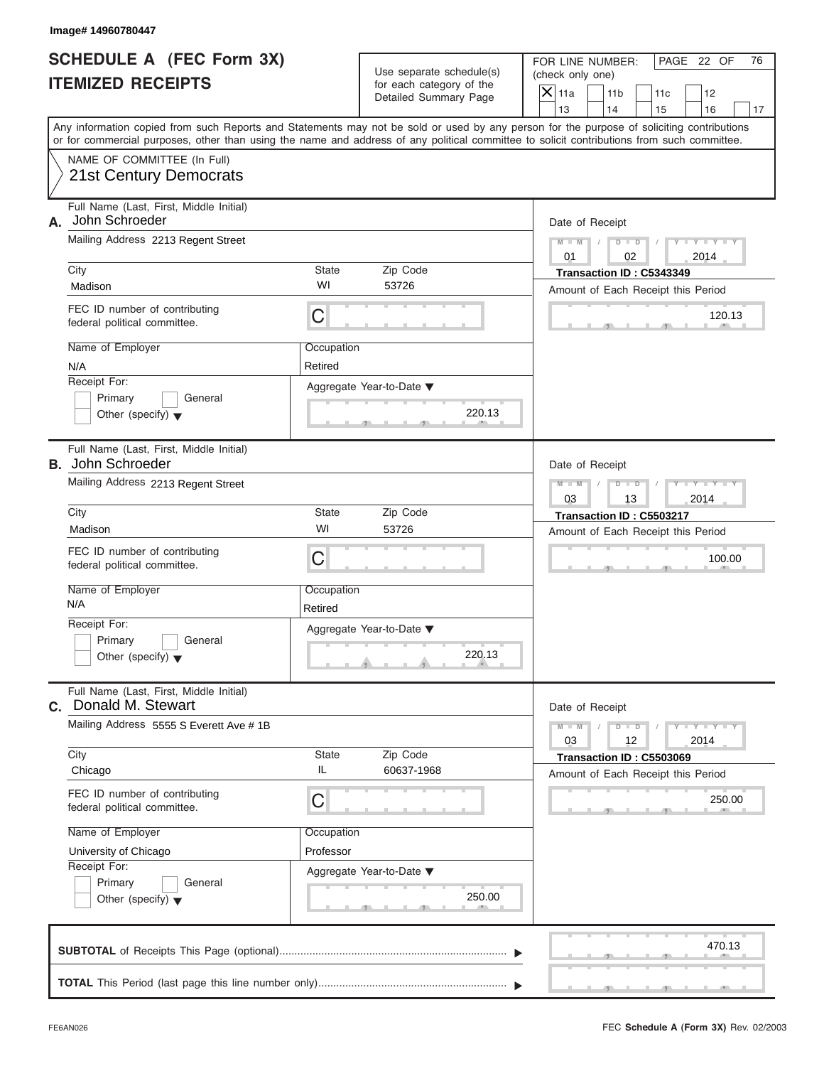Image# 14960780447

# SCHEDULE A (FEC Form 3X)
## ITEMIZED RECEIPTS

Use separate schedule(s) for each category of the Detailed Summary Page

FOR LINE NUMBER: (check only one)

- [X] 11a
- [ ] 11b
- [ ] 11c
- [ ] 12
- [ ] 13
- [ ] 14
- [ ] 15
- [ ] 16
- [ ] 17

PAGE 22 OF 76

Any information copied from such Reports and Statements may not be sold or used by any person for the purpose of soliciting contributions or for commercial purposes, other than using the name and address of any political committee to solicit contributions from such committee.

NAME OF COMMITTEE (In Full)
21st Century Democrats

---

**A.** Full Name (Last, First, Middle Initial): John Schroeder

Mailing Address: 2213 Regent Street

| City | State | Zip Code |
|---|---|---|
| Madison | WI | 53726 |

FEC ID number of contributing federal political committee: C

| Name of Employer | Occupation |
|---|---|
| N/A | Retired |

Receipt For: Primary / General / Other (specify)

Aggregate Year-to-Date: 220.13

Date of Receipt: 01 / 02 / 2014

Transaction ID : C5343349

Amount of Each Receipt this Period: 120.13

---

**B.** Full Name (Last, First, Middle Initial): John Schroeder

Mailing Address: 2213 Regent Street

| City | State | Zip Code |
|---|---|---|
| Madison | WI | 53726 |

FEC ID number of contributing federal political committee: C

| Name of Employer | Occupation |
|---|---|
| N/A | Retired |

Receipt For: Primary / General / Other (specify)

Aggregate Year-to-Date: 220.13

Date of Receipt: 03 / 13 / 2014

Transaction ID : C5503217

Amount of Each Receipt this Period: 100.00

---

**C.** Full Name (Last, First, Middle Initial): Donald M. Stewart

Mailing Address: 5555 S Everett Ave # 1B

| City | State | Zip Code |
|---|---|---|
| Chicago | IL | 60637-1968 |

FEC ID number of contributing federal political committee: C

| Name of Employer | Occupation |
|---|---|
| University of Chicago | Professor |

Receipt For: Primary / General / Other (specify)

Aggregate Year-to-Date: 250.00

Date of Receipt: 03 / 12 / 2014

Transaction ID : C5503069

Amount of Each Receipt this Period: 250.00

---

**SUBTOTAL** of Receipts This Page (optional): 470.13

**TOTAL** This Period (last page this line number only):

FE6AN026

FEC **Schedule A (Form 3X)** Rev. 02/2003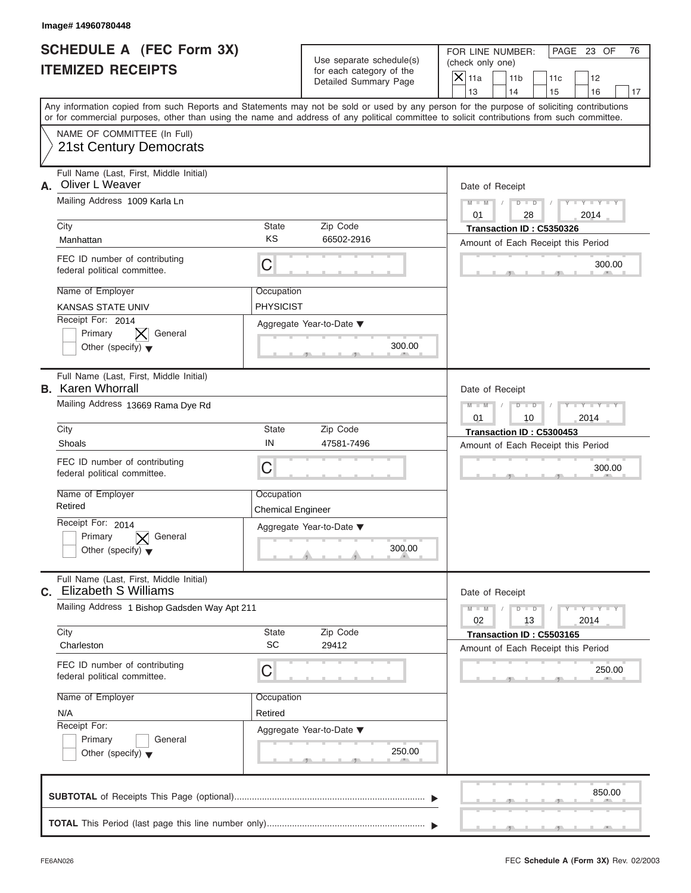Image# 14960780448

# SCHEDULE A (FEC Form 3X)
## ITEMIZED RECEIPTS

Use separate schedule(s) for each category of the Detailed Summary Page

FOR LINE NUMBER: (check only one)

- [X] 11a
- [ ] 11b
- [ ] 11c
- [ ] 12
- [ ] 13
- [ ] 14
- [ ] 15
- [ ] 16
- [ ] 17

Any information copied from such Reports and Statements may not be sold or used by any person for the purpose of soliciting contributions or for commercial purposes, other than using the name and address of any political committee to solicit contributions from such committee.

NAME OF COMMITTEE (In Full)
21st Century Democrats

---

**A.** Full Name (Last, First, Middle Initial): Oliver L Weaver

Mailing Address: 1009 Karla Ln

| City | State | Zip Code |
|---|---|---|
| Manhattan | KS | 66502-2916 |

FEC ID number of contributing federal political committee: C

| Name of Employer | Occupation |
|---|---|
| KANSAS STATE UNIV | PHYSICIST |

Receipt For: 2014
- [ ] Primary
- [X] General
- [ ] Other (specify)

Aggregate Year-to-Date: 300.00

Date of Receipt: 01 / 28 / 2014

Transaction ID : C5350326

Amount of Each Receipt this Period: 300.00

---

**B.** Full Name (Last, First, Middle Initial): Karen Whorrall

Mailing Address: 13669 Rama Dye Rd

| City | State | Zip Code |
|---|---|---|
| Shoals | IN | 47581-7496 |

FEC ID number of contributing federal political committee: C

| Name of Employer | Occupation |
|---|---|
| Retired | Chemical Engineer |

Receipt For: 2014
- [ ] Primary
- [X] General
- [ ] Other (specify)

Aggregate Year-to-Date: 300.00

Date of Receipt: 01 / 10 / 2014

Transaction ID : C5300453

Amount of Each Receipt this Period: 300.00

---

**C.** Full Name (Last, First, Middle Initial): Elizabeth S Williams

Mailing Address: 1 Bishop Gadsden Way Apt 211

| City | State | Zip Code |
|---|---|---|
| Charleston | SC | 29412 |

FEC ID number of contributing federal political committee: C

| Name of Employer | Occupation |
|---|---|
| N/A | Retired |

Receipt For:
- [ ] Primary
- [ ] General
- [ ] Other (specify)

Aggregate Year-to-Date: 250.00

Date of Receipt: 02 / 13 / 2014

Transaction ID : C5503165

Amount of Each Receipt this Period: 250.00

---

**SUBTOTAL** of Receipts This Page (optional): 850.00

**TOTAL** This Period (last page this line number only):

FE6AN026

FEC **Schedule A (Form 3X)** Rev. 02/2003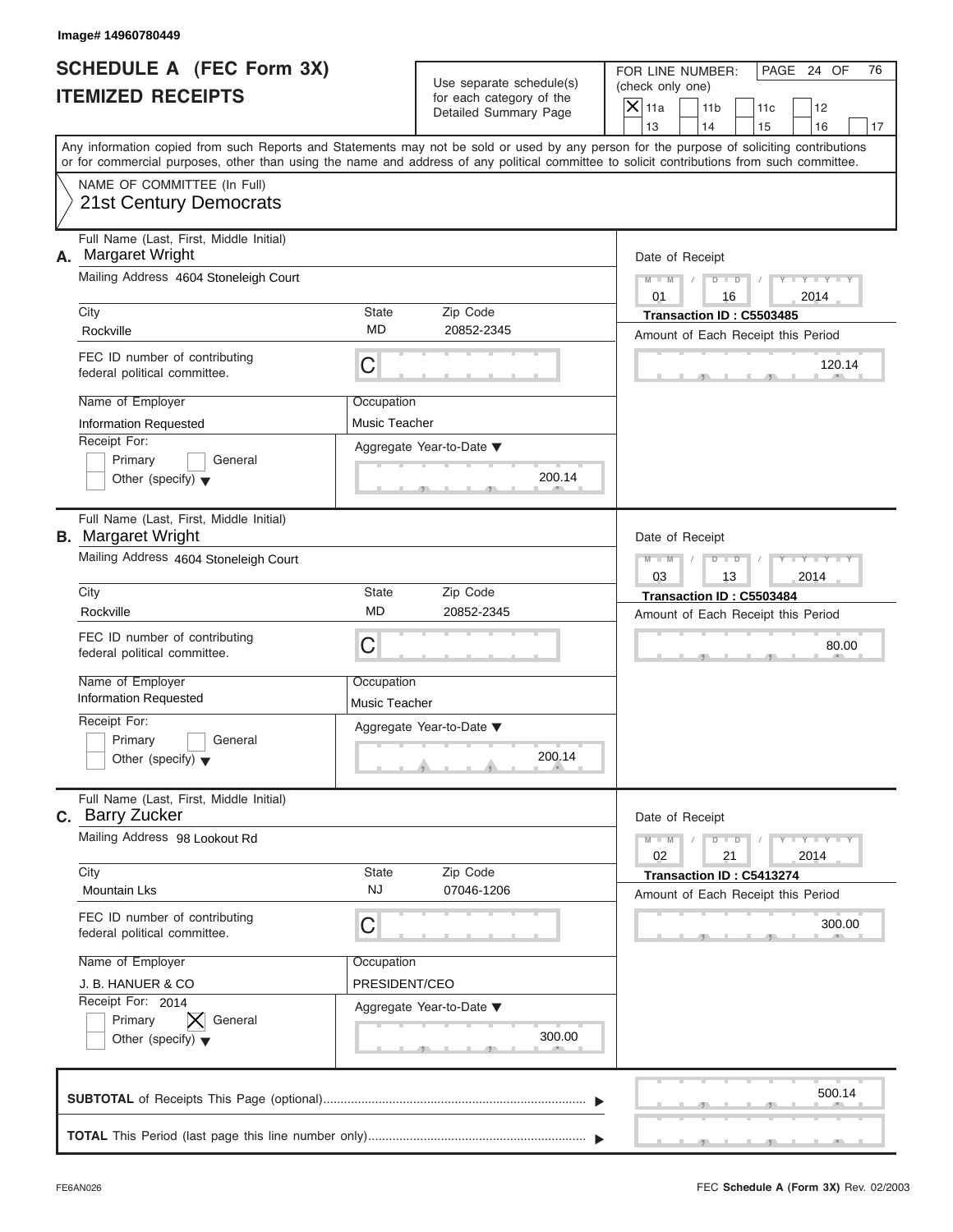Image# 14960780449

# SCHEDULE A (FEC Form 3X) ITEMIZED RECEIPTS

Use separate schedule(s) for each category of the Detailed Summary Page

FOR LINE NUMBER: (check only one)

[X] 11a [ ] 11b [ ] 11c [ ] 12 [ ] 13 [ ] 14 [ ] 15 [ ] 16 [ ] 17

PAGE 24 OF 76

Any information copied from such Reports and Statements may not be sold or used by any person for the purpose of soliciting contributions or for commercial purposes, other than using the name and address of any political committee to solicit contributions from such committee.

NAME OF COMMITTEE (In Full)
21st Century Democrats

---

**A.** Full Name (Last, First, Middle Initial): Margaret Wright

Mailing Address: 4604 Stoneleigh Court

City: Rockville | State: MD | Zip Code: 20852-2345

FEC ID number of contributing federal political committee: C

Name of Employer: Information Requested

Occupation: Music Teacher

Receipt For: [ ] Primary [ ] General [ ] Other (specify)

Aggregate Year-to-Date: 200.14

Date of Receipt: 01 / 16 / 2014

Transaction ID : C5503485

Amount of Each Receipt this Period: 120.14

---

**B.** Full Name (Last, First, Middle Initial): Margaret Wright

Mailing Address: 4604 Stoneleigh Court

City: Rockville | State: MD | Zip Code: 20852-2345

FEC ID number of contributing federal political committee: C

Name of Employer: Information Requested

Occupation: Music Teacher

Receipt For: [ ] Primary [ ] General [ ] Other (specify)

Aggregate Year-to-Date: 200.14

Date of Receipt: 03 / 13 / 2014

Transaction ID : C5503484

Amount of Each Receipt this Period: 80.00

---

**C.** Full Name (Last, First, Middle Initial): Barry Zucker

Mailing Address: 98 Lookout Rd

City: Mountain Lks | State: NJ | Zip Code: 07046-1206

FEC ID number of contributing federal political committee: C

Name of Employer: J. B. HANUER & CO

Occupation: PRESIDENT/CEO

Receipt For: 2014 [ ] Primary [X] General [ ] Other (specify)

Aggregate Year-to-Date: 300.00

Date of Receipt: 02 / 21 / 2014

Transaction ID : C5413274

Amount of Each Receipt this Period: 300.00

---

**SUBTOTAL** of Receipts This Page (optional): 500.14

**TOTAL** This Period (last page this line number only):

FE6AN026 — FEC Schedule A (Form 3X) Rev. 02/2003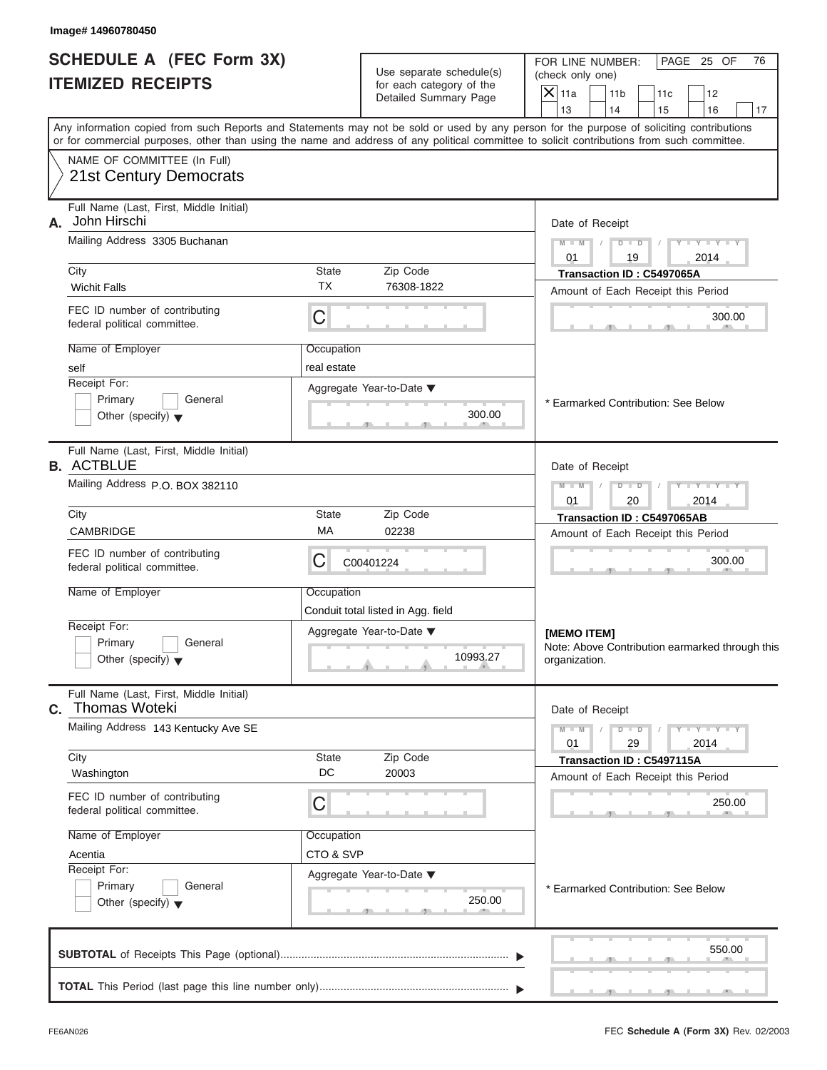Image# 14960780450

# SCHEDULE A (FEC Form 3X)
## ITEMIZED RECEIPTS

Use separate schedule(s) for each category of the Detailed Summary Page

FOR LINE NUMBER: (check only one)

- [X] 11a
- [ ] 11b
- [ ] 11c
- [ ] 12
- [ ] 13
- [ ] 14
- [ ] 15
- [ ] 16
- [ ] 17

PAGE 25 OF 76

Any information copied from such Reports and Statements may not be sold or used by any person for the purpose of soliciting contributions or for commercial purposes, other than using the name and address of any political committee to solicit contributions from such committee.

NAME OF COMMITTEE (In Full)
21st Century Democrats

---

**A.** Full Name (Last, First, Middle Initial): John Hirschi

Mailing Address: 3305 Buchanan

City: Wichit Falls | State: TX | Zip Code: 76308-1822

FEC ID number of contributing federal political committee: C

Name of Employer: self

Occupation: real estate

Receipt For: Primary / General / Other (specify)

Aggregate Year-to-Date: 300.00

Date of Receipt: 01/19/2014

Transaction ID : C5497065A

Amount of Each Receipt this Period: 300.00

* Earmarked Contribution: See Below

---

**B.** Full Name (Last, First, Middle Initial): ACTBLUE

Mailing Address: P.O. BOX 382110

City: CAMBRIDGE | State: MA | Zip Code: 02238

FEC ID number of contributing federal political committee: C00401224

Name of Employer:

Occupation: Conduit total listed in Agg. field

Receipt For: Primary / General / Other (specify)

Aggregate Year-to-Date: 10993.27

Date of Receipt: 01/20/2014

Transaction ID : C5497065AB

Amount of Each Receipt this Period: 300.00

**[MEMO ITEM]**
Note: Above Contribution earmarked through this organization.

---

**C.** Full Name (Last, First, Middle Initial): Thomas Woteki

Mailing Address: 143 Kentucky Ave SE

City: Washington | State: DC | Zip Code: 20003

FEC ID number of contributing federal political committee: C

Name of Employer: Acentia

Occupation: CTO & SVP

Receipt For: Primary / General / Other (specify)

Aggregate Year-to-Date: 250.00

Date of Receipt: 01/29/2014

Transaction ID : C5497115A

Amount of Each Receipt this Period: 250.00

* Earmarked Contribution: See Below

---

**SUBTOTAL** of Receipts This Page (optional): 550.00

**TOTAL** This Period (last page this line number only):

FE6AN026

FEC **Schedule A** (Form 3X) Rev. 02/2003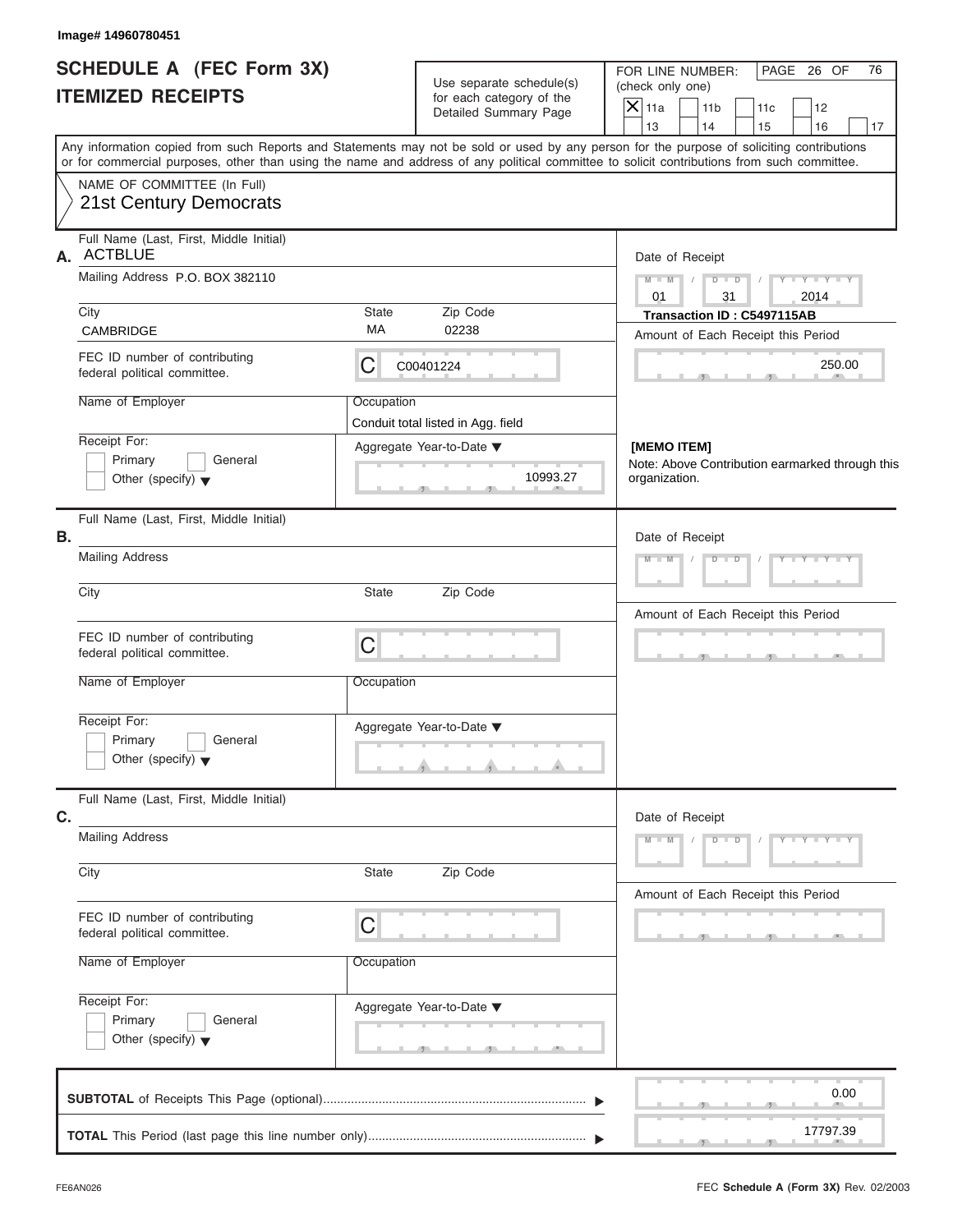Image# 14960780451

# SCHEDULE A (FEC Form 3X)
## ITEMIZED RECEIPTS

Use separate schedule(s) for each category of the Detailed Summary Page

FOR LINE NUMBER: (check only one)

- [X] 11a
- [ ] 11b
- [ ] 11c
- [ ] 12
- [ ] 13
- [ ] 14
- [ ] 15
- [ ] 16
- [ ] 17

Any information copied from such Reports and Statements may not be sold or used by any person for the purpose of soliciting contributions or for commercial purposes, other than using the name and address of any political committee to solicit contributions from such committee.

NAME OF COMMITTEE (In Full)
21st Century Democrats

---

**A.** Full Name (Last, First, Middle Initial): ACTBLUE

Mailing Address: P.O. BOX 382110

City: CAMBRIDGE | State: MA | Zip Code: 02238

FEC ID number of contributing federal political committee: C C00401224

Name of Employer:

Occupation: Conduit total listed in Agg. field

Receipt For: [ ] Primary [ ] General [ ] Other (specify)

Aggregate Year-to-Date: 10993.27

Date of Receipt: 01 / 31 / 2014

Transaction ID : C5497115AB

Amount of Each Receipt this Period: 250.00

**[MEMO ITEM]**
Note: Above Contribution earmarked through this organization.

---

**B.** Full Name (Last, First, Middle Initial):

Mailing Address:

City: | State: | Zip Code:

FEC ID number of contributing federal political committee: C

Name of Employer:

Occupation:

Receipt For: [ ] Primary [ ] General [ ] Other (specify)

Aggregate Year-to-Date:

Date of Receipt:

Amount of Each Receipt this Period:

---

**C.** Full Name (Last, First, Middle Initial):

Mailing Address:

City: | State: | Zip Code:

FEC ID number of contributing federal political committee: C

Name of Employer:

Occupation:

Receipt For: [ ] Primary [ ] General [ ] Other (specify)

Aggregate Year-to-Date:

Date of Receipt:

Amount of Each Receipt this Period:

---

**SUBTOTAL** of Receipts This Page (optional): 0.00

**TOTAL** This Period (last page this line number only): 17797.39

FE6AN026 | FEC **Schedule A** (Form 3X) Rev. 02/2003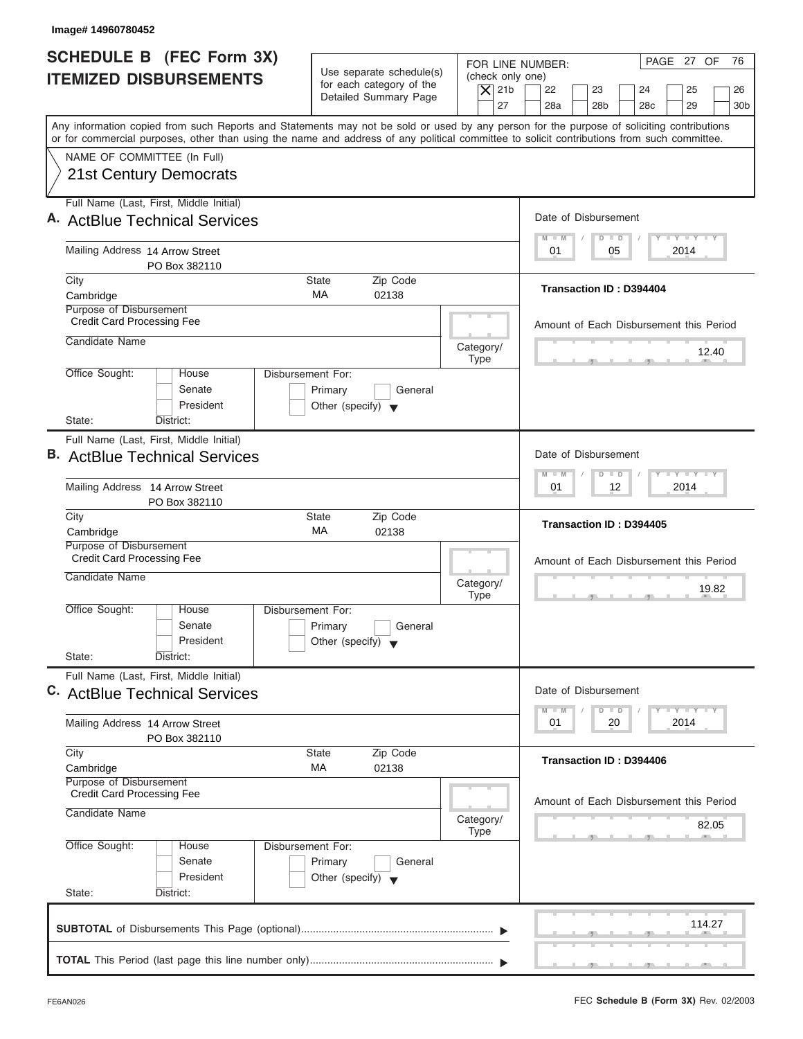Image# 14960780452

# SCHEDULE B (FEC Form 3X)
## ITEMIZED DISBURSEMENTS

Use separate schedule(s) for each category of the Detailed Summary Page

FOR LINE NUMBER: (check only one)
[X] 21b [ ] 22 [ ] 23 [ ] 24 [ ] 25 [ ] 26 [ ] 27 [ ] 28a [ ] 28b [ ] 28c [ ] 29 [ ] 30b

Any information copied from such Reports and Statements may not be sold or used by any person for the purpose of soliciting contributions or for commercial purposes, other than using the name and address of any political committee to solicit contributions from such committee.

NAME OF COMMITTEE (In Full)
21st Century Democrats

---

**A.** Full Name (Last, First, Middle Initial): ActBlue Technical Services

Mailing Address: 14 Arrow Street, PO Box 382110

City: Cambridge | State: MA | Zip Code: 02138

Purpose of Disbursement: Credit Card Processing Fee

Candidate Name:

Category/Type:

Office Sought: [ ] House [ ] Senate [ ] President
State: District:

Disbursement For: [ ] Primary [ ] General [ ] Other (specify)

Date of Disbursement: 01/05/2014

Transaction ID : D394404

Amount of Each Disbursement this Period: 12.40

---

**B.** Full Name (Last, First, Middle Initial): ActBlue Technical Services

Mailing Address: 14 Arrow Street, PO Box 382110

City: Cambridge | State: MA | Zip Code: 02138

Purpose of Disbursement: Credit Card Processing Fee

Candidate Name:

Category/Type:

Office Sought: [ ] House [ ] Senate [ ] President
State: District:

Disbursement For: [ ] Primary [ ] General [ ] Other (specify)

Date of Disbursement: 01/12/2014

Transaction ID : D394405

Amount of Each Disbursement this Period: 19.82

---

**C.** Full Name (Last, First, Middle Initial): ActBlue Technical Services

Mailing Address: 14 Arrow Street, PO Box 382110

City: Cambridge | State: MA | Zip Code: 02138

Purpose of Disbursement: Credit Card Processing Fee

Candidate Name:

Category/Type:

Office Sought: [ ] House [ ] Senate [ ] President
State: District:

Disbursement For: [ ] Primary [ ] General [ ] Other (specify)

Date of Disbursement: 01/20/2014

Transaction ID : D394406

Amount of Each Disbursement this Period: 82.05

---

**SUBTOTAL** of Disbursements This Page (optional): 114.27

**TOTAL** This Period (last page this line number only):

FE6AN026 — FEC **Schedule B (Form 3X)** Rev. 02/2003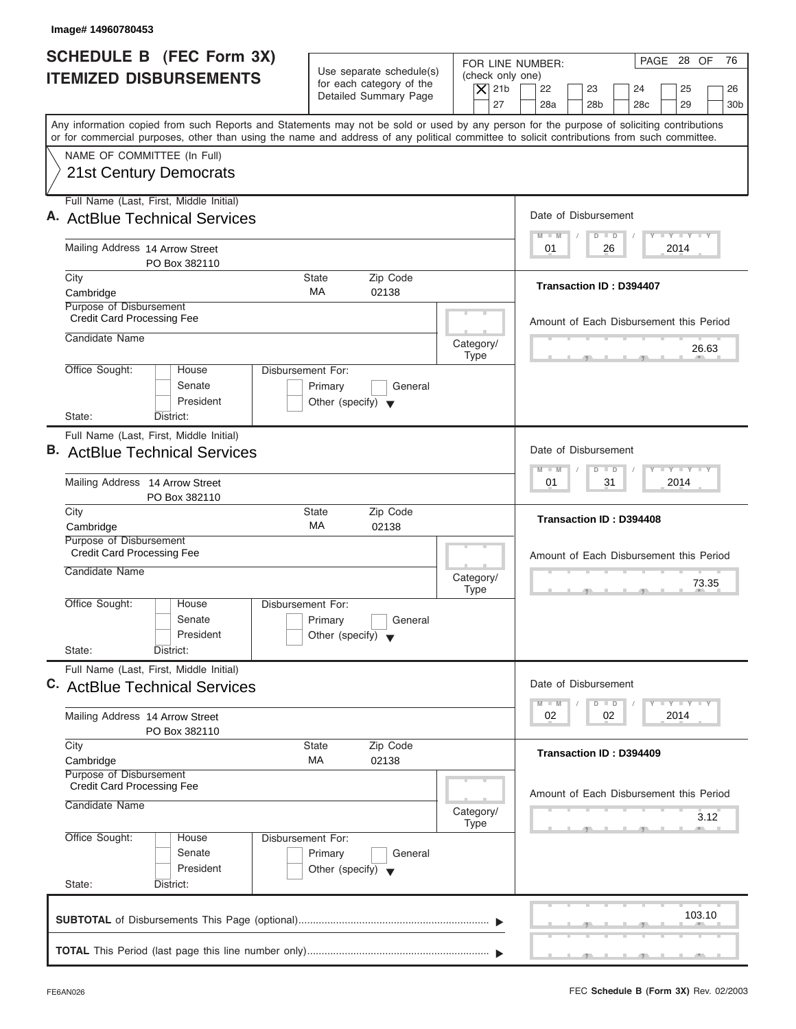Image# 14960780453

# SCHEDULE B (FEC Form 3X) ITEMIZED DISBURSEMENTS

Use separate schedule(s) for each category of the Detailed Summary Page

FOR LINE NUMBER: (check only one)

[X] 21b [ ] 22 [ ] 23 [ ] 24 [ ] 25 [ ] 26 [ ] 27 [ ] 28a [ ] 28b [ ] 28c [ ] 29 [ ] 30b

PAGE 28 OF 76

Any information copied from such Reports and Statements may not be sold or used by any person for the purpose of soliciting contributions or for commercial purposes, other than using the name and address of any political committee to solicit contributions from such committee.

NAME OF COMMITTEE (In Full)

21st Century Democrats

---

**A.** Full Name (Last, First, Middle Initial): ActBlue Technical Services

Mailing Address: 14 Arrow Street, PO Box 382110

City: Cambridge | State: MA | Zip Code: 02138

Purpose of Disbursement: Credit Card Processing Fee

Candidate Name:

Category/Type:

Office Sought: [ ] House [ ] Senate [ ] President

State: District:

Disbursement For: [ ] Primary [ ] General [ ] Other (specify)

Date of Disbursement: 01 / 26 / 2014

Transaction ID : D394407

Amount of Each Disbursement this Period: 26.63

---

**B.** Full Name (Last, First, Middle Initial): ActBlue Technical Services

Mailing Address: 14 Arrow Street, PO Box 382110

City: Cambridge | State: MA | Zip Code: 02138

Purpose of Disbursement: Credit Card Processing Fee

Candidate Name:

Category/Type:

Office Sought: [ ] House [ ] Senate [ ] President

State: District:

Disbursement For: [ ] Primary [ ] General [ ] Other (specify)

Date of Disbursement: 01 / 31 / 2014

Transaction ID : D394408

Amount of Each Disbursement this Period: 73.35

---

**C.** Full Name (Last, First, Middle Initial): ActBlue Technical Services

Mailing Address: 14 Arrow Street, PO Box 382110

City: Cambridge | State: MA | Zip Code: 02138

Purpose of Disbursement: Credit Card Processing Fee

Candidate Name:

Category/Type:

Office Sought: [ ] House [ ] Senate [ ] President

State: District:

Disbursement For: [ ] Primary [ ] General [ ] Other (specify)

Date of Disbursement: 02 / 02 / 2014

Transaction ID : D394409

Amount of Each Disbursement this Period: 3.12

---

**SUBTOTAL** of Disbursements This Page (optional): 103.10

**TOTAL** This Period (last page this line number only):

FE6AN026 FEC **Schedule B (Form 3X)** Rev. 02/2003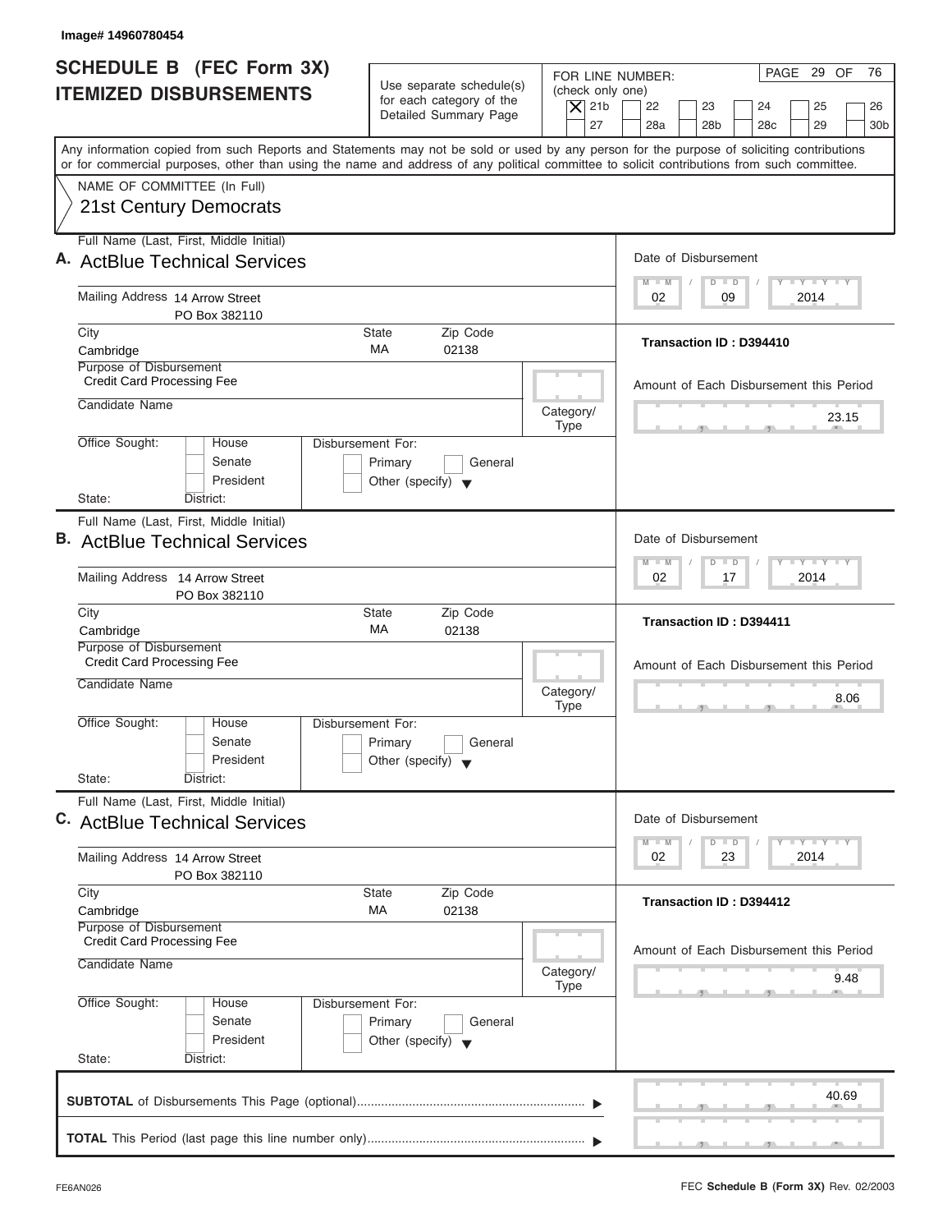Image# 14960780454

# SCHEDULE B (FEC Form 3X) ITEMIZED DISBURSEMENTS

Use separate schedule(s) for each category of the Detailed Summary Page

FOR LINE NUMBER: (check only one)

[X] 21b [ ] 22 [ ] 23 [ ] 24 [ ] 25 [ ] 26 [ ] 27 [ ] 28a [ ] 28b [ ] 28c [ ] 29 [ ] 30b

PAGE 29 OF 76

Any information copied from such Reports and Statements may not be sold or used by any person for the purpose of soliciting contributions or for commercial purposes, other than using the name and address of any political committee to solicit contributions from such committee.

NAME OF COMMITTEE (In Full)

21st Century Democrats

---

**A.** Full Name (Last, First, Middle Initial): ActBlue Technical Services

Mailing Address: 14 Arrow Street, PO Box 382110

City: Cambridge | State: MA | Zip Code: 02138

Purpose of Disbursement: Credit Card Processing Fee

Candidate Name:

Category/Type:

Office Sought: [ ] House [ ] Senate [ ] President

State: District:

Disbursement For: [ ] Primary [ ] General [ ] Other (specify)

Date of Disbursement: 02 / 09 / 2014

Transaction ID : D394410

Amount of Each Disbursement this Period: 23.15

---

**B.** Full Name (Last, First, Middle Initial): ActBlue Technical Services

Mailing Address: 14 Arrow Street, PO Box 382110

City: Cambridge | State: MA | Zip Code: 02138

Purpose of Disbursement: Credit Card Processing Fee

Candidate Name:

Category/Type:

Office Sought: [ ] House [ ] Senate [ ] President

State: District:

Disbursement For: [ ] Primary [ ] General [ ] Other (specify)

Date of Disbursement: 02 / 17 / 2014

Transaction ID : D394411

Amount of Each Disbursement this Period: 8.06

---

**C.** Full Name (Last, First, Middle Initial): ActBlue Technical Services

Mailing Address: 14 Arrow Street, PO Box 382110

City: Cambridge | State: MA | Zip Code: 02138

Purpose of Disbursement: Credit Card Processing Fee

Candidate Name:

Category/Type:

Office Sought: [ ] House [ ] Senate [ ] President

State: District:

Disbursement For: [ ] Primary [ ] General [ ] Other (specify)

Date of Disbursement: 02 / 23 / 2014

Transaction ID : D394412

Amount of Each Disbursement this Period: 9.48

---

**SUBTOTAL** of Disbursements This Page (optional): 40.69

**TOTAL** This Period (last page this line number only):

FE6AN026

FEC **Schedule B (Form 3X)** Rev. 02/2003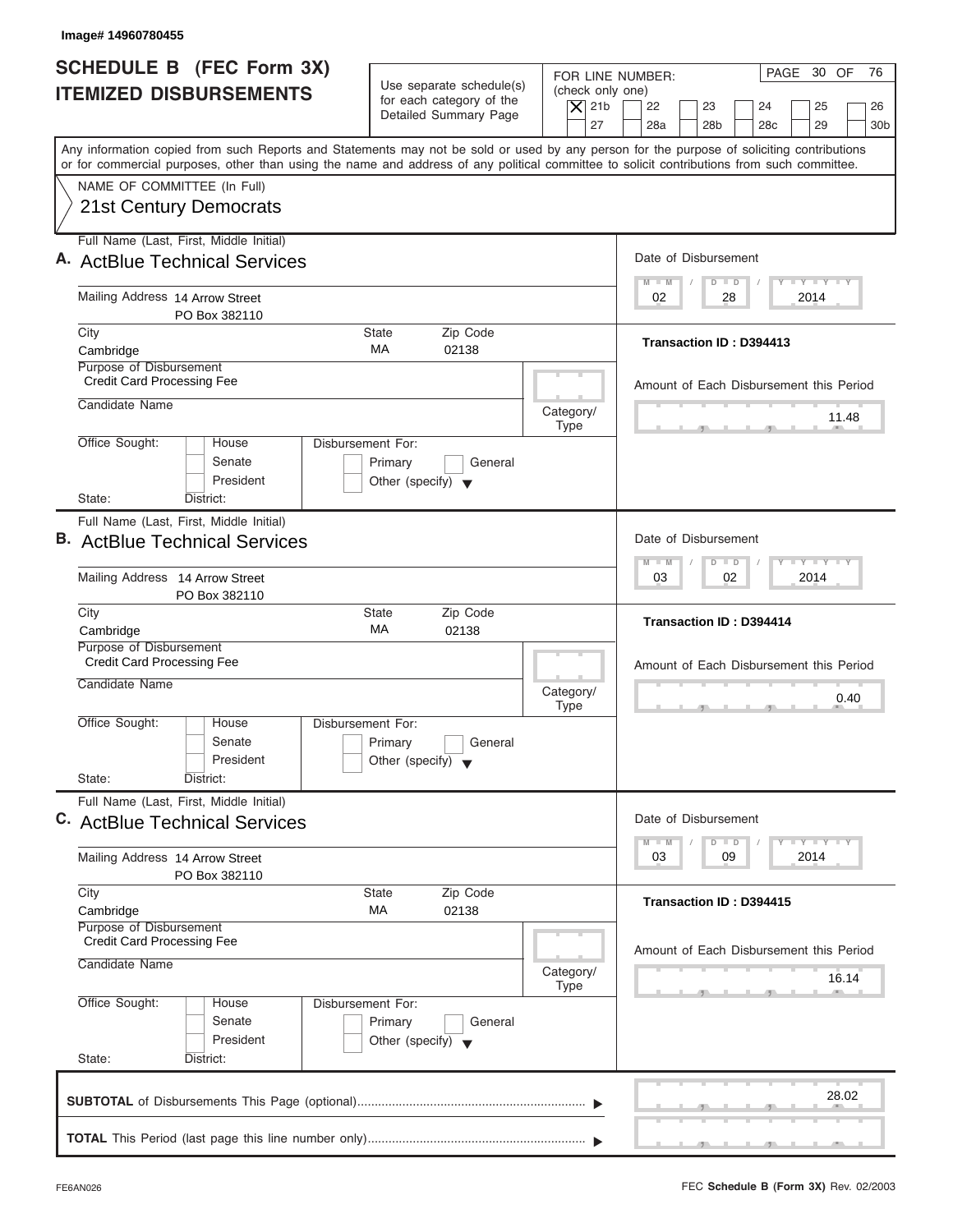Image# 14960780455

# SCHEDULE B (FEC Form 3X) ITEMIZED DISBURSEMENTS

Use separate schedule(s) for each category of the Detailed Summary Page

FOR LINE NUMBER: (check only one)

[X] 21b [ ] 22 [ ] 23 [ ] 24 [ ] 25 [ ] 26 [ ] 27 [ ] 28a [ ] 28b [ ] 28c [ ] 29 [ ] 30b

PAGE 30 OF 76

Any information copied from such Reports and Statements may not be sold or used by any person for the purpose of soliciting contributions or for commercial purposes, other than using the name and address of any political committee to solicit contributions from such committee.

NAME OF COMMITTEE (In Full)
21st Century Democrats

---

**A.** Full Name (Last, First, Middle Initial): ActBlue Technical Services

Mailing Address: 14 Arrow Street, PO Box 382110

City: Cambridge | State: MA | Zip Code: 02138

Purpose of Disbursement: Credit Card Processing Fee

Candidate Name:

Category/Type:

Office Sought: [ ] House [ ] Senate [ ] President

State: District:

Disbursement For: [ ] Primary [ ] General [ ] Other (specify)

Date of Disbursement: 02 / 28 / 2014

Transaction ID : D394413

Amount of Each Disbursement this Period: 11.48

---

**B.** Full Name (Last, First, Middle Initial): ActBlue Technical Services

Mailing Address: 14 Arrow Street, PO Box 382110

City: Cambridge | State: MA | Zip Code: 02138

Purpose of Disbursement: Credit Card Processing Fee

Candidate Name:

Category/Type:

Office Sought: [ ] House [ ] Senate [ ] President

State: District:

Disbursement For: [ ] Primary [ ] General [ ] Other (specify)

Date of Disbursement: 03 / 02 / 2014

Transaction ID : D394414

Amount of Each Disbursement this Period: 0.40

---

**C.** Full Name (Last, First, Middle Initial): ActBlue Technical Services

Mailing Address: 14 Arrow Street, PO Box 382110

City: Cambridge | State: MA | Zip Code: 02138

Purpose of Disbursement: Credit Card Processing Fee

Candidate Name:

Category/Type:

Office Sought: [ ] House [ ] Senate [ ] President

State: District:

Disbursement For: [ ] Primary [ ] General [ ] Other (specify)

Date of Disbursement: 03 / 09 / 2014

Transaction ID : D394415

Amount of Each Disbursement this Period: 16.14

---

**SUBTOTAL** of Disbursements This Page (optional): 28.02

**TOTAL** This Period (last page this line number only):

FE6AN026

FEC **Schedule B (Form 3X)** Rev. 02/2003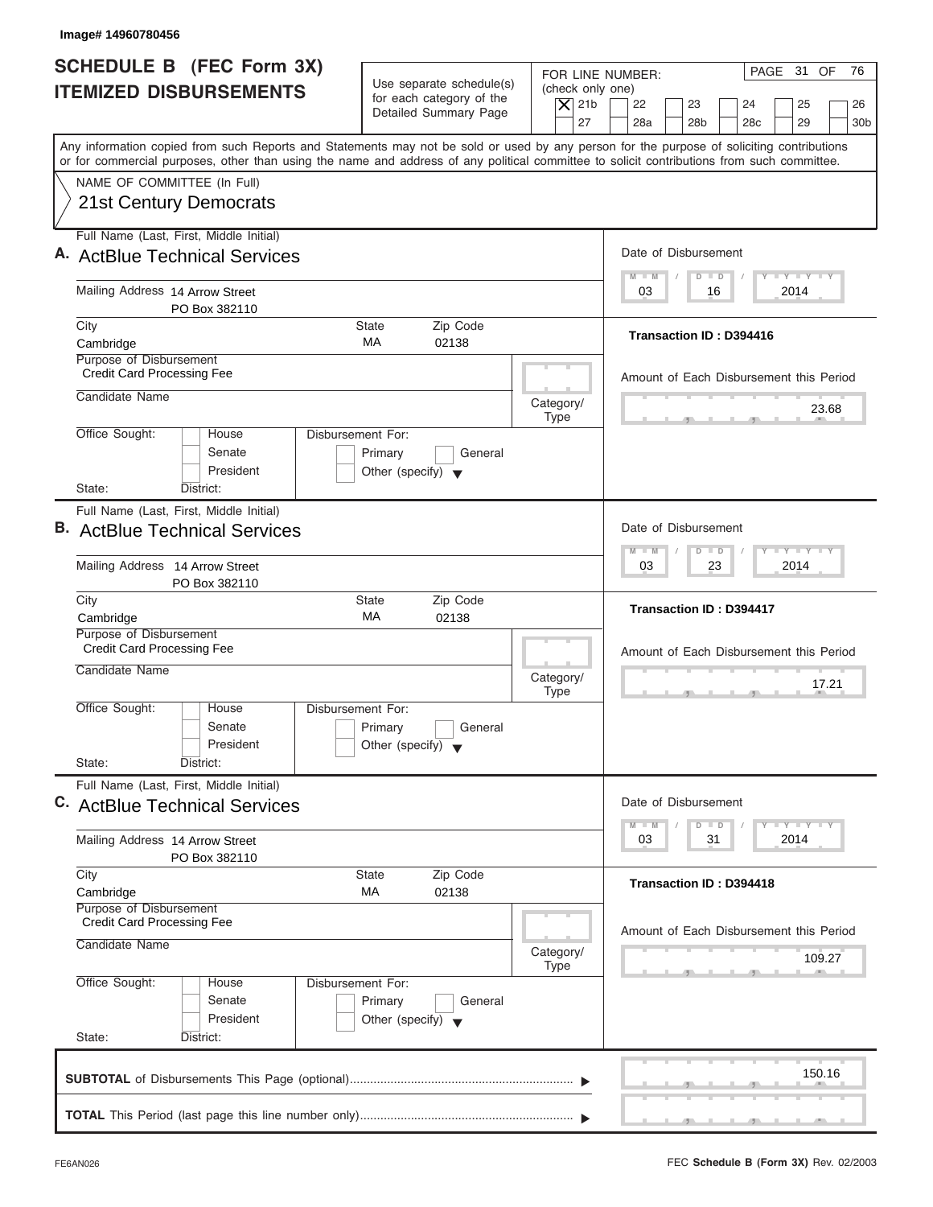Image# 14960780456

# SCHEDULE B (FEC Form 3X)
## ITEMIZED DISBURSEMENTS

Use separate schedule(s) for each category of the Detailed Summary Page

FOR LINE NUMBER: (check only one)

[X] 21b [ ] 22 [ ] 23 [ ] 24 [ ] 25 [ ] 26
[ ] 27 [ ] 28a [ ] 28b [ ] 28c [ ] 29 [ ] 30b

PAGE 31 OF 76

Any information copied from such Reports and Statements may not be sold or used by any person for the purpose of soliciting contributions or for commercial purposes, other than using the name and address of any political committee to solicit contributions from such committee.

NAME OF COMMITTEE (In Full)
21st Century Democrats

---

**A.** Full Name (Last, First, Middle Initial): ActBlue Technical Services

Mailing Address: 14 Arrow Street, PO Box 382110

City: Cambridge | State: MA | Zip Code: 02138

Purpose of Disbursement: Credit Card Processing Fee

Candidate Name:

Category/Type:

Office Sought: [ ] House [ ] Senate [ ] President

Disbursement For: [ ] Primary [ ] General [ ] Other (specify)

State: District:

Date of Disbursement: 03 / 16 / 2014

Transaction ID : D394416

Amount of Each Disbursement this Period: 23.68

---

**B.** Full Name (Last, First, Middle Initial): ActBlue Technical Services

Mailing Address: 14 Arrow Street, PO Box 382110

City: Cambridge | State: MA | Zip Code: 02138

Purpose of Disbursement: Credit Card Processing Fee

Candidate Name:

Category/Type:

Office Sought: [ ] House [ ] Senate [ ] President

Disbursement For: [ ] Primary [ ] General [ ] Other (specify)

State: District:

Date of Disbursement: 03 / 23 / 2014

Transaction ID : D394417

Amount of Each Disbursement this Period: 17.21

---

**C.** Full Name (Last, First, Middle Initial): ActBlue Technical Services

Mailing Address: 14 Arrow Street, PO Box 382110

City: Cambridge | State: MA | Zip Code: 02138

Purpose of Disbursement: Credit Card Processing Fee

Candidate Name:

Category/Type:

Office Sought: [ ] House [ ] Senate [ ] President

Disbursement For: [ ] Primary [ ] General [ ] Other (specify)

State: District:

Date of Disbursement: 03 / 31 / 2014

Transaction ID : D394418

Amount of Each Disbursement this Period: 109.27

---

**SUBTOTAL** of Disbursements This Page (optional): 150.16

**TOTAL** This Period (last page this line number only):

FE6AN026 FEC **Schedule B (Form 3X)** Rev. 02/2003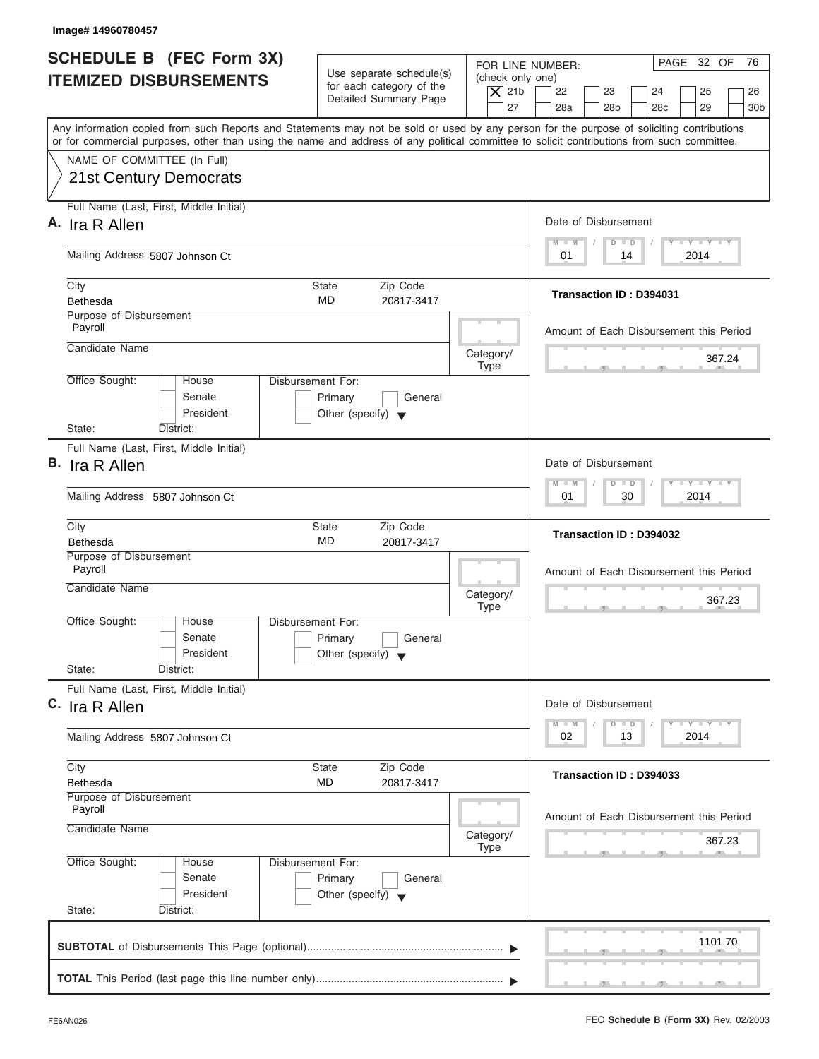Image# 14960780457

# SCHEDULE B (FEC Form 3X)
# ITEMIZED DISBURSEMENTS

Use separate schedule(s) for each category of the Detailed Summary Page

FOR LINE NUMBER: (check only one)
[X] 21b [ ] 22 [ ] 23 [ ] 24 [ ] 25 [ ] 26 [ ] 27 [ ] 28a [ ] 28b [ ] 28c [ ] 29 [ ] 30b

PAGE 32 OF 76

Any information copied from such Reports and Statements may not be sold or used by any person for the purpose of soliciting contributions or for commercial purposes, other than using the name and address of any political committee to solicit contributions from such committee.

NAME OF COMMITTEE (In Full)
21st Century Democrats

**A.** Full Name (Last, First, Middle Initial): Ira R Allen
Mailing Address: 5807 Johnson Ct
City: Bethesda | State: MD | Zip Code: 20817-3417
Purpose of Disbursement: Payroll
Candidate Name:
Category/Type:
Office Sought: [ ] House [ ] Senate [ ] President
State: District:
Disbursement For: [ ] Primary [ ] General [ ] Other (specify)
Date of Disbursement: 01 / 14 / 2014
Transaction ID : D394031
Amount of Each Disbursement this Period: 367.24

**B.** Full Name (Last, First, Middle Initial): Ira R Allen
Mailing Address: 5807 Johnson Ct
City: Bethesda | State: MD | Zip Code: 20817-3417
Purpose of Disbursement: Payroll
Candidate Name:
Category/Type:
Office Sought: [ ] House [ ] Senate [ ] President
State: District:
Disbursement For: [ ] Primary [ ] General [ ] Other (specify)
Date of Disbursement: 01 / 30 / 2014
Transaction ID : D394032
Amount of Each Disbursement this Period: 367.23

**C.** Full Name (Last, First, Middle Initial): Ira R Allen
Mailing Address: 5807 Johnson Ct
City: Bethesda | State: MD | Zip Code: 20817-3417
Purpose of Disbursement: Payroll
Candidate Name:
Category/Type:
Office Sought: [ ] House [ ] Senate [ ] President
State: District:
Disbursement For: [ ] Primary [ ] General [ ] Other (specify)
Date of Disbursement: 02 / 13 / 2014
Transaction ID : D394033
Amount of Each Disbursement this Period: 367.23

**SUBTOTAL** of Disbursements This Page (optional): 1101.70

**TOTAL** This Period (last page this line number only):

FE6AN026 — FEC **Schedule B (Form 3X)** Rev. 02/2003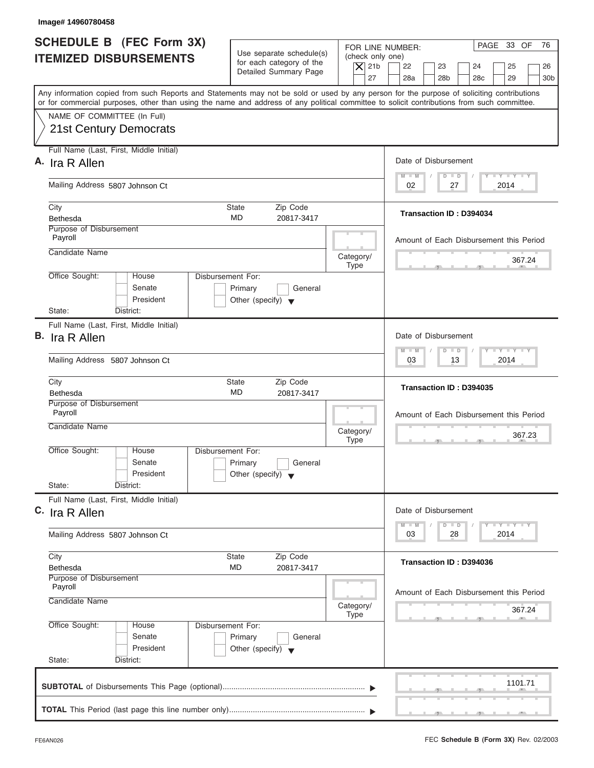Image# 14960780458

# SCHEDULE B (FEC Form 3X) ITEMIZED DISBURSEMENTS

Use separate schedule(s) for each category of the Detailed Summary Page

FOR LINE NUMBER: (check only one)

- [X] 21b
- [ ] 22
- [ ] 23
- [ ] 24
- [ ] 25
- [ ] 26
- [ ] 27
- [ ] 28a
- [ ] 28b
- [ ] 28c
- [ ] 29
- [ ] 30b

Any information copied from such Reports and Statements may not be sold or used by any person for the purpose of soliciting contributions or for commercial purposes, other than using the name and address of any political committee to solicit contributions from such committee.

NAME OF COMMITTEE (In Full)
21st Century Democrats

## A.

Full Name (Last, First, Middle Initial): Ira R Allen

Mailing Address: 5807 Johnson Ct

City: Bethesda | State: MD | Zip Code: 20817-3417

Purpose of Disbursement: Payroll

Candidate Name:

Category/Type:

Office Sought: [ ] House [ ] Senate [ ] President

State: District:

Disbursement For: [ ] Primary [ ] General [ ] Other (specify)

Date of Disbursement: 02 / 27 / 2014

Transaction ID : D394034

Amount of Each Disbursement this Period: 367.24

## B.

Full Name (Last, First, Middle Initial): Ira R Allen

Mailing Address: 5807 Johnson Ct

City: Bethesda | State: MD | Zip Code: 20817-3417

Purpose of Disbursement: Payroll

Candidate Name:

Category/Type:

Office Sought: [ ] House [ ] Senate [ ] President

State: District:

Disbursement For: [ ] Primary [ ] General [ ] Other (specify)

Date of Disbursement: 03 / 13 / 2014

Transaction ID : D394035

Amount of Each Disbursement this Period: 367.23

## C.

Full Name (Last, First, Middle Initial): Ira R Allen

Mailing Address: 5807 Johnson Ct

City: Bethesda | State: MD | Zip Code: 20817-3417

Purpose of Disbursement: Payroll

Candidate Name:

Category/Type:

Office Sought: [ ] House [ ] Senate [ ] President

State: District:

Disbursement For: [ ] Primary [ ] General [ ] Other (specify)

Date of Disbursement: 03 / 28 / 2014

Transaction ID : D394036

Amount of Each Disbursement this Period: 367.24

**SUBTOTAL** of Disbursements This Page (optional): 1101.71

**TOTAL** This Period (last page this line number only):

FE6AN026 — FEC **Schedule B (Form 3X)** Rev. 02/2003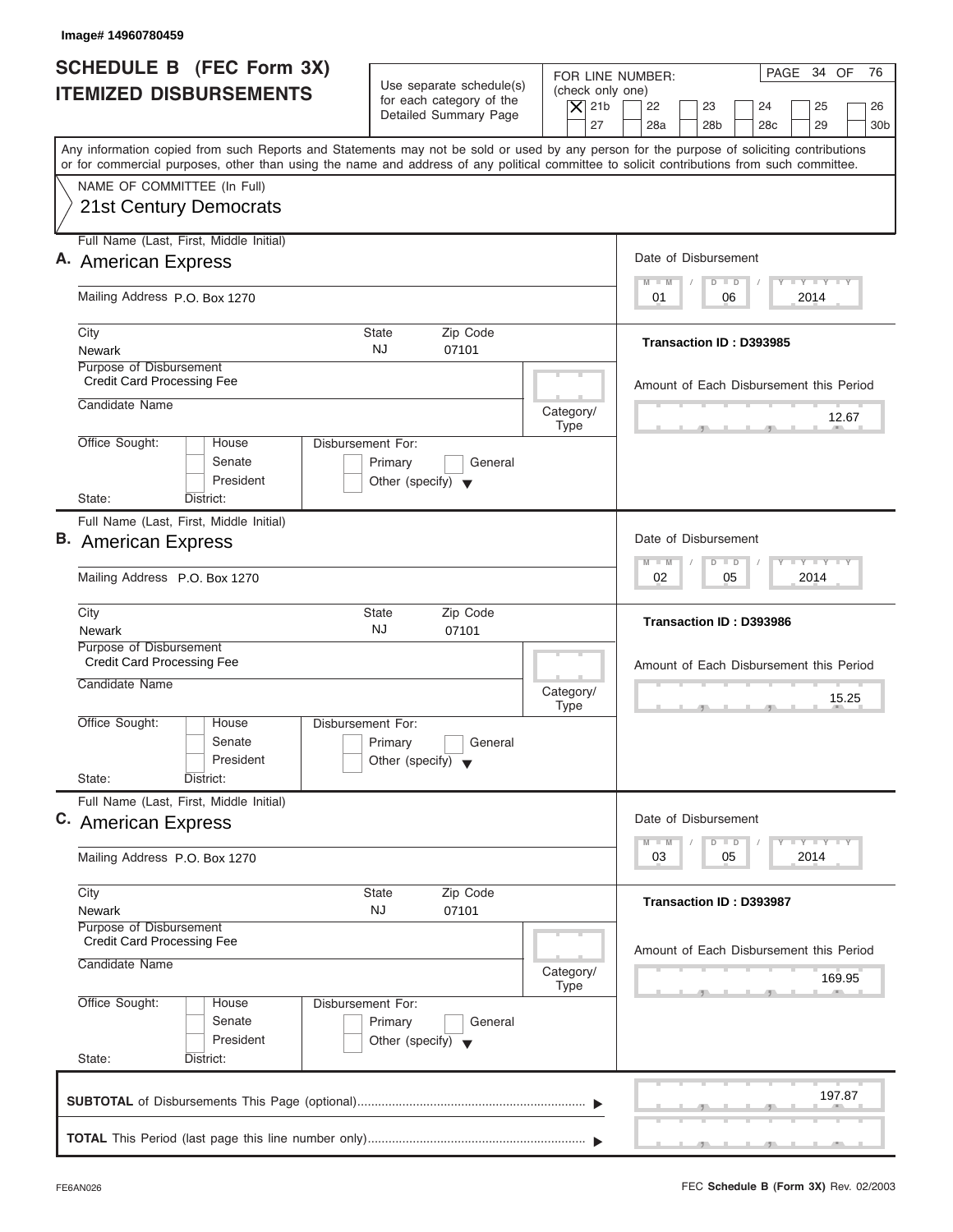Image# 14960780459

# SCHEDULE B (FEC Form 3X) ITEMIZED DISBURSEMENTS

Use separate schedule(s) for each category of the Detailed Summary Page

FOR LINE NUMBER: (check only one)

- [X] 21b
- [ ] 22
- [ ] 23
- [ ] 24
- [ ] 25
- [ ] 26
- [ ] 27
- [ ] 28a
- [ ] 28b
- [ ] 28c
- [ ] 29
- [ ] 30b

PAGE 34 OF 76

Any information copied from such Reports and Statements may not be sold or used by any person for the purpose of soliciting contributions or for commercial purposes, other than using the name and address of any political committee to solicit contributions from such committee.

NAME OF COMMITTEE (In Full)

21st Century Democrats

---

**A.** Full Name (Last, First, Middle Initial): American Express

Mailing Address: P.O. Box 1270

City: Newark | State: NJ | Zip Code: 07101

Purpose of Disbursement: Credit Card Processing Fee

Candidate Name:

Category/Type:

Office Sought: House / Senate / President

State: District:

Disbursement For: Primary / General / Other (specify)

Date of Disbursement: 01 / 06 / 2014

Transaction ID : D393985

Amount of Each Disbursement this Period: 12.67

---

**B.** Full Name (Last, First, Middle Initial): American Express

Mailing Address: P.O. Box 1270

City: Newark | State: NJ | Zip Code: 07101

Purpose of Disbursement: Credit Card Processing Fee

Candidate Name:

Category/Type:

Office Sought: House / Senate / President

State: District:

Disbursement For: Primary / General / Other (specify)

Date of Disbursement: 02 / 05 / 2014

Transaction ID : D393986

Amount of Each Disbursement this Period: 15.25

---

**C.** Full Name (Last, First, Middle Initial): American Express

Mailing Address: P.O. Box 1270

City: Newark | State: NJ | Zip Code: 07101

Purpose of Disbursement: Credit Card Processing Fee

Candidate Name:

Category/Type:

Office Sought: House / Senate / President

State: District:

Disbursement For: Primary / General / Other (specify)

Date of Disbursement: 03 / 05 / 2014

Transaction ID : D393987

Amount of Each Disbursement this Period: 169.95

---

**SUBTOTAL** of Disbursements This Page (optional): 197.87

**TOTAL** This Period (last page this line number only):

FE6AN026

FEC **Schedule B (Form 3X)** Rev. 02/2003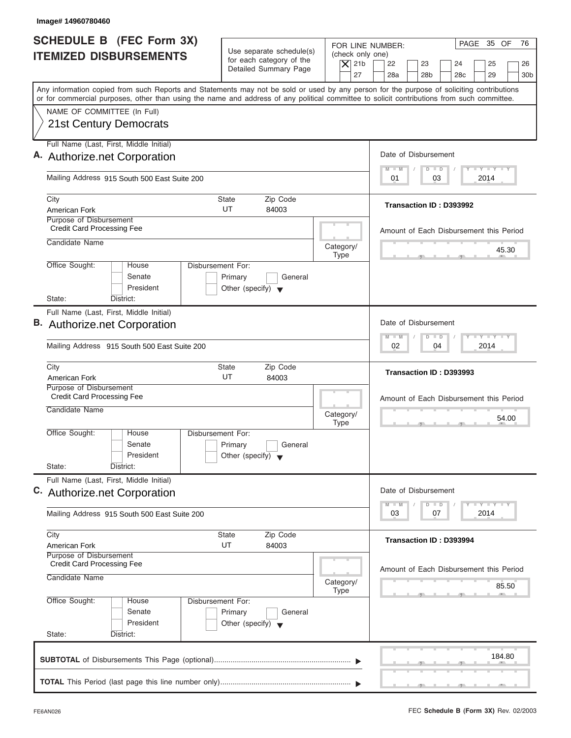Image# 14960780460

# SCHEDULE B (FEC Form 3X) ITEMIZED DISBURSEMENTS

Use separate schedule(s) for each category of the Detailed Summary Page

FOR LINE NUMBER: (check only one)

[X] 21b  [ ] 22  [ ] 23  [ ] 24  [ ] 25  [ ] 26  [ ] 27  [ ] 28a  [ ] 28b  [ ] 28c  [ ] 29  [ ] 30b

Any information copied from such Reports and Statements may not be sold or used by any person for the purpose of soliciting contributions or for commercial purposes, other than using the name and address of any political committee to solicit contributions from such committee.

NAME OF COMMITTEE (In Full)

21st Century Democrats

---

**A.** Full Name (Last, First, Middle Initial): Authorize.net Corporation

Mailing Address: 915 South 500 East Suite 200

City: American Fork  State: UT  Zip Code: 84003

Purpose of Disbursement: Credit Card Processing Fee

Candidate Name:

Category/Type:

Office Sought: [ ] House [ ] Senate [ ] President  State: District:

Disbursement For: [ ] Primary [ ] General [ ] Other (specify)

Date of Disbursement: 01/03/2014

Transaction ID : D393992

Amount of Each Disbursement this Period: 45.30

---

**B.** Full Name (Last, First, Middle Initial): Authorize.net Corporation

Mailing Address: 915 South 500 East Suite 200

City: American Fork  State: UT  Zip Code: 84003

Purpose of Disbursement: Credit Card Processing Fee

Candidate Name:

Category/Type:

Office Sought: [ ] House [ ] Senate [ ] President  State: District:

Disbursement For: [ ] Primary [ ] General [ ] Other (specify)

Date of Disbursement: 02/04/2014

Transaction ID : D393993

Amount of Each Disbursement this Period: 54.00

---

**C.** Full Name (Last, First, Middle Initial): Authorize.net Corporation

Mailing Address: 915 South 500 East Suite 200

City: American Fork  State: UT  Zip Code: 84003

Purpose of Disbursement: Credit Card Processing Fee

Candidate Name:

Category/Type:

Office Sought: [ ] House [ ] Senate [ ] President  State: District:

Disbursement For: [ ] Primary [ ] General [ ] Other (specify)

Date of Disbursement: 03/07/2014

Transaction ID : D393994

Amount of Each Disbursement this Period: 85.50

---

**SUBTOTAL** of Disbursements This Page (optional): 184.80

**TOTAL** This Period (last page this line number only):

FE6AN026

FEC **Schedule B (Form 3X)** Rev. 02/2003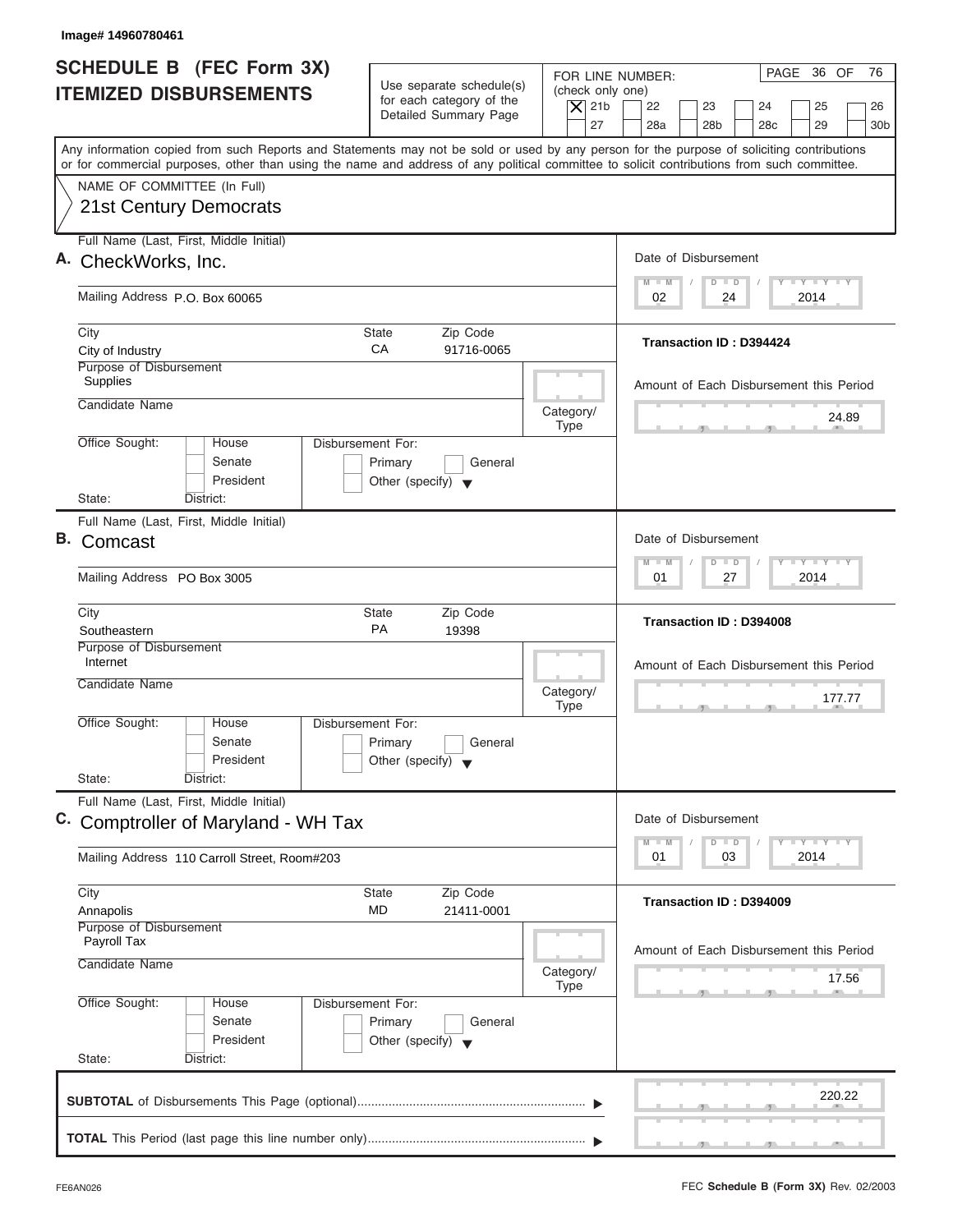Image# 14960780461

# SCHEDULE B (FEC Form 3X) ITEMIZED DISBURSEMENTS

Use separate schedule(s) for each category of the Detailed Summary Page

FOR LINE NUMBER: (check only one)

- [X] 21b
- [ ] 22
- [ ] 23
- [ ] 24
- [ ] 25
- [ ] 26
- [ ] 27
- [ ] 28a
- [ ] 28b
- [ ] 28c
- [ ] 29
- [ ] 30b

PAGE 36 OF 76

Any information copied from such Reports and Statements may not be sold or used by any person for the purpose of soliciting contributions or for commercial purposes, other than using the name and address of any political committee to solicit contributions from such committee.

NAME OF COMMITTEE (In Full)

21st Century Democrats

---

**A.** Full Name (Last, First, Middle Initial): CheckWorks, Inc.

Mailing Address: P.O. Box 60065

City: City of Industry | State: CA | Zip Code: 91716-0065

Purpose of Disbursement: Supplies

Candidate Name:

Category/Type:

Office Sought: House / Senate / President

State: District:

Disbursement For: Primary / General / Other (specify)

Date of Disbursement: 02 / 24 / 2014

Transaction ID : D394424

Amount of Each Disbursement this Period: 24.89

---

**B.** Full Name (Last, First, Middle Initial): Comcast

Mailing Address: PO Box 3005

City: Southeastern | State: PA | Zip Code: 19398

Purpose of Disbursement: Internet

Candidate Name:

Category/Type:

Office Sought: House / Senate / President

State: District:

Disbursement For: Primary / General / Other (specify)

Date of Disbursement: 01 / 27 / 2014

Transaction ID : D394008

Amount of Each Disbursement this Period: 177.77

---

**C.** Full Name (Last, First, Middle Initial): Comptroller of Maryland - WH Tax

Mailing Address: 110 Carroll Street, Room#203

City: Annapolis | State: MD | Zip Code: 21411-0001

Purpose of Disbursement: Payroll Tax

Candidate Name:

Category/Type:

Office Sought: House / Senate / President

State: District:

Disbursement For: Primary / General / Other (specify)

Date of Disbursement: 01 / 03 / 2014

Transaction ID : D394009

Amount of Each Disbursement this Period: 17.56

---

**SUBTOTAL** of Disbursements This Page (optional): 220.22

**TOTAL** This Period (last page this line number only):

FE6AN026 | FEC **Schedule B (Form 3X)** Rev. 02/2003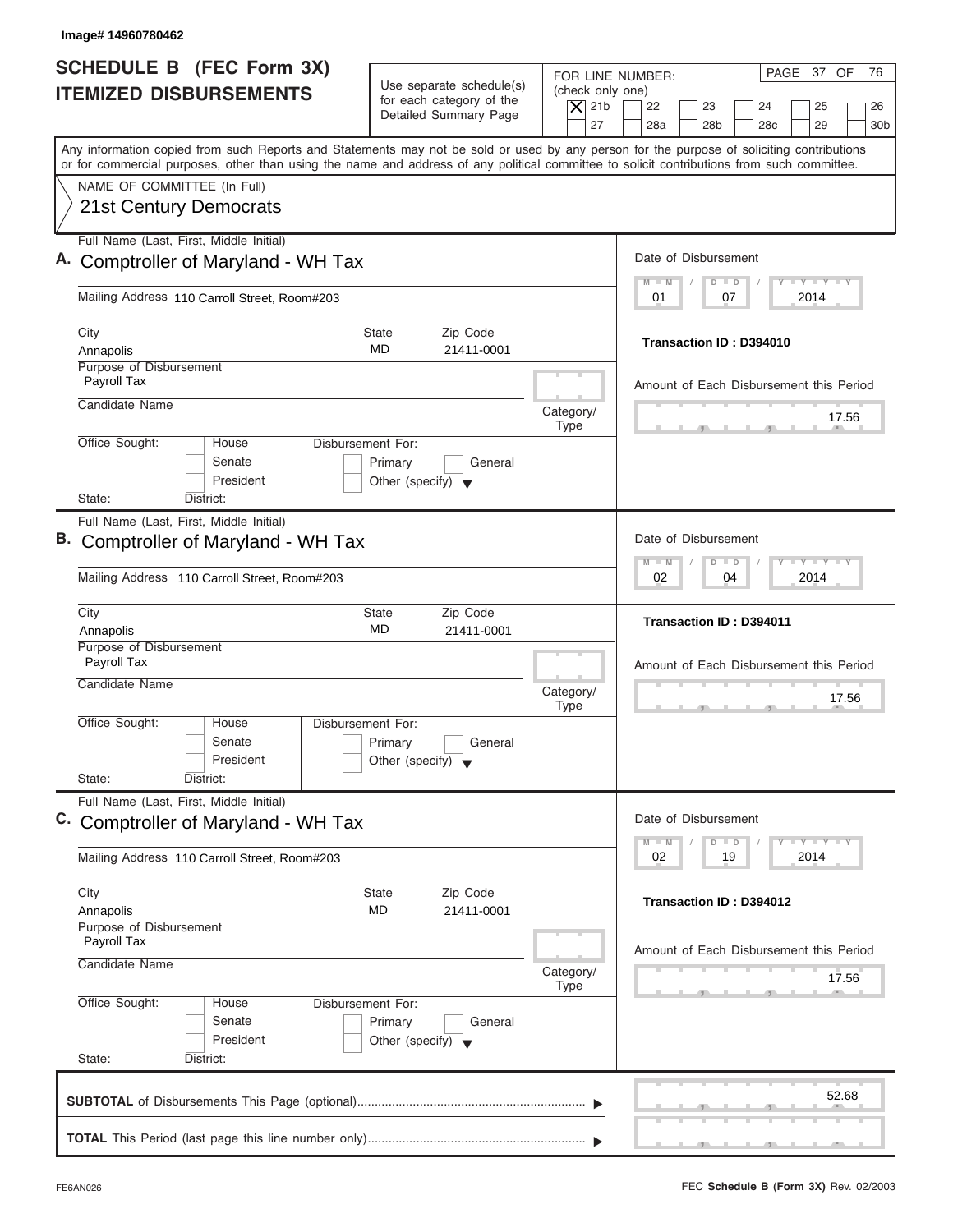Image# 14960780462

# SCHEDULE B (FEC Form 3X) ITEMIZED DISBURSEMENTS

Use separate schedule(s) for each category of the Detailed Summary Page

FOR LINE NUMBER: (check only one)

[X] 21b [ ] 22 [ ] 23 [ ] 24 [ ] 25 [ ] 26 [ ] 27 [ ] 28a [ ] 28b [ ] 28c [ ] 29 [ ] 30b

PAGE 37 OF 76

Any information copied from such Reports and Statements may not be sold or used by any person for the purpose of soliciting contributions or for commercial purposes, other than using the name and address of any political committee to solicit contributions from such committee.

NAME OF COMMITTEE (In Full)

21st Century Democrats

---

**A.** Full Name (Last, First, Middle Initial): Comptroller of Maryland - WH Tax

Mailing Address: 110 Carroll Street, Room#203

City: Annapolis | State: MD | Zip Code: 21411-0001

Purpose of Disbursement: Payroll Tax

Candidate Name:

Category/Type:

Office Sought: [ ] House [ ] Senate [ ] President

State: District:

Disbursement For: [ ] Primary [ ] General [ ] Other (specify)

Date of Disbursement: 01 / 07 / 2014

Transaction ID : D394010

Amount of Each Disbursement this Period: 17.56

---

**B.** Full Name (Last, First, Middle Initial): Comptroller of Maryland - WH Tax

Mailing Address: 110 Carroll Street, Room#203

City: Annapolis | State: MD | Zip Code: 21411-0001

Purpose of Disbursement: Payroll Tax

Candidate Name:

Category/Type:

Office Sought: [ ] House [ ] Senate [ ] President

State: District:

Disbursement For: [ ] Primary [ ] General [ ] Other (specify)

Date of Disbursement: 02 / 04 / 2014

Transaction ID : D394011

Amount of Each Disbursement this Period: 17.56

---

**C.** Full Name (Last, First, Middle Initial): Comptroller of Maryland - WH Tax

Mailing Address: 110 Carroll Street, Room#203

City: Annapolis | State: MD | Zip Code: 21411-0001

Purpose of Disbursement: Payroll Tax

Candidate Name:

Category/Type:

Office Sought: [ ] House [ ] Senate [ ] President

State: District:

Disbursement For: [ ] Primary [ ] General [ ] Other (specify)

Date of Disbursement: 02 / 19 / 2014

Transaction ID : D394012

Amount of Each Disbursement this Period: 17.56

---

**SUBTOTAL** of Disbursements This Page (optional): 52.68

**TOTAL** This Period (last page this line number only):

FE6AN026

FEC **Schedule B (Form 3X)** Rev. 02/2003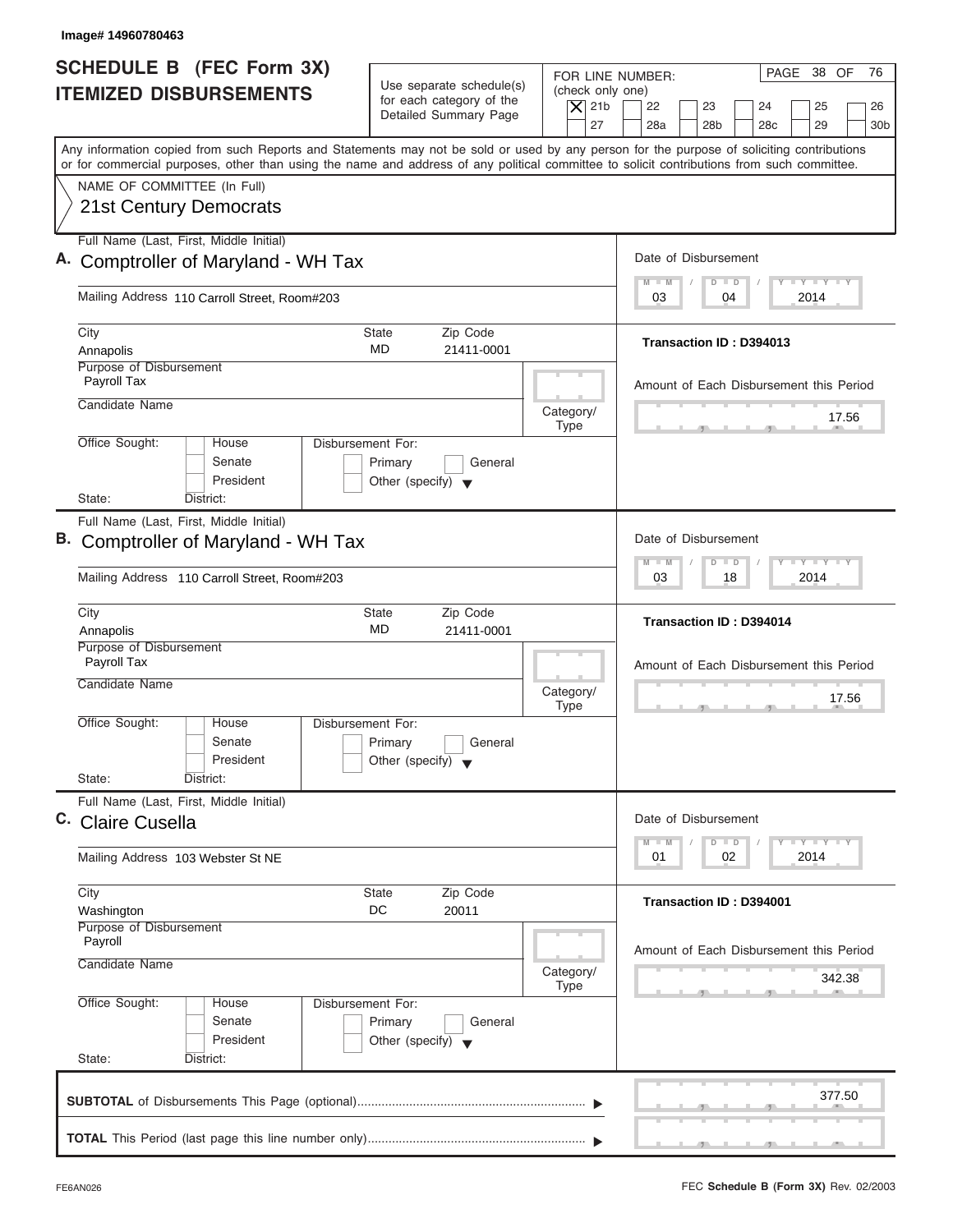Image# 14960780463

# SCHEDULE B (FEC Form 3X) ITEMIZED DISBURSEMENTS

Use separate schedule(s) for each category of the Detailed Summary Page

FOR LINE NUMBER: (check only one)
[X] 21b [ ] 22 [ ] 23 [ ] 24 [ ] 25 [ ] 26 [ ] 27 [ ] 28a [ ] 28b [ ] 28c [ ] 29 [ ] 30b

PAGE 38 OF 76

Any information copied from such Reports and Statements may not be sold or used by any person for the purpose of soliciting contributions or for commercial purposes, other than using the name and address of any political committee to solicit contributions from such committee.

NAME OF COMMITTEE (In Full)
21st Century Democrats

---

**A.** Full Name (Last, First, Middle Initial): Comptroller of Maryland - WH Tax

Mailing Address: 110 Carroll Street, Room#203

City: Annapolis | State: MD | Zip Code: 21411-0001

Purpose of Disbursement: Payroll Tax

Candidate Name:

Category/Type:

Office Sought: [ ] House [ ] Senate [ ] President

State: District:

Disbursement For: [ ] Primary [ ] General [ ] Other (specify)

Date of Disbursement: 03 / 04 / 2014

Transaction ID : D394013

Amount of Each Disbursement this Period: 17.56

---

**B.** Full Name (Last, First, Middle Initial): Comptroller of Maryland - WH Tax

Mailing Address: 110 Carroll Street, Room#203

City: Annapolis | State: MD | Zip Code: 21411-0001

Purpose of Disbursement: Payroll Tax

Candidate Name:

Category/Type:

Office Sought: [ ] House [ ] Senate [ ] President

State: District:

Disbursement For: [ ] Primary [ ] General [ ] Other (specify)

Date of Disbursement: 03 / 18 / 2014

Transaction ID : D394014

Amount of Each Disbursement this Period: 17.56

---

**C.** Full Name (Last, First, Middle Initial): Claire Cusella

Mailing Address: 103 Webster St NE

City: Washington | State: DC | Zip Code: 20011

Purpose of Disbursement: Payroll

Candidate Name:

Category/Type:

Office Sought: [ ] House [ ] Senate [ ] President

State: District:

Disbursement For: [ ] Primary [ ] General [ ] Other (specify)

Date of Disbursement: 01 / 02 / 2014

Transaction ID : D394001

Amount of Each Disbursement this Period: 342.38

---

**SUBTOTAL** of Disbursements This Page (optional): 377.50

**TOTAL** This Period (last page this line number only):

FE6AN026 | FEC **Schedule B (Form 3X)** Rev. 02/2003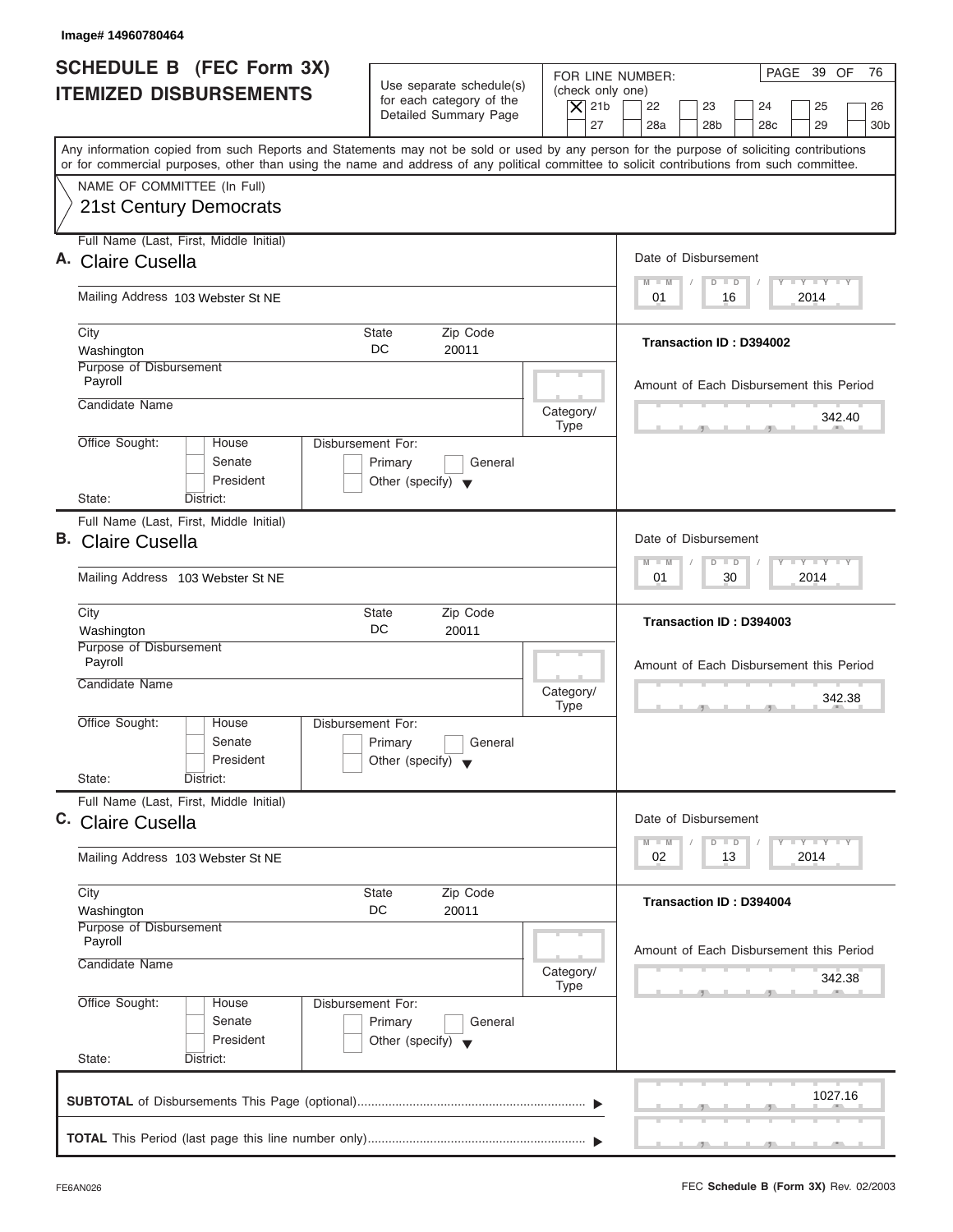Image# 14960780464

# SCHEDULE B (FEC Form 3X)
## ITEMIZED DISBURSEMENTS

Use separate schedule(s) for each category of the Detailed Summary Page

FOR LINE NUMBER: (check only one)

[X] 21b [ ] 22 [ ] 23 [ ] 24 [ ] 25 [ ] 26 [ ] 27 [ ] 28a [ ] 28b [ ] 28c [ ] 29 [ ] 30b

PAGE 39 OF 76

Any information copied from such Reports and Statements may not be sold or used by any person for the purpose of soliciting contributions or for commercial purposes, other than using the name and address of any political committee to solicit contributions from such committee.

NAME OF COMMITTEE (In Full)
21st Century Democrats

---

**A.** Full Name (Last, First, Middle Initial): Claire Cusella

Mailing Address: 103 Webster St NE

City: Washington | State: DC | Zip Code: 20011

Purpose of Disbursement: Payroll

Candidate Name:

Category/Type:

Office Sought: [ ] House [ ] Senate [ ] President

State: District:

Disbursement For: [ ] Primary [ ] General [ ] Other (specify)

Date of Disbursement: 01/16/2014

Transaction ID : D394002

Amount of Each Disbursement this Period: 342.40

---

**B.** Full Name (Last, First, Middle Initial): Claire Cusella

Mailing Address: 103 Webster St NE

City: Washington | State: DC | Zip Code: 20011

Purpose of Disbursement: Payroll

Candidate Name:

Category/Type:

Office Sought: [ ] House [ ] Senate [ ] President

State: District:

Disbursement For: [ ] Primary [ ] General [ ] Other (specify)

Date of Disbursement: 01/30/2014

Transaction ID : D394003

Amount of Each Disbursement this Period: 342.38

---

**C.** Full Name (Last, First, Middle Initial): Claire Cusella

Mailing Address: 103 Webster St NE

City: Washington | State: DC | Zip Code: 20011

Purpose of Disbursement: Payroll

Candidate Name:

Category/Type:

Office Sought: [ ] House [ ] Senate [ ] President

State: District:

Disbursement For: [ ] Primary [ ] General [ ] Other (specify)

Date of Disbursement: 02/13/2014

Transaction ID : D394004

Amount of Each Disbursement this Period: 342.38

---

**SUBTOTAL** of Disbursements This Page (optional): 1027.16

**TOTAL** This Period (last page this line number only):

FE6AN026 FEC **Schedule B (Form 3X)** Rev. 02/2003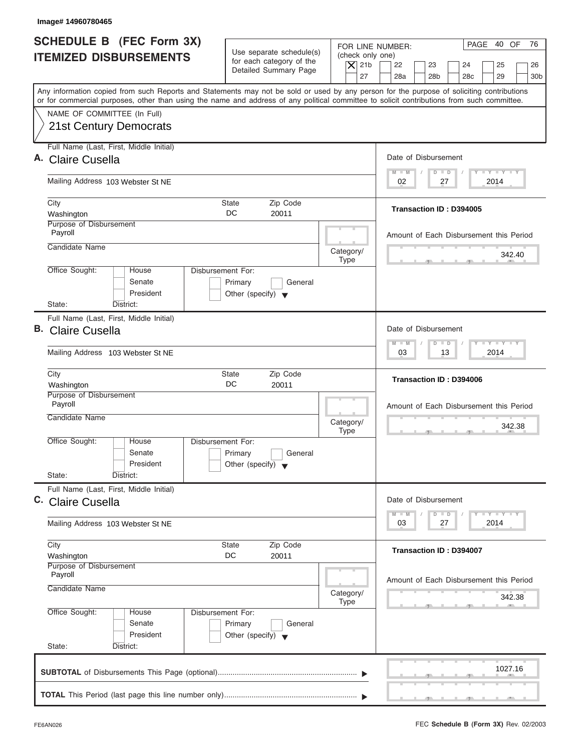Image# 14960780465

# SCHEDULE B (FEC Form 3X)
## ITEMIZED DISBURSEMENTS

Use separate schedule(s) for each category of the Detailed Summary Page

FOR LINE NUMBER: (check only one)

| | | | | | |
|---|---|---|---|---|---|
| [X] 21b | [ ] 22 | [ ] 23 | [ ] 24 | [ ] 25 | [ ] 26 |
| [ ] 27 | [ ] 28a | [ ] 28b | [ ] 28c | [ ] 29 | [ ] 30b |

PAGE 40 OF 76

Any information copied from such Reports and Statements may not be sold or used by any person for the purpose of soliciting contributions or for commercial purposes, other than using the name and address of any political committee to solicit contributions from such committee.

NAME OF COMMITTEE (In Full)

21st Century Democrats

---

**A.** Full Name (Last, First, Middle Initial): Claire Cusella

Mailing Address: 103 Webster St NE

City: Washington | State: DC | Zip Code: 20011

Purpose of Disbursement: Payroll

Candidate Name:

Category/Type:

Office Sought: [ ] House [ ] Senate [ ] President

State: District:

Disbursement For: [ ] Primary [ ] General [ ] Other (specify)

Date of Disbursement: 02 / 27 / 2014

Transaction ID : D394005

Amount of Each Disbursement this Period: 342.40

---

**B.** Full Name (Last, First, Middle Initial): Claire Cusella

Mailing Address: 103 Webster St NE

City: Washington | State: DC | Zip Code: 20011

Purpose of Disbursement: Payroll

Candidate Name:

Category/Type:

Office Sought: [ ] House [ ] Senate [ ] President

State: District:

Disbursement For: [ ] Primary [ ] General [ ] Other (specify)

Date of Disbursement: 03 / 13 / 2014

Transaction ID : D394006

Amount of Each Disbursement this Period: 342.38

---

**C.** Full Name (Last, First, Middle Initial): Claire Cusella

Mailing Address: 103 Webster St NE

City: Washington | State: DC | Zip Code: 20011

Purpose of Disbursement: Payroll

Candidate Name:

Category/Type:

Office Sought: [ ] House [ ] Senate [ ] President

State: District:

Disbursement For: [ ] Primary [ ] General [ ] Other (specify)

Date of Disbursement: 03 / 27 / 2014

Transaction ID : D394007

Amount of Each Disbursement this Period: 342.38

---

**SUBTOTAL** of Disbursements This Page (optional): 1027.16

**TOTAL** This Period (last page this line number only):

FE6AN026 FEC **Schedule B (Form 3X)** Rev. 02/2003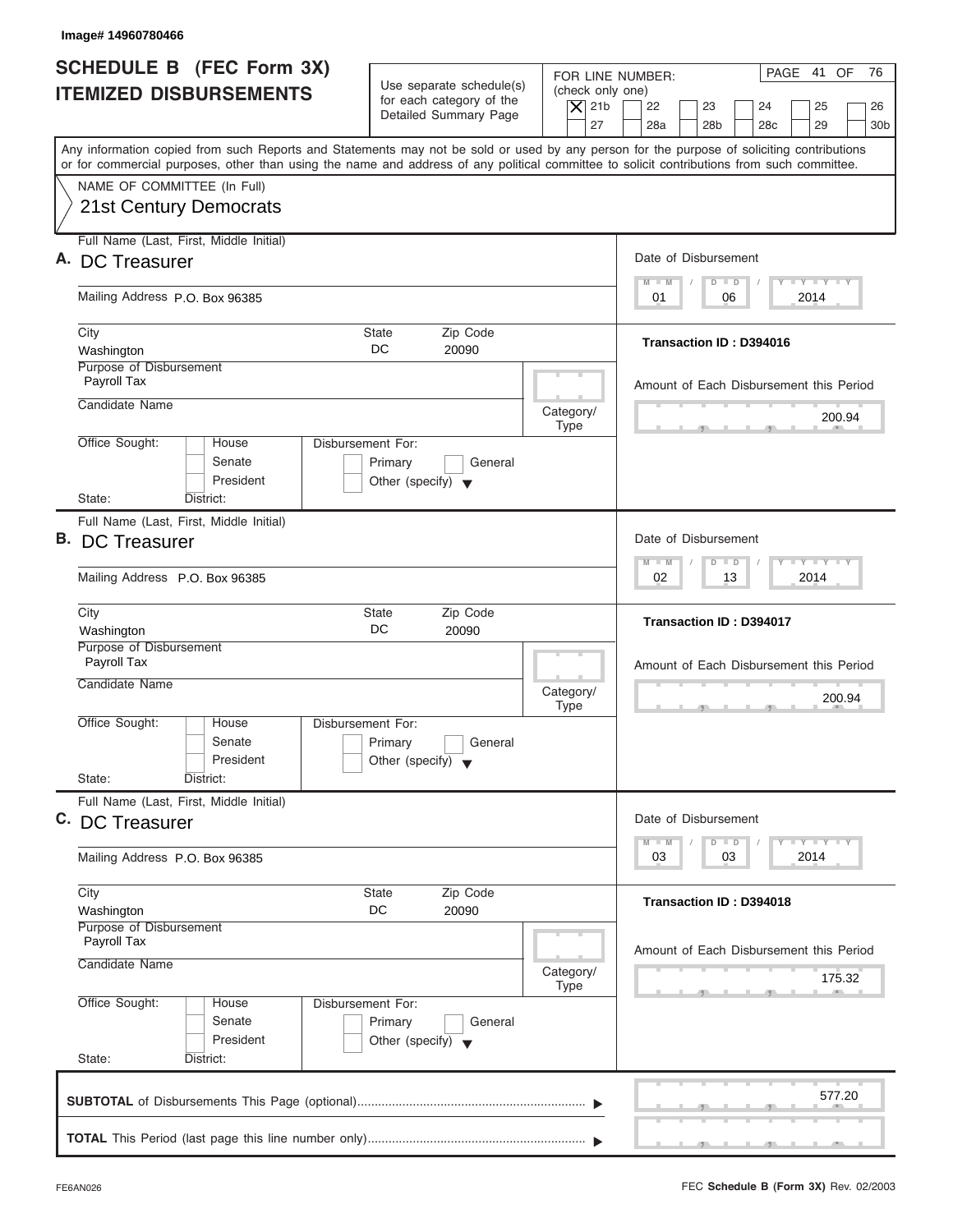Image# 14960780466

# SCHEDULE B (FEC Form 3X) ITEMIZED DISBURSEMENTS

Use separate schedule(s) for each category of the Detailed Summary Page

FOR LINE NUMBER: (check only one)

- [X] 21b
- [ ] 22
- [ ] 23
- [ ] 24
- [ ] 25
- [ ] 26
- [ ] 27
- [ ] 28a
- [ ] 28b
- [ ] 28c
- [ ] 29
- [ ] 30b

PAGE 41 OF 76

Any information copied from such Reports and Statements may not be sold or used by any person for the purpose of soliciting contributions or for commercial purposes, other than using the name and address of any political committee to solicit contributions from such committee.

NAME OF COMMITTEE (In Full)
21st Century Democrats

---

**A.** Full Name (Last, First, Middle Initial): DC Treasurer

Mailing Address: P.O. Box 96385

City: Washington | State: DC | Zip Code: 20090

Purpose of Disbursement: Payroll Tax

Candidate Name:

Category/Type:

Office Sought: House / Senate / President — State: — District:

Disbursement For: Primary / General / Other (specify)

Date of Disbursement: 01/06/2014

Transaction ID : D394016

Amount of Each Disbursement this Period: 200.94

---

**B.** Full Name (Last, First, Middle Initial): DC Treasurer

Mailing Address: P.O. Box 96385

City: Washington | State: DC | Zip Code: 20090

Purpose of Disbursement: Payroll Tax

Candidate Name:

Category/Type:

Office Sought: House / Senate / President — State: — District:

Disbursement For: Primary / General / Other (specify)

Date of Disbursement: 02/13/2014

Transaction ID : D394017

Amount of Each Disbursement this Period: 200.94

---

**C.** Full Name (Last, First, Middle Initial): DC Treasurer

Mailing Address: P.O. Box 96385

City: Washington | State: DC | Zip Code: 20090

Purpose of Disbursement: Payroll Tax

Candidate Name:

Category/Type:

Office Sought: House / Senate / President — State: — District:

Disbursement For: Primary / General / Other (specify)

Date of Disbursement: 03/03/2014

Transaction ID : D394018

Amount of Each Disbursement this Period: 175.32

---

**SUBTOTAL** of Disbursements This Page (optional): 577.20

**TOTAL** This Period (last page this line number only):

FE6AN026 — FEC **Schedule B (Form 3X)** Rev. 02/2003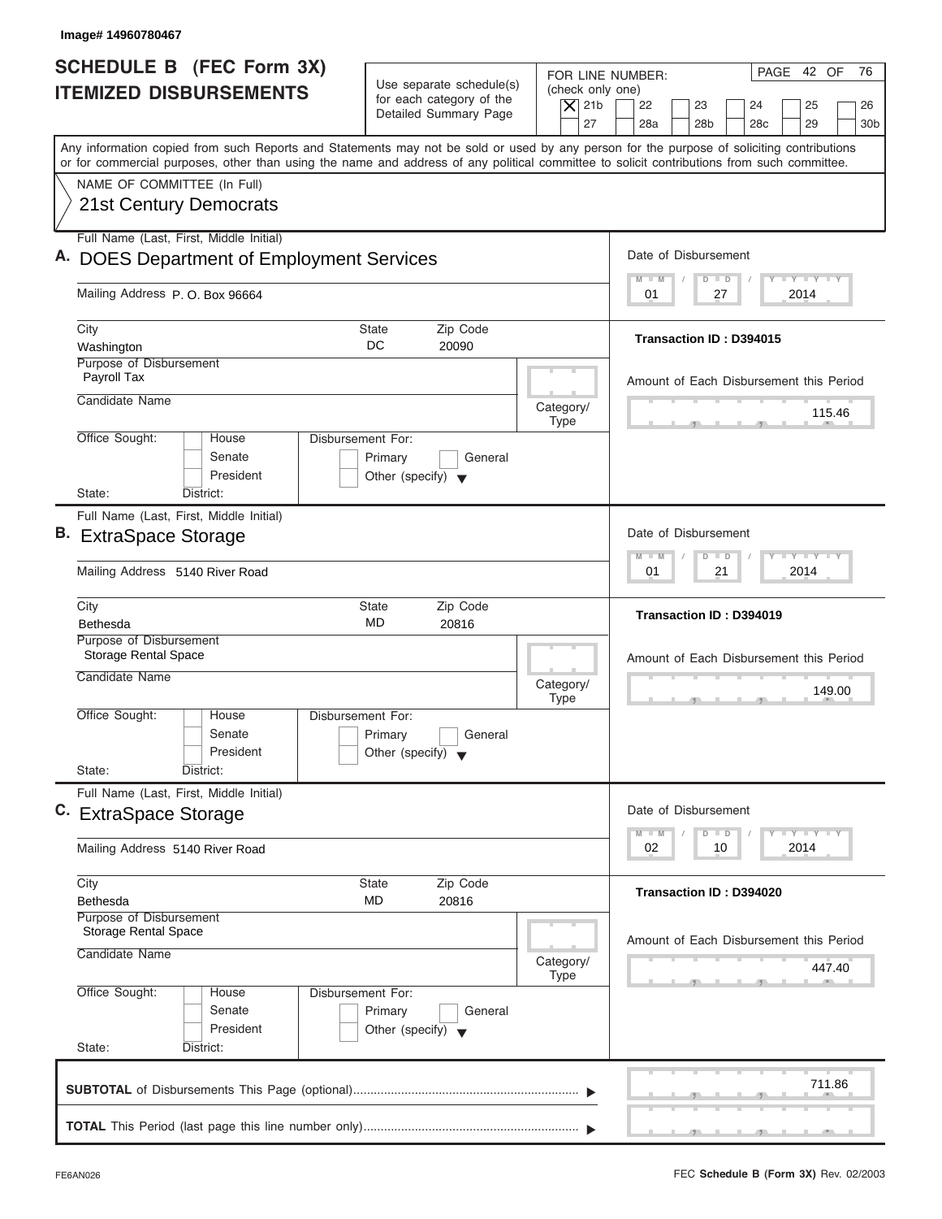Image# 14960780467

# SCHEDULE B (FEC Form 3X)
## ITEMIZED DISBURSEMENTS

Use separate schedule(s) for each category of the Detailed Summary Page

FOR LINE NUMBER: (check only one)
[X] 21b [ ] 22 [ ] 23 [ ] 24 [ ] 25 [ ] 26 [ ] 27 [ ] 28a [ ] 28b [ ] 28c [ ] 29 [ ] 30b

PAGE 42 OF 76

Any information copied from such Reports and Statements may not be sold or used by any person for the purpose of soliciting contributions or for commercial purposes, other than using the name and address of any political committee to solicit contributions from such committee.

NAME OF COMMITTEE (In Full)
21st Century Democrats

---

**A.** Full Name (Last, First, Middle Initial): DOES Department of Employment Services

Mailing Address: P. O. Box 96664

City: Washington | State: DC | Zip Code: 20090

Purpose of Disbursement: Payroll Tax

Candidate Name:

Category/Type:

Office Sought: [ ] House [ ] Senate [ ] President
State: District:

Disbursement For: [ ] Primary [ ] General [ ] Other (specify)

Date of Disbursement: 01 / 27 / 2014

Transaction ID : D394015

Amount of Each Disbursement this Period: 115.46

---

**B.** Full Name (Last, First, Middle Initial): ExtraSpace Storage

Mailing Address: 5140 River Road

City: Bethesda | State: MD | Zip Code: 20816

Purpose of Disbursement: Storage Rental Space

Candidate Name:

Category/Type:

Office Sought: [ ] House [ ] Senate [ ] President
State: District:

Disbursement For: [ ] Primary [ ] General [ ] Other (specify)

Date of Disbursement: 01 / 21 / 2014

Transaction ID : D394019

Amount of Each Disbursement this Period: 149.00

---

**C.** Full Name (Last, First, Middle Initial): ExtraSpace Storage

Mailing Address: 5140 River Road

City: Bethesda | State: MD | Zip Code: 20816

Purpose of Disbursement: Storage Rental Space

Candidate Name:

Category/Type:

Office Sought: [ ] House [ ] Senate [ ] President
State: District:

Disbursement For: [ ] Primary [ ] General [ ] Other (specify)

Date of Disbursement: 02 / 10 / 2014

Transaction ID : D394020

Amount of Each Disbursement this Period: 447.40

---

**SUBTOTAL** of Disbursements This Page (optional): 711.86

**TOTAL** This Period (last page this line number only):

FE6AN026 | FEC **Schedule B (Form 3X)** Rev. 02/2003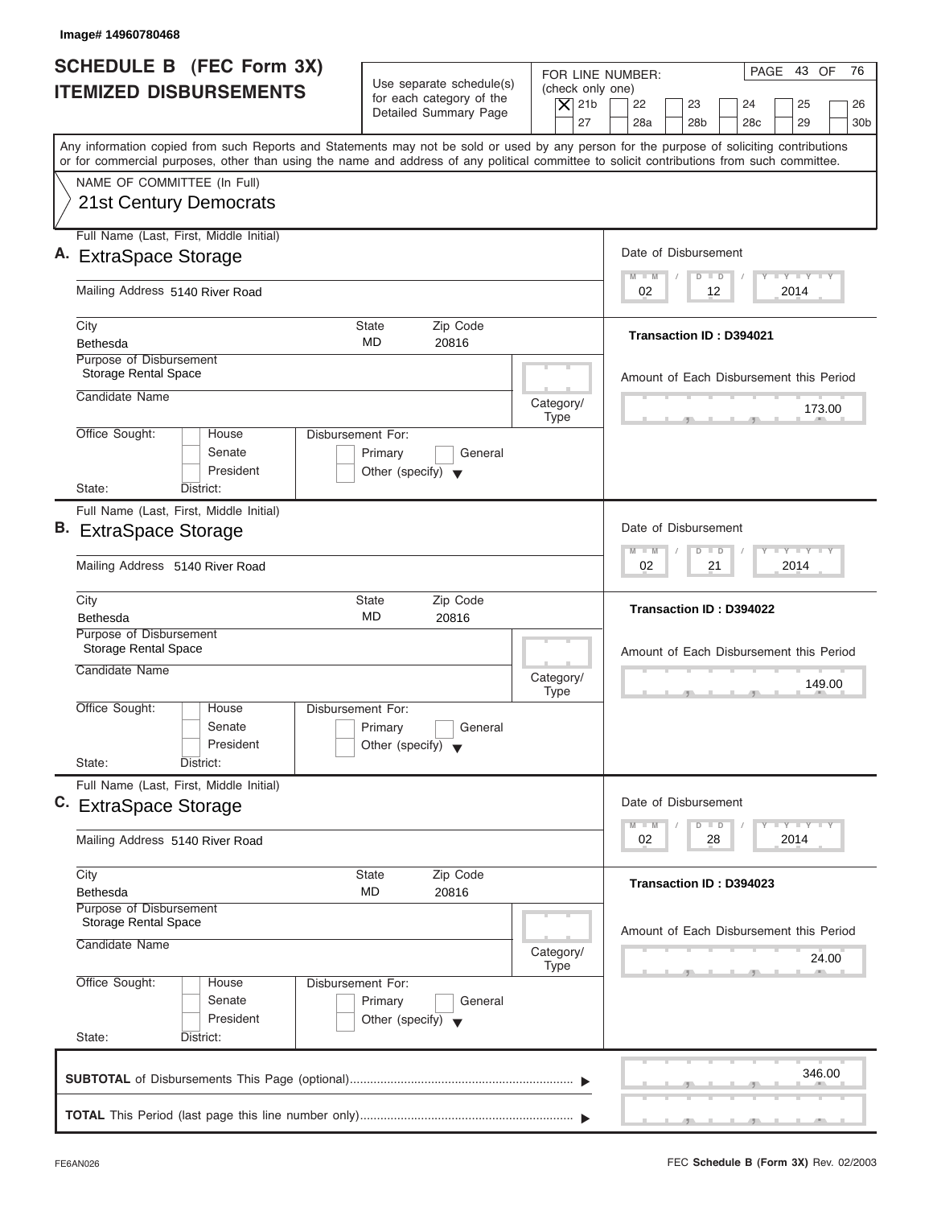Image# 14960780468

# SCHEDULE B (FEC Form 3X) ITEMIZED DISBURSEMENTS

Use separate schedule(s) for each category of the Detailed Summary Page

FOR LINE NUMBER: (check only one)
[X] 21b [ ] 22 [ ] 23 [ ] 24 [ ] 25 [ ] 26 [ ] 27 [ ] 28a [ ] 28b [ ] 28c [ ] 29 [ ] 30b

PAGE 43 OF 76

Any information copied from such Reports and Statements may not be sold or used by any person for the purpose of soliciting contributions or for commercial purposes, other than using the name and address of any political committee to solicit contributions from such committee.

NAME OF COMMITTEE (In Full)
21st Century Democrats

## A.

Full Name (Last, First, Middle Initial): ExtraSpace Storage

Mailing Address: 5140 River Road

City: Bethesda | State: MD | Zip Code: 20816

Purpose of Disbursement: Storage Rental Space

Candidate Name:

Category/Type:

Office Sought: [ ] House [ ] Senate [ ] President

State: District:

Disbursement For: [ ] Primary [ ] General [ ] Other (specify)

Date of Disbursement: 02/12/2014

Transaction ID : D394021

Amount of Each Disbursement this Period: 173.00

## B.

Full Name (Last, First, Middle Initial): ExtraSpace Storage

Mailing Address: 5140 River Road

City: Bethesda | State: MD | Zip Code: 20816

Purpose of Disbursement: Storage Rental Space

Candidate Name:

Category/Type:

Office Sought: [ ] House [ ] Senate [ ] President

State: District:

Disbursement For: [ ] Primary [ ] General [ ] Other (specify)

Date of Disbursement: 02/21/2014

Transaction ID : D394022

Amount of Each Disbursement this Period: 149.00

## C.

Full Name (Last, First, Middle Initial): ExtraSpace Storage

Mailing Address: 5140 River Road

City: Bethesda | State: MD | Zip Code: 20816

Purpose of Disbursement: Storage Rental Space

Candidate Name:

Category/Type:

Office Sought: [ ] House [ ] Senate [ ] President

State: District:

Disbursement For: [ ] Primary [ ] General [ ] Other (specify)

Date of Disbursement: 02/28/2014

Transaction ID : D394023

Amount of Each Disbursement this Period: 24.00

**SUBTOTAL** of Disbursements This Page (optional): 346.00

**TOTAL** This Period (last page this line number only):

FE6AN026 — FEC **Schedule B (Form 3X)** Rev. 02/2003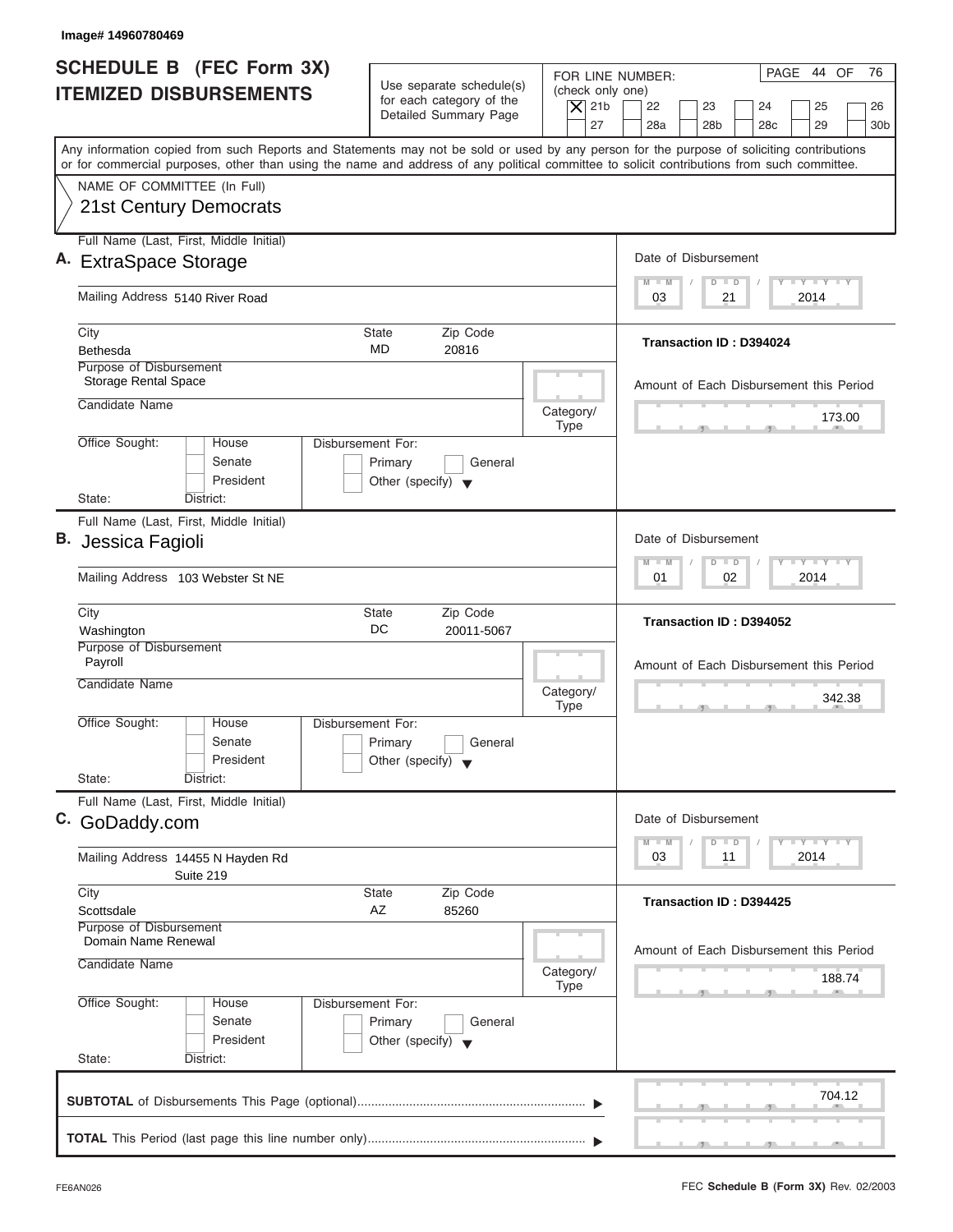Image# 14960780469

# SCHEDULE B (FEC Form 3X) ITEMIZED DISBURSEMENTS

Use separate schedule(s) for each category of the Detailed Summary Page

FOR LINE NUMBER: (check only one)

- [X] 21b
- [ ] 22
- [ ] 23
- [ ] 24
- [ ] 25
- [ ] 26
- [ ] 27
- [ ] 28a
- [ ] 28b
- [ ] 28c
- [ ] 29
- [ ] 30b

Any information copied from such Reports and Statements may not be sold or used by any person for the purpose of soliciting contributions or for commercial purposes, other than using the name and address of any political committee to solicit contributions from such committee.

NAME OF COMMITTEE (In Full)

21st Century Democrats

---

**A.** Full Name (Last, First, Middle Initial): ExtraSpace Storage

Mailing Address: 5140 River Road

City: Bethesda | State: MD | Zip Code: 20816

Purpose of Disbursement: Storage Rental Space

Candidate Name:

Category/Type:

Office Sought: [ ] House [ ] Senate [ ] President

State: District:

Disbursement For: [ ] Primary [ ] General [ ] Other (specify)

Date of Disbursement: 03 / 21 / 2014

Transaction ID : D394024

Amount of Each Disbursement this Period: 173.00

---

**B.** Full Name (Last, First, Middle Initial): Jessica Fagioli

Mailing Address: 103 Webster St NE

City: Washington | State: DC | Zip Code: 20011-5067

Purpose of Disbursement: Payroll

Candidate Name:

Category/Type:

Office Sought: [ ] House [ ] Senate [ ] President

State: District:

Disbursement For: [ ] Primary [ ] General [ ] Other (specify)

Date of Disbursement: 01 / 02 / 2014

Transaction ID : D394052

Amount of Each Disbursement this Period: 342.38

---

**C.** Full Name (Last, First, Middle Initial): GoDaddy.com

Mailing Address: 14455 N Hayden Rd, Suite 219

City: Scottsdale | State: AZ | Zip Code: 85260

Purpose of Disbursement: Domain Name Renewal

Candidate Name:

Category/Type:

Office Sought: [ ] House [ ] Senate [ ] President

State: District:

Disbursement For: [ ] Primary [ ] General [ ] Other (specify)

Date of Disbursement: 03 / 11 / 2014

Transaction ID : D394425

Amount of Each Disbursement this Period: 188.74

---

**SUBTOTAL** of Disbursements This Page (optional): 704.12

**TOTAL** This Period (last page this line number only):

FE6AN026

FEC **Schedule B (Form 3X)** Rev. 02/2003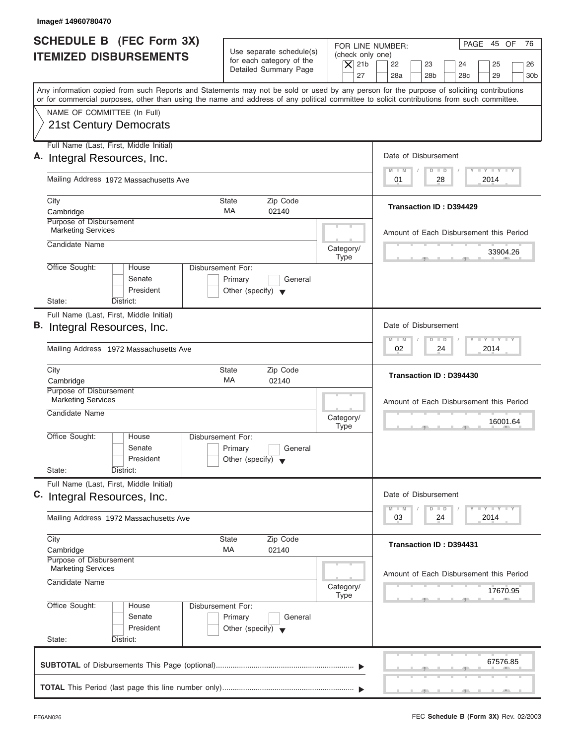Image# 14960780470

# SCHEDULE B (FEC Form 3X) ITEMIZED DISBURSEMENTS

Use separate schedule(s) for each category of the Detailed Summary Page

FOR LINE NUMBER: (check only one)

[X] 21b [ ] 22 [ ] 23 [ ] 24 [ ] 25 [ ] 26 [ ] 27 [ ] 28a [ ] 28b [ ] 28c [ ] 29 [ ] 30b

PAGE 45 OF 76

Any information copied from such Reports and Statements may not be sold or used by any person for the purpose of soliciting contributions or for commercial purposes, other than using the name and address of any political committee to solicit contributions from such committee.

NAME OF COMMITTEE (In Full)
21st Century Democrats

---

**A.** Full Name (Last, First, Middle Initial): Integral Resources, Inc.

Mailing Address: 1972 Massachusetts Ave

City: Cambridge State: MA Zip Code: 02140

Purpose of Disbursement: Marketing Services

Candidate Name:

Category/Type:

Office Sought: [ ] House [ ] Senate [ ] President

State: District:

Disbursement For: [ ] Primary [ ] General [ ] Other (specify)

Date of Disbursement: 01 / 28 / 2014

Transaction ID : D394429

Amount of Each Disbursement this Period: 33904.26

---

**B.** Full Name (Last, First, Middle Initial): Integral Resources, Inc.

Mailing Address: 1972 Massachusetts Ave

City: Cambridge State: MA Zip Code: 02140

Purpose of Disbursement: Marketing Services

Candidate Name:

Category/Type:

Office Sought: [ ] House [ ] Senate [ ] President

State: District:

Disbursement For: [ ] Primary [ ] General [ ] Other (specify)

Date of Disbursement: 02 / 24 / 2014

Transaction ID : D394430

Amount of Each Disbursement this Period: 16001.64

---

**C.** Full Name (Last, First, Middle Initial): Integral Resources, Inc.

Mailing Address: 1972 Massachusetts Ave

City: Cambridge State: MA Zip Code: 02140

Purpose of Disbursement: Marketing Services

Candidate Name:

Category/Type:

Office Sought: [ ] House [ ] Senate [ ] President

State: District:

Disbursement For: [ ] Primary [ ] General [ ] Other (specify)

Date of Disbursement: 03 / 24 / 2014

Transaction ID : D394431

Amount of Each Disbursement this Period: 17670.95

---

**SUBTOTAL** of Disbursements This Page (optional): 67576.85

**TOTAL** This Period (last page this line number only):

FE6AN026

FEC **Schedule B (Form 3X)** Rev. 02/2003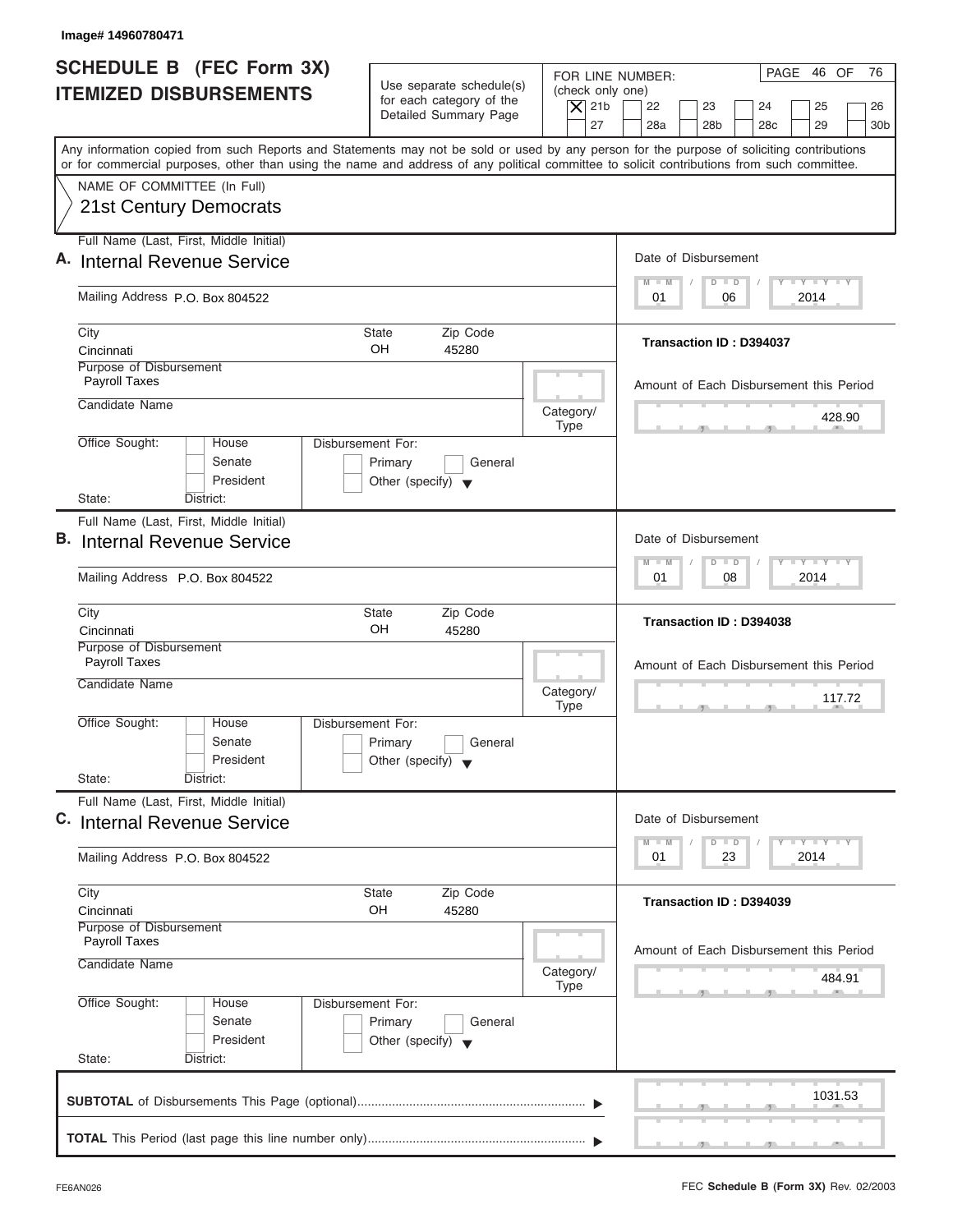Image# 14960780471

# SCHEDULE B (FEC Form 3X)
## ITEMIZED DISBURSEMENTS

Use separate schedule(s) for each category of the Detailed Summary Page

FOR LINE NUMBER: (check only one)
[X] 21b [ ] 22 [ ] 23 [ ] 24 [ ] 25 [ ] 26 [ ] 27 [ ] 28a [ ] 28b [ ] 28c [ ] 29 [ ] 30b

PAGE 46 OF 76

Any information copied from such Reports and Statements may not be sold or used by any person for the purpose of soliciting contributions or for commercial purposes, other than using the name and address of any political committee to solicit contributions from such committee.

NAME OF COMMITTEE (In Full)
21st Century Democrats

---

**A.** Full Name (Last, First, Middle Initial): Internal Revenue Service

Mailing Address: P.O. Box 804522

City: Cincinnati | State: OH | Zip Code: 45280

Purpose of Disbursement: Payroll Taxes

Candidate Name:

Category/Type:

Office Sought: [ ] House [ ] Senate [ ] President — State: District:

Disbursement For: [ ] Primary [ ] General [ ] Other (specify)

Date of Disbursement: 01 / 06 / 2014

Transaction ID : D394037

Amount of Each Disbursement this Period: 428.90

---

**B.** Full Name (Last, First, Middle Initial): Internal Revenue Service

Mailing Address: P.O. Box 804522

City: Cincinnati | State: OH | Zip Code: 45280

Purpose of Disbursement: Payroll Taxes

Candidate Name:

Category/Type:

Office Sought: [ ] House [ ] Senate [ ] President — State: District:

Disbursement For: [ ] Primary [ ] General [ ] Other (specify)

Date of Disbursement: 01 / 08 / 2014

Transaction ID : D394038

Amount of Each Disbursement this Period: 117.72

---

**C.** Full Name (Last, First, Middle Initial): Internal Revenue Service

Mailing Address: P.O. Box 804522

City: Cincinnati | State: OH | Zip Code: 45280

Purpose of Disbursement: Payroll Taxes

Candidate Name:

Category/Type:

Office Sought: [ ] House [ ] Senate [ ] President — State: District:

Disbursement For: [ ] Primary [ ] General [ ] Other (specify)

Date of Disbursement: 01 / 23 / 2014

Transaction ID : D394039

Amount of Each Disbursement this Period: 484.91

---

**SUBTOTAL** of Disbursements This Page (optional): 1031.53

**TOTAL** This Period (last page this line number only):

FE6AN026 — FEC **Schedule B (Form 3X)** Rev. 02/2003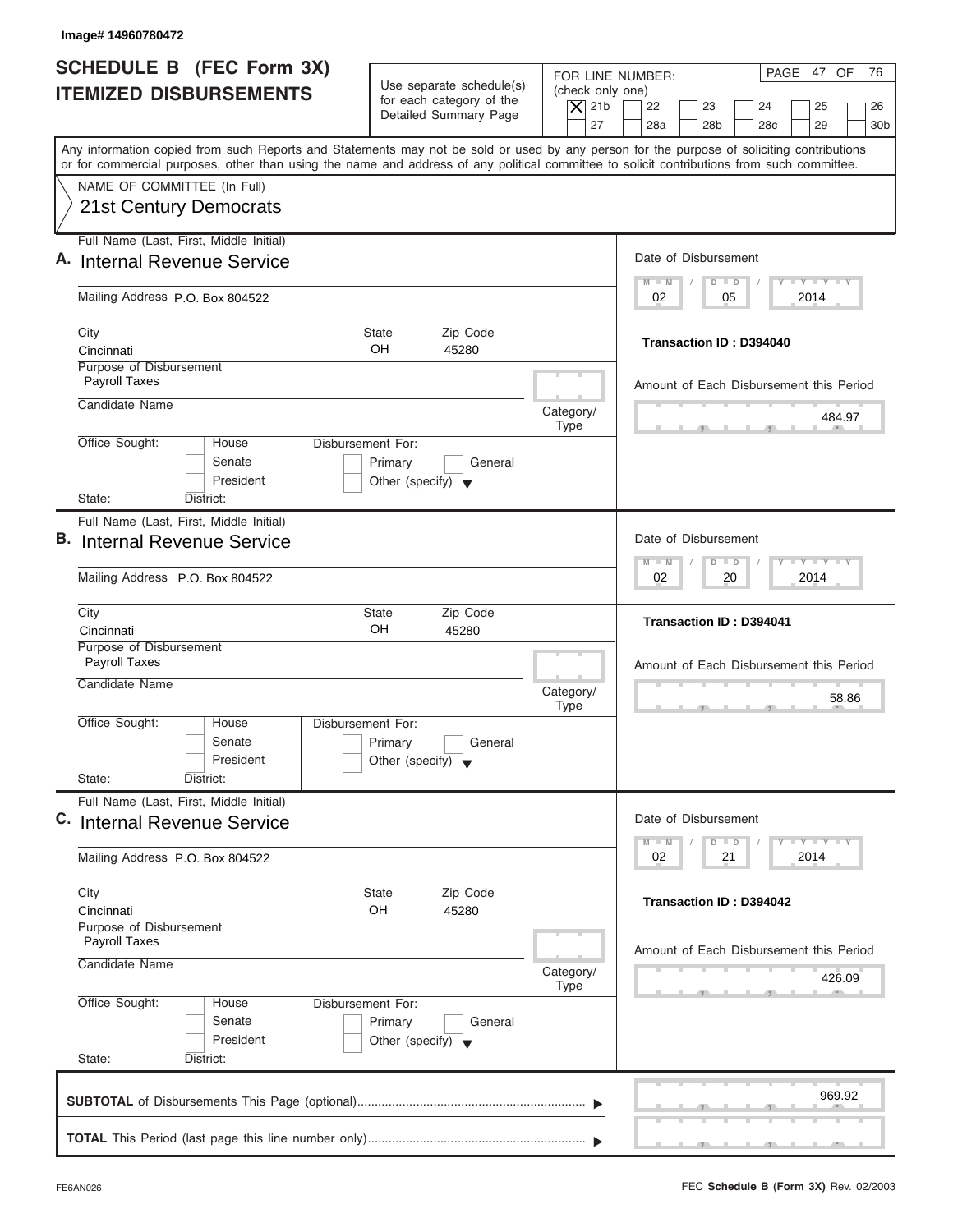Image# 14960780472

# SCHEDULE B (FEC Form 3X)
## ITEMIZED DISBURSEMENTS

Use separate schedule(s) for each category of the Detailed Summary Page

FOR LINE NUMBER: (check only one)

| | | | | | |
|---|---|---|---|---|---|
| [X] 21b | [ ] 22 | [ ] 23 | [ ] 24 | [ ] 25 | [ ] 26 |
| [ ] 27 | [ ] 28a | [ ] 28b | [ ] 28c | [ ] 29 | [ ] 30b |

PAGE 47 OF 76

Any information copied from such Reports and Statements may not be sold or used by any person for the purpose of soliciting contributions or for commercial purposes, other than using the name and address of any political committee to solicit contributions from such committee.

NAME OF COMMITTEE (In Full)
21st Century Democrats

---

**A.** Full Name (Last, First, Middle Initial): Internal Revenue Service

Mailing Address: P.O. Box 804522

City: Cincinnati | State: OH | Zip Code: 45280

Purpose of Disbursement: Payroll Taxes

Candidate Name:

Category/Type:

Office Sought: [ ] House [ ] Senate [ ] President

State: District:

Disbursement For: [ ] Primary [ ] General [ ] Other (specify)

Date of Disbursement: 02 / 05 / 2014

Transaction ID : D394040

Amount of Each Disbursement this Period: 484.97

---

**B.** Full Name (Last, First, Middle Initial): Internal Revenue Service

Mailing Address: P.O. Box 804522

City: Cincinnati | State: OH | Zip Code: 45280

Purpose of Disbursement: Payroll Taxes

Candidate Name:

Category/Type:

Office Sought: [ ] House [ ] Senate [ ] President

State: District:

Disbursement For: [ ] Primary [ ] General [ ] Other (specify)

Date of Disbursement: 02 / 20 / 2014

Transaction ID : D394041

Amount of Each Disbursement this Period: 58.86

---

**C.** Full Name (Last, First, Middle Initial): Internal Revenue Service

Mailing Address: P.O. Box 804522

City: Cincinnati | State: OH | Zip Code: 45280

Purpose of Disbursement: Payroll Taxes

Candidate Name:

Category/Type:

Office Sought: [ ] House [ ] Senate [ ] President

State: District:

Disbursement For: [ ] Primary [ ] General [ ] Other (specify)

Date of Disbursement: 02 / 21 / 2014

Transaction ID : D394042

Amount of Each Disbursement this Period: 426.09

---

**SUBTOTAL** of Disbursements This Page (optional): 969.92

**TOTAL** This Period (last page this line number only):

FE6AN026

FEC **Schedule B (Form 3X)** Rev. 02/2003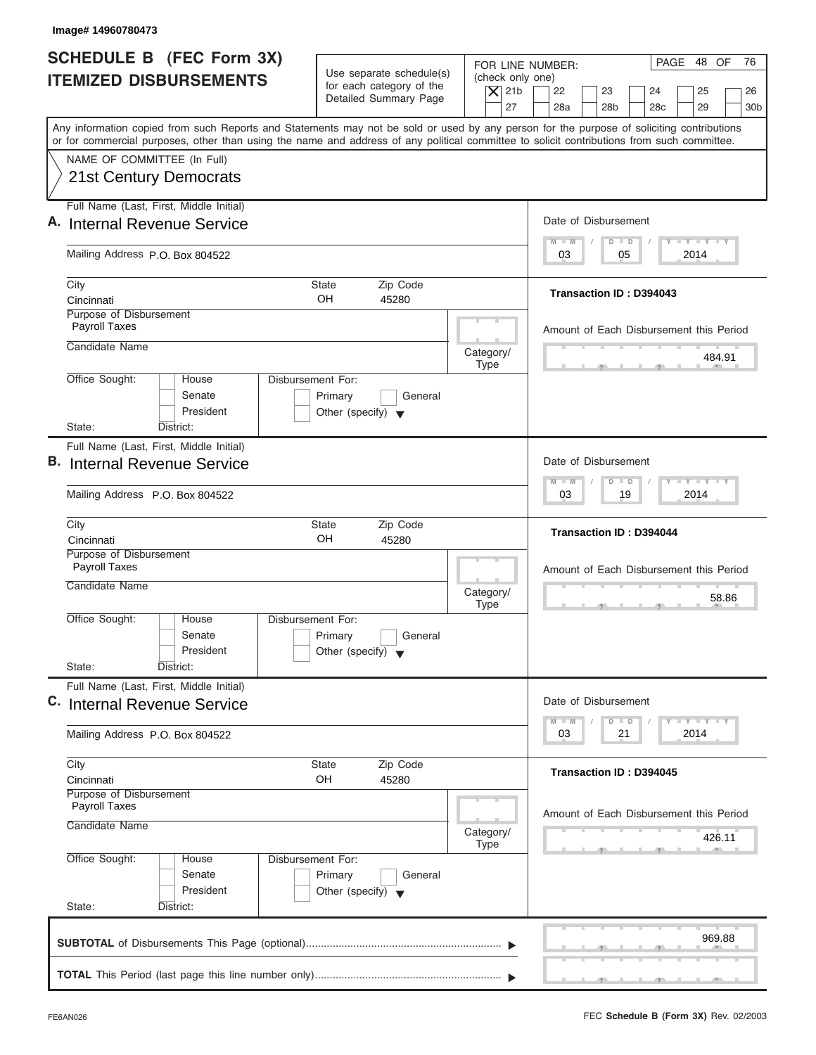Image# 14960780473

# SCHEDULE B (FEC Form 3X) ITEMIZED DISBURSEMENTS

Use separate schedule(s) for each category of the Detailed Summary Page

FOR LINE NUMBER: (check only one)

- [X] 21b
- [ ] 22
- [ ] 23
- [ ] 24
- [ ] 25
- [ ] 26
- [ ] 27
- [ ] 28a
- [ ] 28b
- [ ] 28c
- [ ] 29
- [ ] 30b

PAGE 48 OF 76

Any information copied from such Reports and Statements may not be sold or used by any person for the purpose of soliciting contributions or for commercial purposes, other than using the name and address of any political committee to solicit contributions from such committee.

NAME OF COMMITTEE (In Full)

21st Century Democrats

## A.

Full Name (Last, First, Middle Initial): Internal Revenue Service

Mailing Address: P.O. Box 804522

City: Cincinnati | State: OH | Zip Code: 45280

Purpose of Disbursement: Payroll Taxes

Candidate Name:

Category/Type:

Office Sought: [ ] House [ ] Senate [ ] President

State: District:

Disbursement For: [ ] Primary [ ] General [ ] Other (specify)

Date of Disbursement: 03 / 05 / 2014

Transaction ID : D394043

Amount of Each Disbursement this Period: 484.91

## B.

Full Name (Last, First, Middle Initial): Internal Revenue Service

Mailing Address: P.O. Box 804522

City: Cincinnati | State: OH | Zip Code: 45280

Purpose of Disbursement: Payroll Taxes

Candidate Name:

Category/Type:

Office Sought: [ ] House [ ] Senate [ ] President

State: District:

Disbursement For: [ ] Primary [ ] General [ ] Other (specify)

Date of Disbursement: 03 / 19 / 2014

Transaction ID : D394044

Amount of Each Disbursement this Period: 58.86

## C.

Full Name (Last, First, Middle Initial): Internal Revenue Service

Mailing Address: P.O. Box 804522

City: Cincinnati | State: OH | Zip Code: 45280

Purpose of Disbursement: Payroll Taxes

Candidate Name:

Category/Type:

Office Sought: [ ] House [ ] Senate [ ] President

State: District:

Disbursement For: [ ] Primary [ ] General [ ] Other (specify)

Date of Disbursement: 03 / 21 / 2014

Transaction ID : D394045

Amount of Each Disbursement this Period: 426.11

**SUBTOTAL** of Disbursements This Page (optional): 969.88

**TOTAL** This Period (last page this line number only):

FE6AN026

FEC **Schedule B (Form 3X)** Rev. 02/2003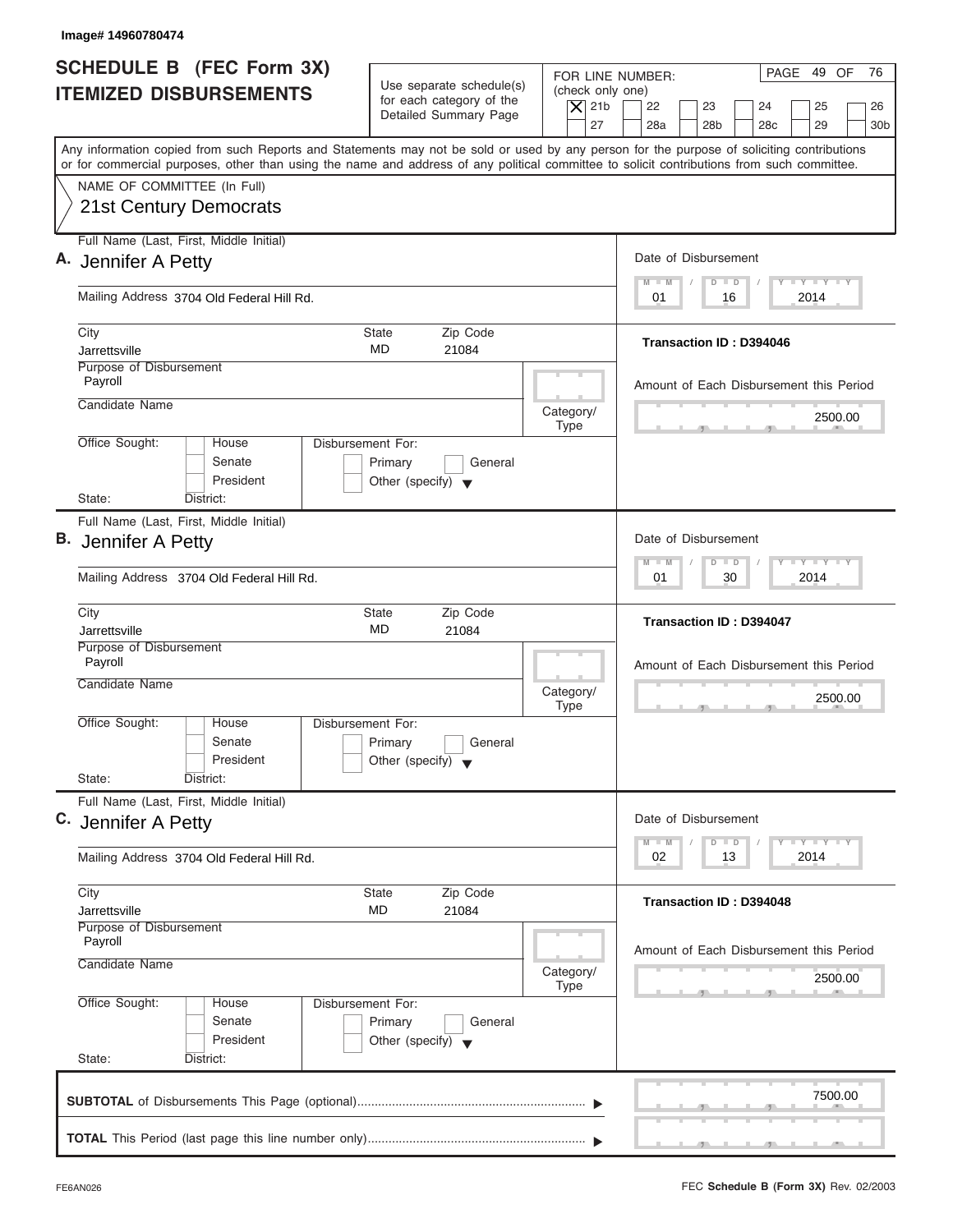Image# 14960780474

# SCHEDULE B (FEC Form 3X) ITEMIZED DISBURSEMENTS

Use separate schedule(s) for each category of the Detailed Summary Page

FOR LINE NUMBER: (check only one)

- [X] 21b
- [ ] 22
- [ ] 23
- [ ] 24
- [ ] 25
- [ ] 26
- [ ] 27
- [ ] 28a
- [ ] 28b
- [ ] 28c
- [ ] 29
- [ ] 30b

Any information copied from such Reports and Statements may not be sold or used by any person for the purpose of soliciting contributions or for commercial purposes, other than using the name and address of any political committee to solicit contributions from such committee.

NAME OF COMMITTEE (In Full)
21st Century Democrats

---

**A.** Full Name (Last, First, Middle Initial): Jennifer A Petty

Mailing Address: 3704 Old Federal Hill Rd.

City: Jarrettsville | State: MD | Zip Code: 21084

Purpose of Disbursement: Payroll

Candidate Name:

Category/Type:

Office Sought: [ ] House [ ] Senate [ ] President

State: District:

Disbursement For: [ ] Primary [ ] General [ ] Other (specify)

Date of Disbursement: 01 / 16 / 2014

Transaction ID : D394046

Amount of Each Disbursement this Period: 2500.00

---

**B.** Full Name (Last, First, Middle Initial): Jennifer A Petty

Mailing Address: 3704 Old Federal Hill Rd.

City: Jarrettsville | State: MD | Zip Code: 21084

Purpose of Disbursement: Payroll

Candidate Name:

Category/Type:

Office Sought: [ ] House [ ] Senate [ ] President

State: District:

Disbursement For: [ ] Primary [ ] General [ ] Other (specify)

Date of Disbursement: 01 / 30 / 2014

Transaction ID : D394047

Amount of Each Disbursement this Period: 2500.00

---

**C.** Full Name (Last, First, Middle Initial): Jennifer A Petty

Mailing Address: 3704 Old Federal Hill Rd.

City: Jarrettsville | State: MD | Zip Code: 21084

Purpose of Disbursement: Payroll

Candidate Name:

Category/Type:

Office Sought: [ ] House [ ] Senate [ ] President

State: District:

Disbursement For: [ ] Primary [ ] General [ ] Other (specify)

Date of Disbursement: 02 / 13 / 2014

Transaction ID : D394048

Amount of Each Disbursement this Period: 2500.00

---

**SUBTOTAL** of Disbursements This Page (optional): 7500.00

**TOTAL** This Period (last page this line number only):

FE6AN026 FEC **Schedule B (Form 3X)** Rev. 02/2003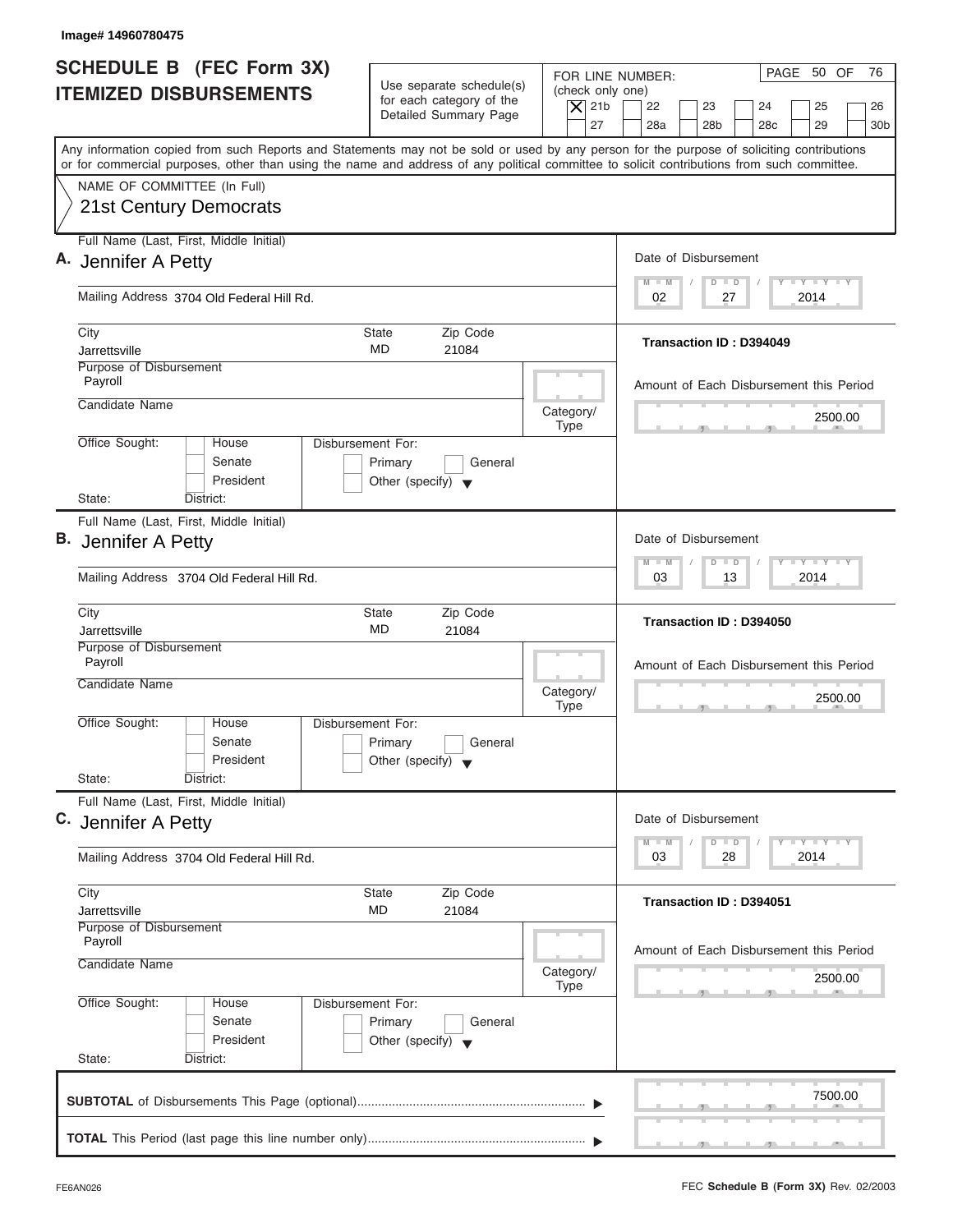Image# 14960780475

# SCHEDULE B (FEC Form 3X) ITEMIZED DISBURSEMENTS

Use separate schedule(s) for each category of the Detailed Summary Page

FOR LINE NUMBER: (check only one)
[X] 21b [ ] 22 [ ] 23 [ ] 24 [ ] 25 [ ] 26 [ ] 27 [ ] 28a [ ] 28b [ ] 28c [ ] 29 [ ] 30b

PAGE 50 OF 76

Any information copied from such Reports and Statements may not be sold or used by any person for the purpose of soliciting contributions or for commercial purposes, other than using the name and address of any political committee to solicit contributions from such committee.

NAME OF COMMITTEE (In Full)
21st Century Democrats

---

**A.** Full Name (Last, First, Middle Initial): Jennifer A Petty

Mailing Address: 3704 Old Federal Hill Rd.

City: Jarrettsville | State: MD | Zip Code: 21084

Purpose of Disbursement: Payroll

Candidate Name:

Category/Type:

Office Sought: [ ] House [ ] Senate [ ] President

State: District:

Disbursement For: [ ] Primary [ ] General [ ] Other (specify)

Date of Disbursement: 02 / 27 / 2014

Transaction ID : D394049

Amount of Each Disbursement this Period: 2500.00

---

**B.** Full Name (Last, First, Middle Initial): Jennifer A Petty

Mailing Address: 3704 Old Federal Hill Rd.

City: Jarrettsville | State: MD | Zip Code: 21084

Purpose of Disbursement: Payroll

Candidate Name:

Category/Type:

Office Sought: [ ] House [ ] Senate [ ] President

State: District:

Disbursement For: [ ] Primary [ ] General [ ] Other (specify)

Date of Disbursement: 03 / 13 / 2014

Transaction ID : D394050

Amount of Each Disbursement this Period: 2500.00

---

**C.** Full Name (Last, First, Middle Initial): Jennifer A Petty

Mailing Address: 3704 Old Federal Hill Rd.

City: Jarrettsville | State: MD | Zip Code: 21084

Purpose of Disbursement: Payroll

Candidate Name:

Category/Type:

Office Sought: [ ] House [ ] Senate [ ] President

State: District:

Disbursement For: [ ] Primary [ ] General [ ] Other (specify)

Date of Disbursement: 03 / 28 / 2014

Transaction ID : D394051

Amount of Each Disbursement this Period: 2500.00

---

**SUBTOTAL** of Disbursements This Page (optional): 7500.00

**TOTAL** This Period (last page this line number only):

FE6AN026

FEC **Schedule B (Form 3X)** Rev. 02/2003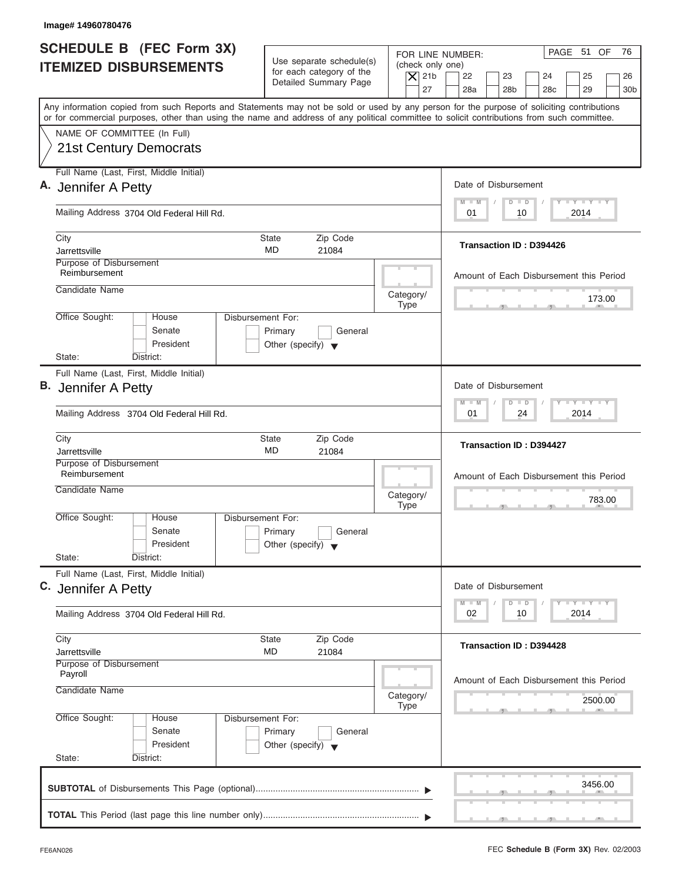Image# 14960780476

# SCHEDULE B (FEC Form 3X) ITEMIZED DISBURSEMENTS

Use separate schedule(s) for each category of the Detailed Summary Page

FOR LINE NUMBER: (check only one)

- [X] 21b
- [ ] 22
- [ ] 23
- [ ] 24
- [ ] 25
- [ ] 26
- [ ] 27
- [ ] 28a
- [ ] 28b
- [ ] 28c
- [ ] 29
- [ ] 30b

PAGE 51 OF 76

Any information copied from such Reports and Statements may not be sold or used by any person for the purpose of soliciting contributions or for commercial purposes, other than using the name and address of any political committee to solicit contributions from such committee.

NAME OF COMMITTEE (In Full)
21st Century Democrats

---

**A.** Full Name (Last, First, Middle Initial): Jennifer A Petty

Mailing Address: 3704 Old Federal Hill Rd.

City: Jarrettsville | State: MD | Zip Code: 21084

Purpose of Disbursement: Reimbursement

Candidate Name:

Category/Type:

Office Sought: [ ] House [ ] Senate [ ] President

State: District:

Disbursement For: [ ] Primary [ ] General [ ] Other (specify)

Date of Disbursement: 01 / 10 / 2014

Transaction ID : D394426

Amount of Each Disbursement this Period: 173.00

---

**B.** Full Name (Last, First, Middle Initial): Jennifer A Petty

Mailing Address: 3704 Old Federal Hill Rd.

City: Jarrettsville | State: MD | Zip Code: 21084

Purpose of Disbursement: Reimbursement

Candidate Name:

Category/Type:

Office Sought: [ ] House [ ] Senate [ ] President

State: District:

Disbursement For: [ ] Primary [ ] General [ ] Other (specify)

Date of Disbursement: 01 / 24 / 2014

Transaction ID : D394427

Amount of Each Disbursement this Period: 783.00

---

**C.** Full Name (Last, First, Middle Initial): Jennifer A Petty

Mailing Address: 3704 Old Federal Hill Rd.

City: Jarrettsville | State: MD | Zip Code: 21084

Purpose of Disbursement: Payroll

Candidate Name:

Category/Type:

Office Sought: [ ] House [ ] Senate [ ] President

State: District:

Disbursement For: [ ] Primary [ ] General [ ] Other (specify)

Date of Disbursement: 02 / 10 / 2014

Transaction ID : D394428

Amount of Each Disbursement this Period: 2500.00

---

**SUBTOTAL** of Disbursements This Page (optional): 3456.00

**TOTAL** This Period (last page this line number only):

FE6AN026

FEC **Schedule B (Form 3X)** Rev. 02/2003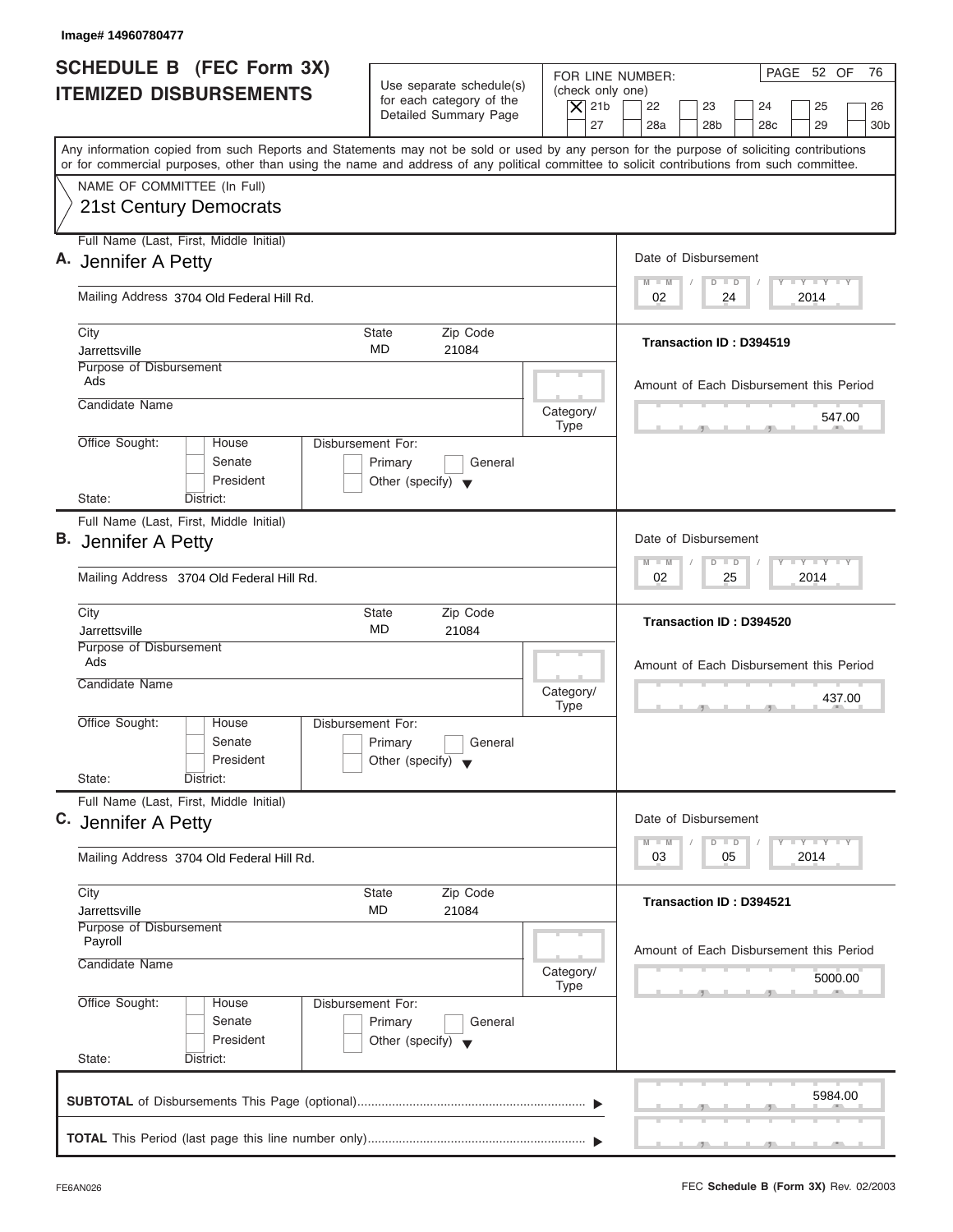Image# 14960780477

# SCHEDULE B (FEC Form 3X) ITEMIZED DISBURSEMENTS

Use separate schedule(s) for each category of the Detailed Summary Page

FOR LINE NUMBER: (check only one)
[X] 21b [ ] 22 [ ] 23 [ ] 24 [ ] 25 [ ] 26 [ ] 27 [ ] 28a [ ] 28b [ ] 28c [ ] 29 [ ] 30b

PAGE 52 OF 76

Any information copied from such Reports and Statements may not be sold or used by any person for the purpose of soliciting contributions or for commercial purposes, other than using the name and address of any political committee to solicit contributions from such committee.

NAME OF COMMITTEE (In Full)
21st Century Democrats

---

**A.** Full Name (Last, First, Middle Initial): Jennifer A Petty

Mailing Address: 3704 Old Federal Hill Rd.

City: Jarrettsville | State: MD | Zip Code: 21084

Purpose of Disbursement: Ads

Candidate Name:

Category/Type:

Office Sought: [ ] House [ ] Senate [ ] President

State: District:

Disbursement For: [ ] Primary [ ] General [ ] Other (specify)

Date of Disbursement: 02 / 24 / 2014

Transaction ID : D394519

Amount of Each Disbursement this Period: 547.00

---

**B.** Full Name (Last, First, Middle Initial): Jennifer A Petty

Mailing Address: 3704 Old Federal Hill Rd.

City: Jarrettsville | State: MD | Zip Code: 21084

Purpose of Disbursement: Ads

Candidate Name:

Category/Type:

Office Sought: [ ] House [ ] Senate [ ] President

State: District:

Disbursement For: [ ] Primary [ ] General [ ] Other (specify)

Date of Disbursement: 02 / 25 / 2014

Transaction ID : D394520

Amount of Each Disbursement this Period: 437.00

---

**C.** Full Name (Last, First, Middle Initial): Jennifer A Petty

Mailing Address: 3704 Old Federal Hill Rd.

City: Jarrettsville | State: MD | Zip Code: 21084

Purpose of Disbursement: Payroll

Candidate Name:

Category/Type:

Office Sought: [ ] House [ ] Senate [ ] President

State: District:

Disbursement For: [ ] Primary [ ] General [ ] Other (specify)

Date of Disbursement: 03 / 05 / 2014

Transaction ID : D394521

Amount of Each Disbursement this Period: 5000.00

---

**SUBTOTAL** of Disbursements This Page (optional): 5984.00

**TOTAL** This Period (last page this line number only):

FE6AN026

FEC **Schedule B (Form 3X)** Rev. 02/2003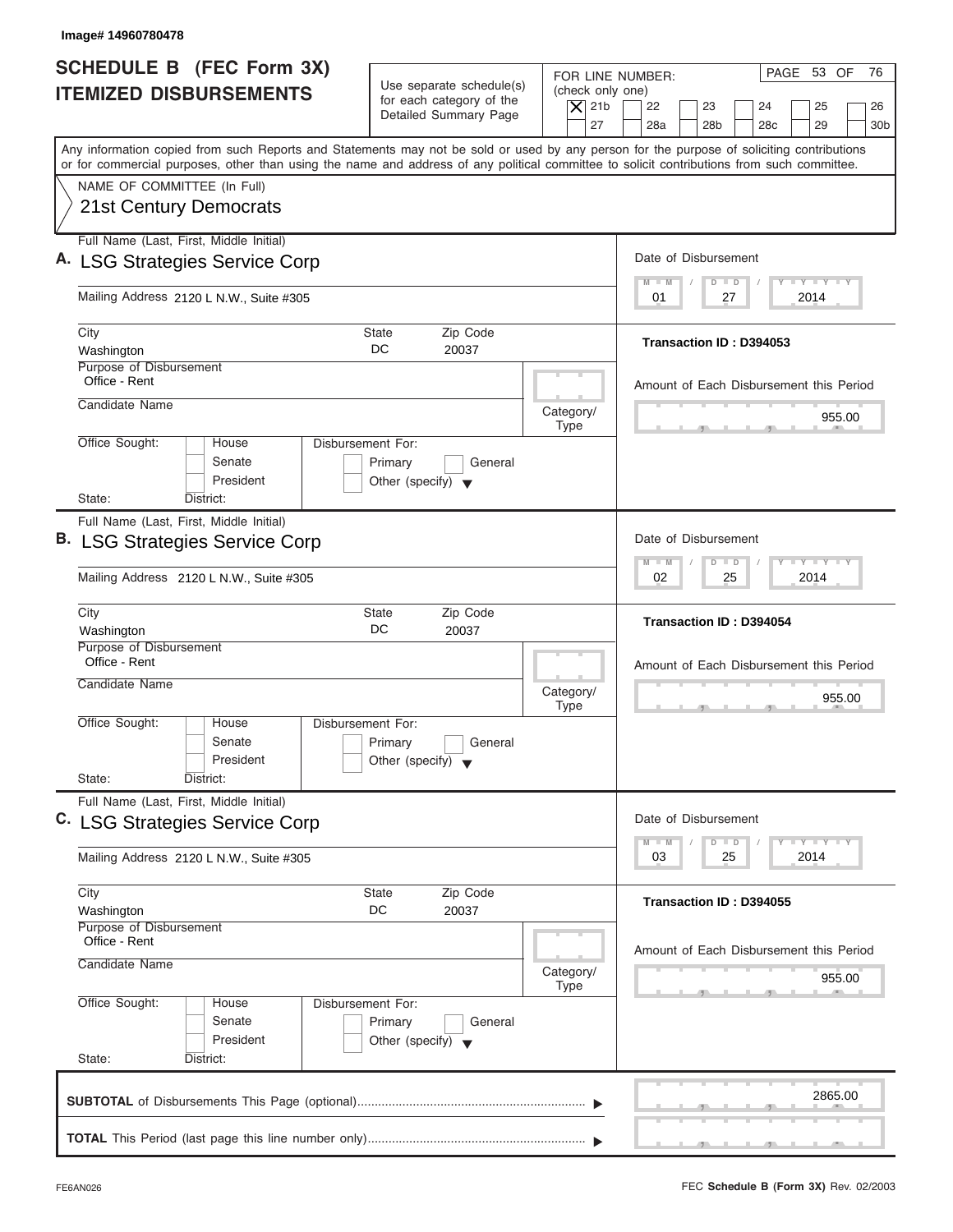Image# 14960780478

# SCHEDULE B (FEC Form 3X) ITEMIZED DISBURSEMENTS

Use separate schedule(s) for each category of the Detailed Summary Page

FOR LINE NUMBER: (check only one)
[X] 21b [ ] 22 [ ] 23 [ ] 24 [ ] 25 [ ] 26
[ ] 27 [ ] 28a [ ] 28b [ ] 28c [ ] 29 [ ] 30b

PAGE 53 OF 76

Any information copied from such Reports and Statements may not be sold or used by any person for the purpose of soliciting contributions or for commercial purposes, other than using the name and address of any political committee to solicit contributions from such committee.

NAME OF COMMITTEE (In Full)
21st Century Democrats

---

**A.** Full Name (Last, First, Middle Initial): LSG Strategies Service Corp

Mailing Address: 2120 L N.W., Suite #305

City: Washington | State: DC | Zip Code: 20037

Purpose of Disbursement: Office - Rent

Candidate Name:

Category/Type:

Office Sought: [ ] House [ ] Senate [ ] President

State: District:

Disbursement For: [ ] Primary [ ] General [ ] Other (specify)

Date of Disbursement: 01 / 27 / 2014

Transaction ID : D394053

Amount of Each Disbursement this Period: 955.00

---

**B.** Full Name (Last, First, Middle Initial): LSG Strategies Service Corp

Mailing Address: 2120 L N.W., Suite #305

City: Washington | State: DC | Zip Code: 20037

Purpose of Disbursement: Office - Rent

Candidate Name:

Category/Type:

Office Sought: [ ] House [ ] Senate [ ] President

State: District:

Disbursement For: [ ] Primary [ ] General [ ] Other (specify)

Date of Disbursement: 02 / 25 / 2014

Transaction ID : D394054

Amount of Each Disbursement this Period: 955.00

---

**C.** Full Name (Last, First, Middle Initial): LSG Strategies Service Corp

Mailing Address: 2120 L N.W., Suite #305

City: Washington | State: DC | Zip Code: 20037

Purpose of Disbursement: Office - Rent

Candidate Name:

Category/Type:

Office Sought: [ ] House [ ] Senate [ ] President

State: District:

Disbursement For: [ ] Primary [ ] General [ ] Other (specify)

Date of Disbursement: 03 / 25 / 2014

Transaction ID : D394055

Amount of Each Disbursement this Period: 955.00

---

**SUBTOTAL** of Disbursements This Page (optional): 2865.00

**TOTAL** This Period (last page this line number only):

FE6AN026 — FEC **Schedule B (Form 3X)** Rev. 02/2003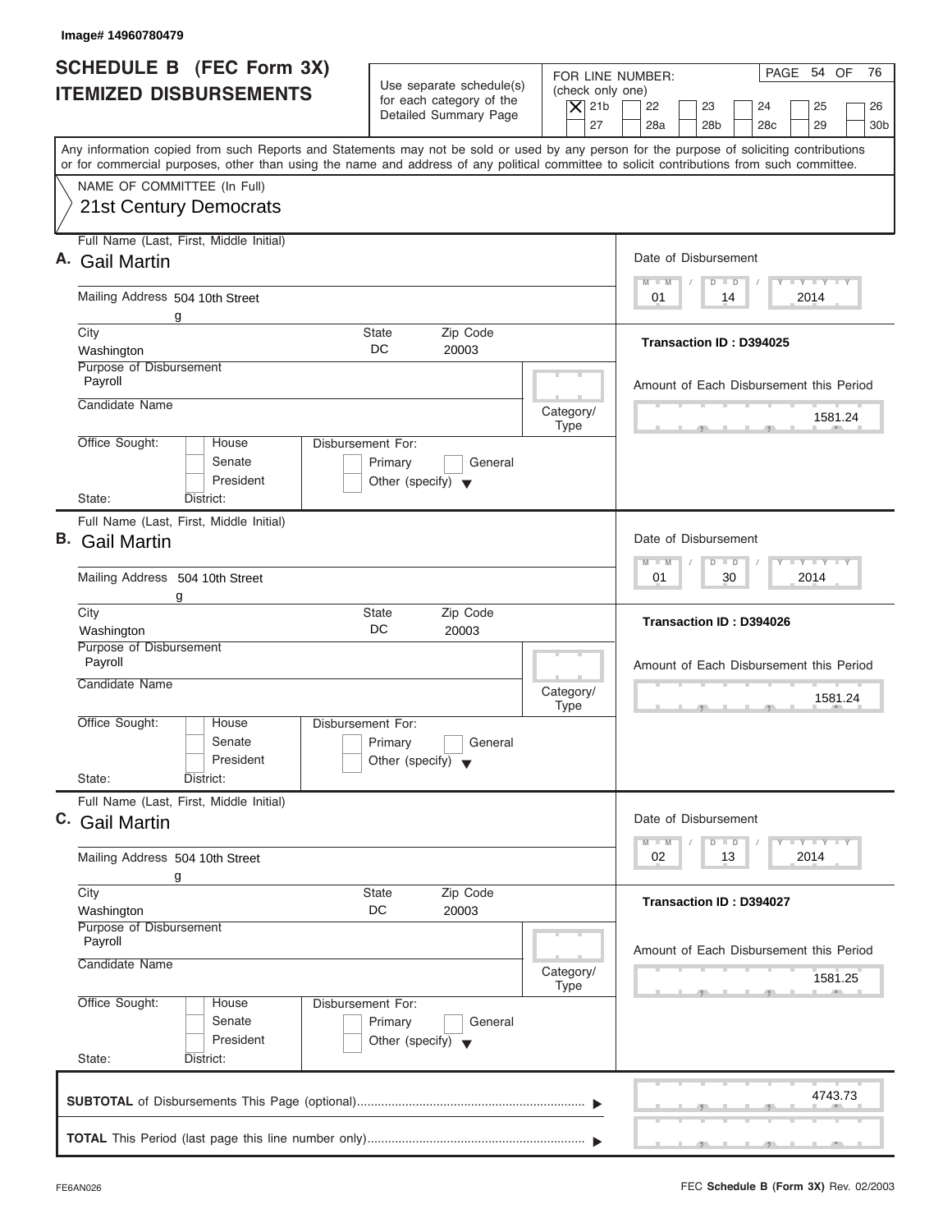Image# 14960780479

# SCHEDULE B (FEC Form 3X)
## ITEMIZED DISBURSEMENTS

Use separate schedule(s) for each category of the Detailed Summary Page

FOR LINE NUMBER: (check only one)

- [X] 21b
- [ ] 22
- [ ] 23
- [ ] 24
- [ ] 25
- [ ] 26
- [ ] 27
- [ ] 28a
- [ ] 28b
- [ ] 28c
- [ ] 29
- [ ] 30b

Any information copied from such Reports and Statements may not be sold or used by any person for the purpose of soliciting contributions or for commercial purposes, other than using the name and address of any political committee to solicit contributions from such committee.

NAME OF COMMITTEE (In Full)

21st Century Democrats

---

**A.** Full Name (Last, First, Middle Initial): Gail Martin

Mailing Address: 504 10th Street
g

City: Washington | State: DC | Zip Code: 20003

Purpose of Disbursement: Payroll

Candidate Name:

Category/Type:

Office Sought: [ ] House [ ] Senate [ ] President

State: District:

Disbursement For: [ ] Primary [ ] General [ ] Other (specify)

Date of Disbursement: 01 / 14 / 2014

Transaction ID : D394025

Amount of Each Disbursement this Period: 1581.24

---

**B.** Full Name (Last, First, Middle Initial): Gail Martin

Mailing Address: 504 10th Street
g

City: Washington | State: DC | Zip Code: 20003

Purpose of Disbursement: Payroll

Candidate Name:

Category/Type:

Office Sought: [ ] House [ ] Senate [ ] President

State: District:

Disbursement For: [ ] Primary [ ] General [ ] Other (specify)

Date of Disbursement: 01 / 30 / 2014

Transaction ID : D394026

Amount of Each Disbursement this Period: 1581.24

---

**C.** Full Name (Last, First, Middle Initial): Gail Martin

Mailing Address: 504 10th Street
g

City: Washington | State: DC | Zip Code: 20003

Purpose of Disbursement: Payroll

Candidate Name:

Category/Type:

Office Sought: [ ] House [ ] Senate [ ] President

State: District:

Disbursement For: [ ] Primary [ ] General [ ] Other (specify)

Date of Disbursement: 02 / 13 / 2014

Transaction ID : D394027

Amount of Each Disbursement this Period: 1581.25

---

**SUBTOTAL** of Disbursements This Page (optional): 4743.73

**TOTAL** This Period (last page this line number only):

FE6AN026

FEC **Schedule B (Form 3X)** Rev. 02/2003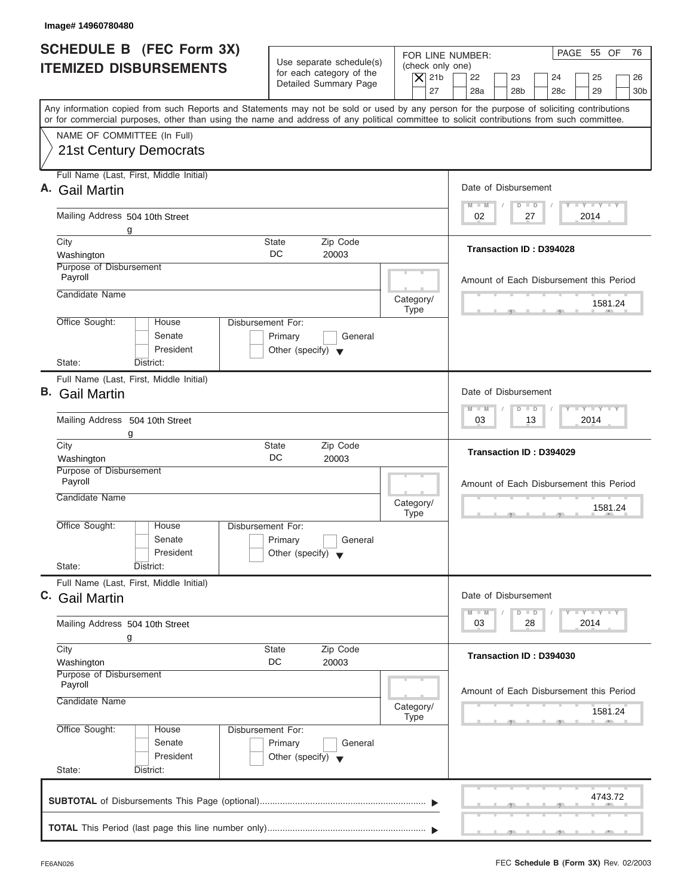Image# 14960780480

# SCHEDULE B (FEC Form 3X) ITEMIZED DISBURSEMENTS

Use separate schedule(s) for each category of the Detailed Summary Page

FOR LINE NUMBER: (check only one)

| | | | | | |
|---|---|---|---|---|---|
| X 21b | 22 | 23 | 24 | 25 | 26 |
| 27 | 28a | 28b | 28c | 29 | 30b |

PAGE 55 OF 76

Any information copied from such Reports and Statements may not be sold or used by any person for the purpose of soliciting contributions or for commercial purposes, other than using the name and address of any political committee to solicit contributions from such committee.

NAME OF COMMITTEE (In Full)
21st Century Democrats

---

**A.** Full Name (Last, First, Middle Initial): Gail Martin

Mailing Address: 504 10th Street
g

City: Washington  State: DC  Zip Code: 20003

Purpose of Disbursement: Payroll

Candidate Name:

Category/Type:

Office Sought: House / Senate / President
State: District:

Disbursement For: Primary / General / Other (specify)

Date of Disbursement: 02 / 27 / 2014

Transaction ID : D394028

Amount of Each Disbursement this Period: 1581.24

---

**B.** Full Name (Last, First, Middle Initial): Gail Martin

Mailing Address: 504 10th Street
g

City: Washington  State: DC  Zip Code: 20003

Purpose of Disbursement: Payroll

Candidate Name:

Category/Type:

Office Sought: House / Senate / President
State: District:

Disbursement For: Primary / General / Other (specify)

Date of Disbursement: 03 / 13 / 2014

Transaction ID : D394029

Amount of Each Disbursement this Period: 1581.24

---

**C.** Full Name (Last, First, Middle Initial): Gail Martin

Mailing Address: 504 10th Street
g

City: Washington  State: DC  Zip Code: 20003

Purpose of Disbursement: Payroll

Candidate Name:

Category/Type:

Office Sought: House / Senate / President
State: District:

Disbursement For: Primary / General / Other (specify)

Date of Disbursement: 03 / 28 / 2014

Transaction ID : D394030

Amount of Each Disbursement this Period: 1581.24

---

**SUBTOTAL** of Disbursements This Page (optional) ▶ 4743.72

**TOTAL** This Period (last page this line number only) ▶

FE6AN026

FEC **Schedule B (Form 3X)** Rev. 02/2003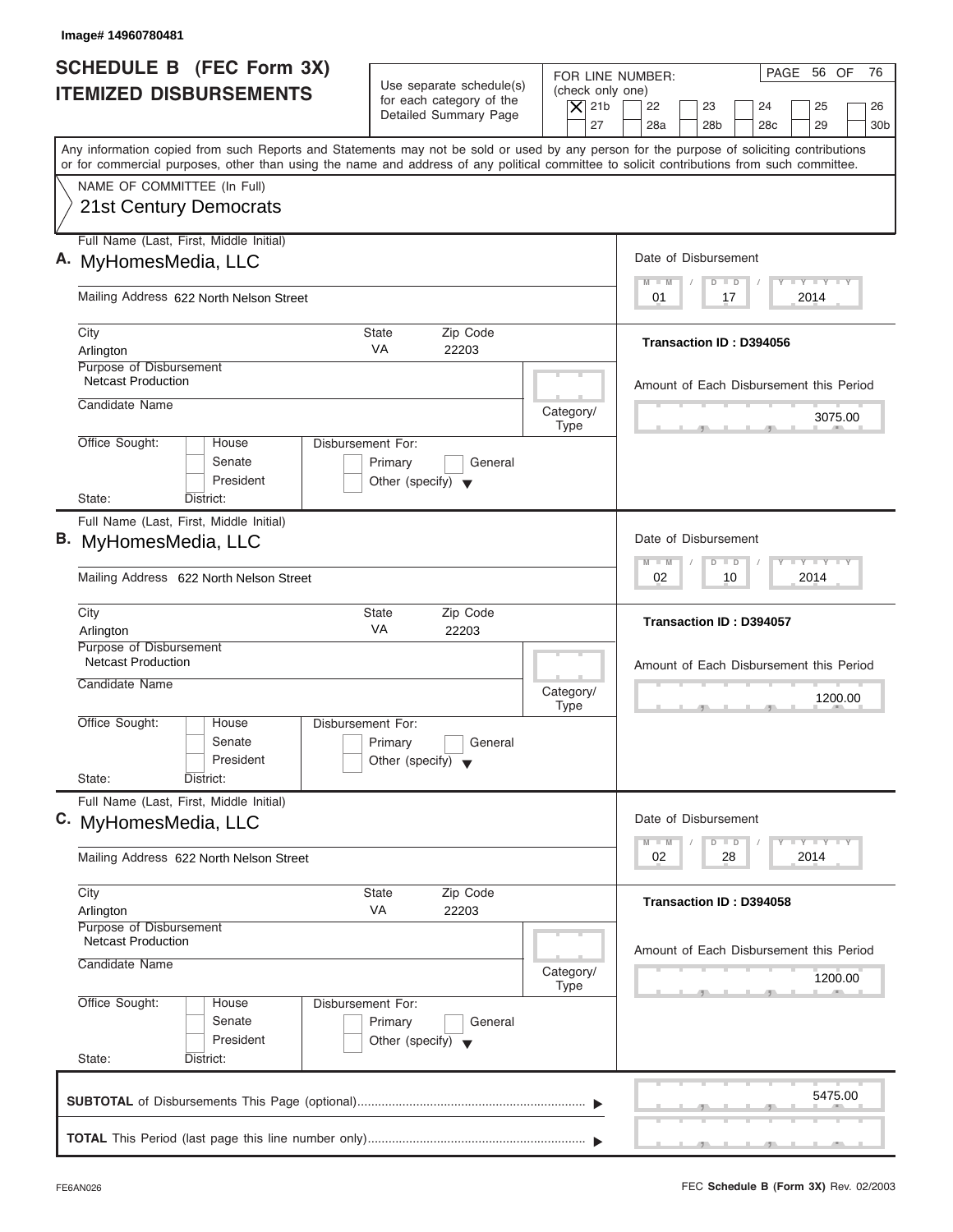Image# 14960780481

# SCHEDULE B (FEC Form 3X) ITEMIZED DISBURSEMENTS

Use separate schedule(s) for each category of the Detailed Summary Page

FOR LINE NUMBER: (check only one)

[X] 21b [ ] 22 [ ] 23 [ ] 24 [ ] 25 [ ] 26 [ ] 27 [ ] 28a [ ] 28b [ ] 28c [ ] 29 [ ] 30b

PAGE 56 OF 76

Any information copied from such Reports and Statements may not be sold or used by any person for the purpose of soliciting contributions or for commercial purposes, other than using the name and address of any political committee to solicit contributions from such committee.

NAME OF COMMITTEE (In Full)

21st Century Democrats

---

**A.** Full Name (Last, First, Middle Initial): MyHomesMedia, LLC

Mailing Address: 622 North Nelson Street

City: Arlington | State: VA | Zip Code: 22203

Purpose of Disbursement: Netcast Production

Candidate Name:

Category/Type:

Office Sought: [ ] House [ ] Senate [ ] President

State: District:

Disbursement For: [ ] Primary [ ] General [ ] Other (specify)

Date of Disbursement: 01 / 17 / 2014

Transaction ID : D394056

Amount of Each Disbursement this Period: 3075.00

---

**B.** Full Name (Last, First, Middle Initial): MyHomesMedia, LLC

Mailing Address: 622 North Nelson Street

City: Arlington | State: VA | Zip Code: 22203

Purpose of Disbursement: Netcast Production

Candidate Name:

Category/Type:

Office Sought: [ ] House [ ] Senate [ ] President

State: District:

Disbursement For: [ ] Primary [ ] General [ ] Other (specify)

Date of Disbursement: 02 / 10 / 2014

Transaction ID : D394057

Amount of Each Disbursement this Period: 1200.00

---

**C.** Full Name (Last, First, Middle Initial): MyHomesMedia, LLC

Mailing Address: 622 North Nelson Street

City: Arlington | State: VA | Zip Code: 22203

Purpose of Disbursement: Netcast Production

Candidate Name:

Category/Type:

Office Sought: [ ] House [ ] Senate [ ] President

State: District:

Disbursement For: [ ] Primary [ ] General [ ] Other (specify)

Date of Disbursement: 02 / 28 / 2014

Transaction ID : D394058

Amount of Each Disbursement this Period: 1200.00

---

**SUBTOTAL** of Disbursements This Page (optional): 5475.00

**TOTAL** This Period (last page this line number only):

FE6AN026 FEC **Schedule B (Form 3X)** Rev. 02/2003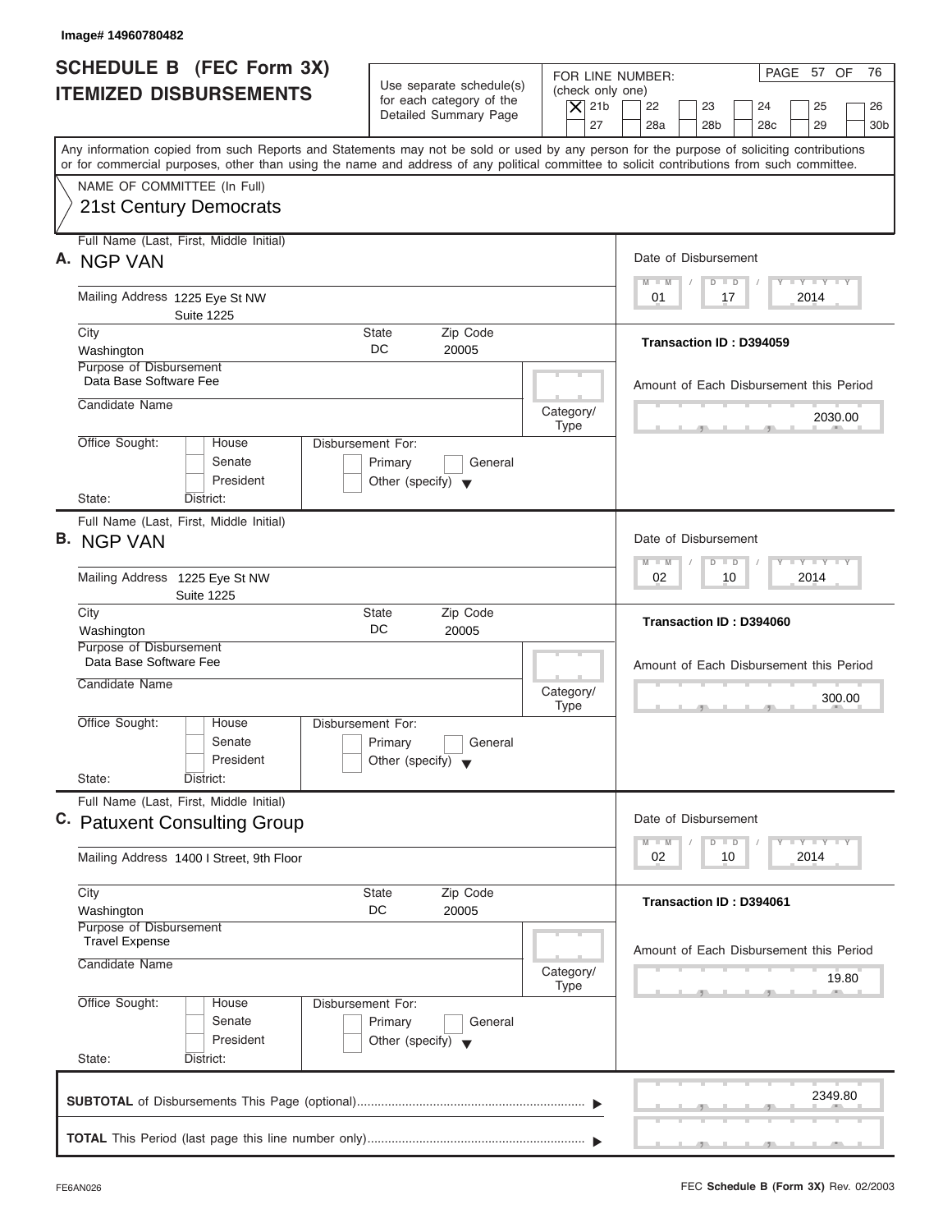Image# 14960780482

# SCHEDULE B (FEC Form 3X) ITEMIZED DISBURSEMENTS

Use separate schedule(s) for each category of the Detailed Summary Page

FOR LINE NUMBER: (check only one)
[X] 21b [ ] 22 [ ] 23 [ ] 24 [ ] 25 [ ] 26 [ ] 27 [ ] 28a [ ] 28b [ ] 28c [ ] 29 [ ] 30b

PAGE 57 OF 76

Any information copied from such Reports and Statements may not be sold or used by any person for the purpose of soliciting contributions or for commercial purposes, other than using the name and address of any political committee to solicit contributions from such committee.

NAME OF COMMITTEE (In Full)
21st Century Democrats

---

**A.** Full Name (Last, First, Middle Initial): NGP VAN

Mailing Address: 1225 Eye St NW, Suite 1225

City: Washington | State: DC | Zip Code: 20005

Purpose of Disbursement: Data Base Software Fee

Candidate Name:

Category/Type:

Office Sought: [ ] House [ ] Senate [ ] President

State: District:

Disbursement For: [ ] Primary [ ] General [ ] Other (specify)

Date of Disbursement: 01 / 17 / 2014

Transaction ID : D394059

Amount of Each Disbursement this Period: 2030.00

---

**B.** Full Name (Last, First, Middle Initial): NGP VAN

Mailing Address: 1225 Eye St NW, Suite 1225

City: Washington | State: DC | Zip Code: 20005

Purpose of Disbursement: Data Base Software Fee

Candidate Name:

Category/Type:

Office Sought: [ ] House [ ] Senate [ ] President

State: District:

Disbursement For: [ ] Primary [ ] General [ ] Other (specify)

Date of Disbursement: 02 / 10 / 2014

Transaction ID : D394060

Amount of Each Disbursement this Period: 300.00

---

**C.** Full Name (Last, First, Middle Initial): Patuxent Consulting Group

Mailing Address: 1400 I Street, 9th Floor

City: Washington | State: DC | Zip Code: 20005

Purpose of Disbursement: Travel Expense

Candidate Name:

Category/Type:

Office Sought: [ ] House [ ] Senate [ ] President

State: District:

Disbursement For: [ ] Primary [ ] General [ ] Other (specify)

Date of Disbursement: 02 / 10 / 2014

Transaction ID : D394061

Amount of Each Disbursement this Period: 19.80

---

**SUBTOTAL** of Disbursements This Page (optional): 2349.80

**TOTAL** This Period (last page this line number only):

FE6AN026 FEC **Schedule B (Form 3X)** Rev. 02/2003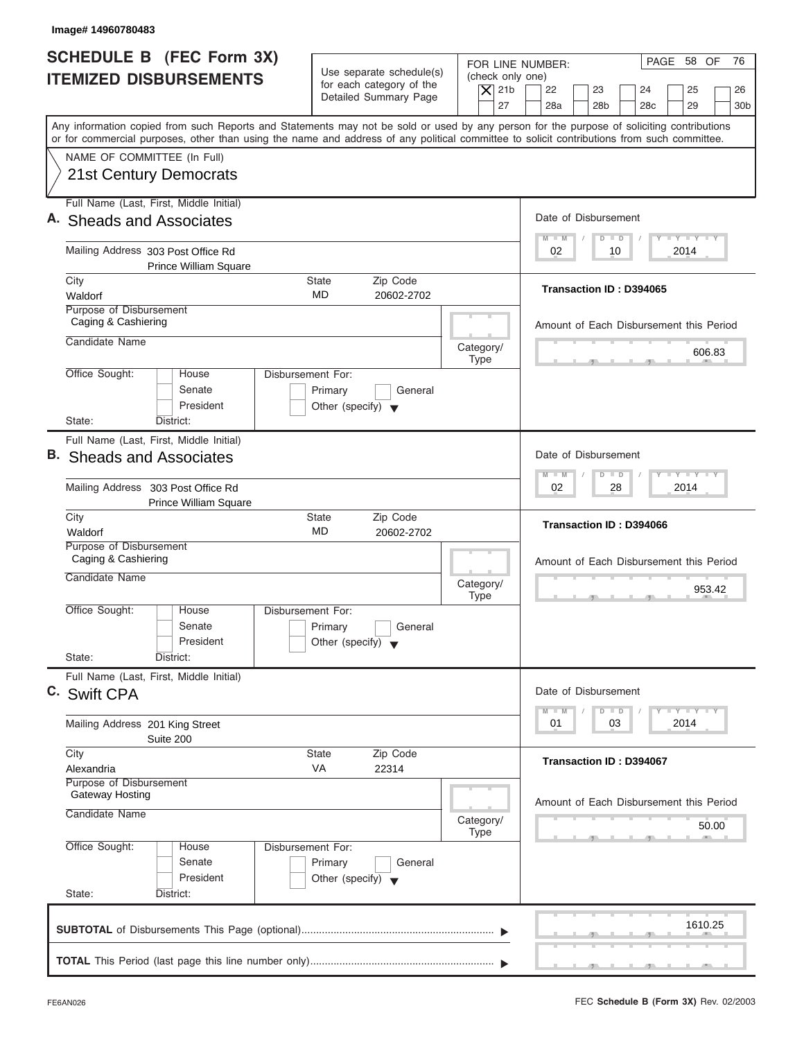Image# 14960780483

# SCHEDULE B (FEC Form 3X)
## ITEMIZED DISBURSEMENTS

Use separate schedule(s) for each category of the Detailed Summary Page

FOR LINE NUMBER: (check only one)

- [X] 21b
- [ ] 22
- [ ] 23
- [ ] 24
- [ ] 25
- [ ] 26
- [ ] 27
- [ ] 28a
- [ ] 28b
- [ ] 28c
- [ ] 29
- [ ] 30b

PAGE 58 OF 76

Any information copied from such Reports and Statements may not be sold or used by any person for the purpose of soliciting contributions or for commercial purposes, other than using the name and address of any political committee to solicit contributions from such committee.

NAME OF COMMITTEE (In Full)
21st Century Democrats

---

**A.** Full Name (Last, First, Middle Initial): Sheads and Associates

Mailing Address: 303 Post Office Rd, Prince William Square

City: Waldorf | State: MD | Zip Code: 20602-2702

Purpose of Disbursement: Caging & Cashiering

Candidate Name:

Category/Type:

Office Sought: House / Senate / President

State: District:

Disbursement For: Primary / General / Other (specify)

Date of Disbursement: 02 / 10 / 2014

Transaction ID : D394065

Amount of Each Disbursement this Period: 606.83

---

**B.** Full Name (Last, First, Middle Initial): Sheads and Associates

Mailing Address: 303 Post Office Rd, Prince William Square

City: Waldorf | State: MD | Zip Code: 20602-2702

Purpose of Disbursement: Caging & Cashiering

Candidate Name:

Category/Type:

Office Sought: House / Senate / President

State: District:

Disbursement For: Primary / General / Other (specify)

Date of Disbursement: 02 / 28 / 2014

Transaction ID : D394066

Amount of Each Disbursement this Period: 953.42

---

**C.** Full Name (Last, First, Middle Initial): Swift CPA

Mailing Address: 201 King Street, Suite 200

City: Alexandria | State: VA | Zip Code: 22314

Purpose of Disbursement: Gateway Hosting

Candidate Name:

Category/Type:

Office Sought: House / Senate / President

State: District:

Disbursement For: Primary / General / Other (specify)

Date of Disbursement: 01 / 03 / 2014

Transaction ID : D394067

Amount of Each Disbursement this Period: 50.00

---

**SUBTOTAL** of Disbursements This Page (optional): 1610.25

**TOTAL** This Period (last page this line number only):

FE6AN026

FEC **Schedule B (Form 3X)** Rev. 02/2003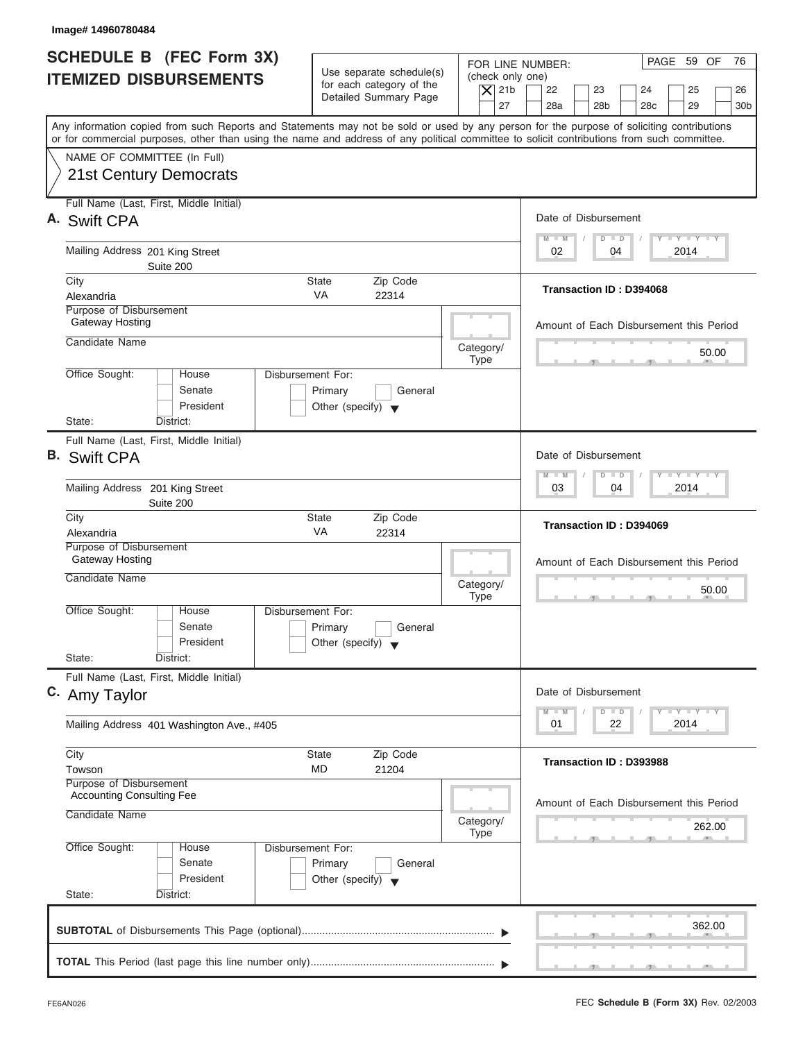Image# 14960780484

# SCHEDULE B (FEC Form 3X) ITEMIZED DISBURSEMENTS

Use separate schedule(s) for each category of the Detailed Summary Page

FOR LINE NUMBER: (check only one)
[X] 21b [ ] 22 [ ] 23 [ ] 24 [ ] 25 [ ] 26 [ ] 27 [ ] 28a [ ] 28b [ ] 28c [ ] 29 [ ] 30b

PAGE 59 OF 76

Any information copied from such Reports and Statements may not be sold or used by any person for the purpose of soliciting contributions or for commercial purposes, other than using the name and address of any political committee to solicit contributions from such committee.

NAME OF COMMITTEE (In Full)
21st Century Democrats

---

**A.** Full Name (Last, First, Middle Initial): Swift CPA

Mailing Address: 201 King Street, Suite 200

City: Alexandria | State: VA | Zip Code: 22314

Purpose of Disbursement: Gateway Hosting

Candidate Name:

Category/Type:

Office Sought: [ ] House [ ] Senate [ ] President
State: District:

Disbursement For: [ ] Primary [ ] General [ ] Other (specify)

Date of Disbursement: 02 / 04 / 2014

Transaction ID : D394068

Amount of Each Disbursement this Period: 50.00

---

**B.** Full Name (Last, First, Middle Initial): Swift CPA

Mailing Address: 201 King Street, Suite 200

City: Alexandria | State: VA | Zip Code: 22314

Purpose of Disbursement: Gateway Hosting

Candidate Name:

Category/Type:

Office Sought: [ ] House [ ] Senate [ ] President
State: District:

Disbursement For: [ ] Primary [ ] General [ ] Other (specify)

Date of Disbursement: 03 / 04 / 2014

Transaction ID : D394069

Amount of Each Disbursement this Period: 50.00

---

**C.** Full Name (Last, First, Middle Initial): Amy Taylor

Mailing Address: 401 Washington Ave., #405

City: Towson | State: MD | Zip Code: 21204

Purpose of Disbursement: Accounting Consulting Fee

Candidate Name:

Category/Type:

Office Sought: [ ] House [ ] Senate [ ] President
State: District:

Disbursement For: [ ] Primary [ ] General [ ] Other (specify)

Date of Disbursement: 01 / 22 / 2014

Transaction ID : D393988

Amount of Each Disbursement this Period: 262.00

---

**SUBTOTAL** of Disbursements This Page (optional): 362.00

**TOTAL** This Period (last page this line number only):

FE6AN026 — FEC **Schedule B (Form 3X)** Rev. 02/2003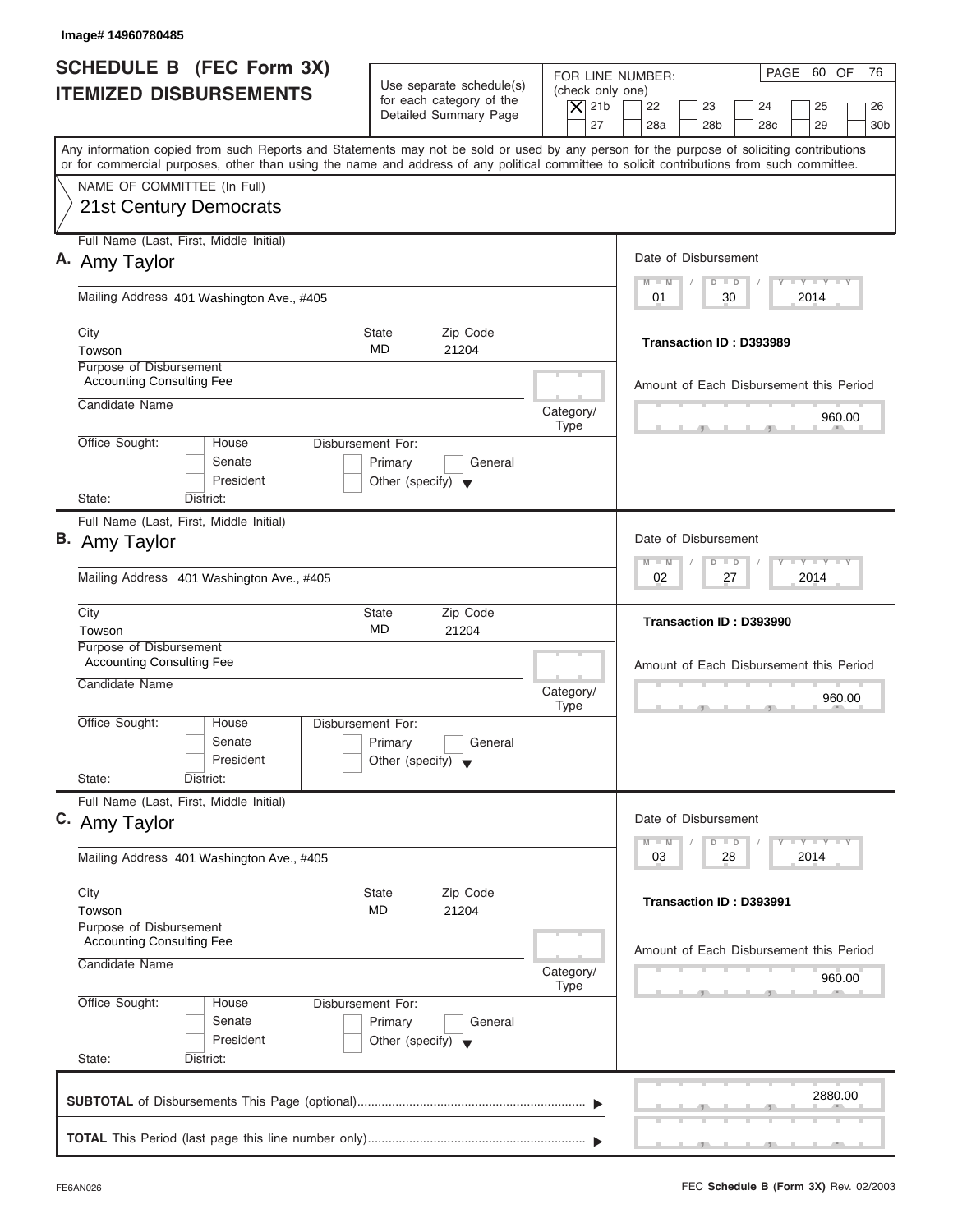Image# 14960780485

# SCHEDULE B (FEC Form 3X)
## ITEMIZED DISBURSEMENTS

Use separate schedule(s) for each category of the Detailed Summary Page

FOR LINE NUMBER: (check only one)
[X] 21b [ ] 22 [ ] 23 [ ] 24 [ ] 25 [ ] 26 [ ] 27 [ ] 28a [ ] 28b [ ] 28c [ ] 29 [ ] 30b

Any information copied from such Reports and Statements may not be sold or used by any person for the purpose of soliciting contributions or for commercial purposes, other than using the name and address of any political committee to solicit contributions from such committee.

NAME OF COMMITTEE (In Full)
21st Century Democrats

---

**A.** Full Name (Last, First, Middle Initial): Amy Taylor

Mailing Address: 401 Washington Ave., #405

City: Towson | State: MD | Zip Code: 21204

Purpose of Disbursement: Accounting Consulting Fee

Candidate Name:

Category/Type:

Office Sought: [ ] House [ ] Senate [ ] President
State: District:

Disbursement For: [ ] Primary [ ] General [ ] Other (specify)

Date of Disbursement: 01 / 30 / 2014

Transaction ID : D393989

Amount of Each Disbursement this Period: 960.00

---

**B.** Full Name (Last, First, Middle Initial): Amy Taylor

Mailing Address: 401 Washington Ave., #405

City: Towson | State: MD | Zip Code: 21204

Purpose of Disbursement: Accounting Consulting Fee

Candidate Name:

Category/Type:

Office Sought: [ ] House [ ] Senate [ ] President
State: District:

Disbursement For: [ ] Primary [ ] General [ ] Other (specify)

Date of Disbursement: 02 / 27 / 2014

Transaction ID : D393990

Amount of Each Disbursement this Period: 960.00

---

**C.** Full Name (Last, First, Middle Initial): Amy Taylor

Mailing Address: 401 Washington Ave., #405

City: Towson | State: MD | Zip Code: 21204

Purpose of Disbursement: Accounting Consulting Fee

Candidate Name:

Category/Type:

Office Sought: [ ] House [ ] Senate [ ] President
State: District:

Disbursement For: [ ] Primary [ ] General [ ] Other (specify)

Date of Disbursement: 03 / 28 / 2014

Transaction ID : D393991

Amount of Each Disbursement this Period: 960.00

---

**SUBTOTAL** of Disbursements This Page (optional): 2880.00

**TOTAL** This Period (last page this line number only):

FE6AN026 — FEC **Schedule B (Form 3X)** Rev. 02/2003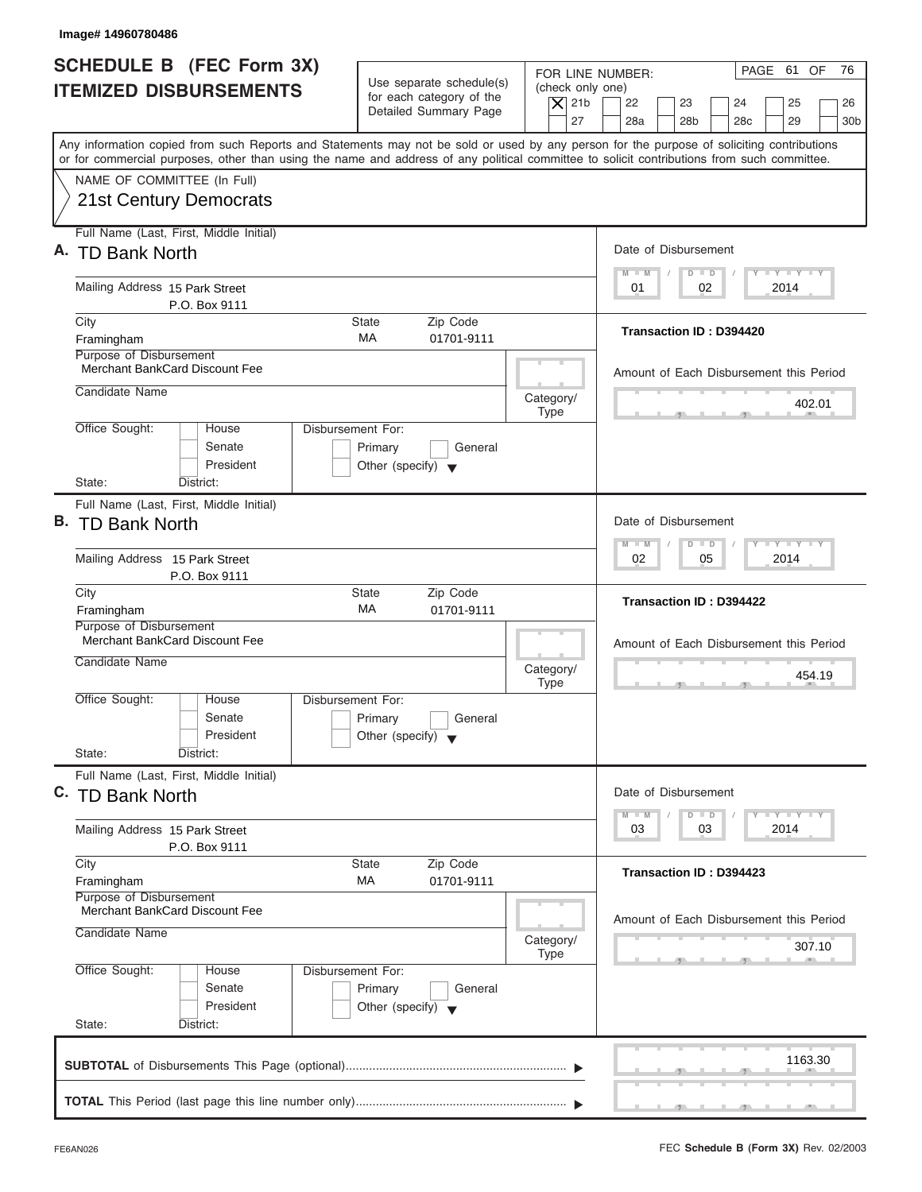Image# 14960780486

# SCHEDULE B (FEC Form 3X) ITEMIZED DISBURSEMENTS

Use separate schedule(s) for each category of the Detailed Summary Page

FOR LINE NUMBER: (check only one)
[X] 21b [ ] 22 [ ] 23 [ ] 24 [ ] 25 [ ] 26 [ ] 27 [ ] 28a [ ] 28b [ ] 28c [ ] 29 [ ] 30b

PAGE 61 OF 76

Any information copied from such Reports and Statements may not be sold or used by any person for the purpose of soliciting contributions or for commercial purposes, other than using the name and address of any political committee to solicit contributions from such committee.

NAME OF COMMITTEE (In Full)
21st Century Democrats

---

**A.** Full Name (Last, First, Middle Initial): TD Bank North

Mailing Address: 15 Park Street, P.O. Box 9111

City: Framingham | State: MA | Zip Code: 01701-9111

Purpose of Disbursement: Merchant BankCard Discount Fee

Candidate Name:

Category/Type:

Office Sought: [ ] House [ ] Senate [ ] President
State: District:

Disbursement For: [ ] Primary [ ] General [ ] Other (specify)

Date of Disbursement: 01/02/2014

Transaction ID : D394420

Amount of Each Disbursement this Period: 402.01

---

**B.** Full Name (Last, First, Middle Initial): TD Bank North

Mailing Address: 15 Park Street, P.O. Box 9111

City: Framingham | State: MA | Zip Code: 01701-9111

Purpose of Disbursement: Merchant BankCard Discount Fee

Candidate Name:

Category/Type:

Office Sought: [ ] House [ ] Senate [ ] President
State: District:

Disbursement For: [ ] Primary [ ] General [ ] Other (specify)

Date of Disbursement: 02/05/2014

Transaction ID : D394422

Amount of Each Disbursement this Period: 454.19

---

**C.** Full Name (Last, First, Middle Initial): TD Bank North

Mailing Address: 15 Park Street, P.O. Box 9111

City: Framingham | State: MA | Zip Code: 01701-9111

Purpose of Disbursement: Merchant BankCard Discount Fee

Candidate Name:

Category/Type:

Office Sought: [ ] House [ ] Senate [ ] President
State: District:

Disbursement For: [ ] Primary [ ] General [ ] Other (specify)

Date of Disbursement: 03/03/2014

Transaction ID : D394423

Amount of Each Disbursement this Period: 307.10

---

**SUBTOTAL** of Disbursements This Page (optional) ▶ 1163.30

**TOTAL** This Period (last page this line number only) ▶

FE6AN026 | FEC **Schedule B (Form 3X)** Rev. 02/2003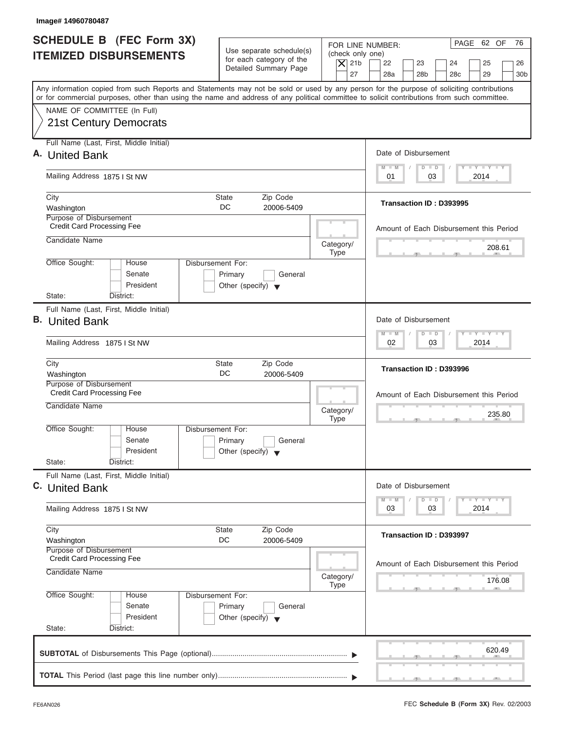Image# 14960780487

# SCHEDULE B (FEC Form 3X) ITEMIZED DISBURSEMENTS

Use separate schedule(s) for each category of the Detailed Summary Page

FOR LINE NUMBER: (check only one)
[X] 21b [ ] 22 [ ] 23 [ ] 24 [ ] 25 [ ] 26 [ ] 27 [ ] 28a [ ] 28b [ ] 28c [ ] 29 [ ] 30b

Any information copied from such Reports and Statements may not be sold or used by any person for the purpose of soliciting contributions or for commercial purposes, other than using the name and address of any political committee to solicit contributions from such committee.

NAME OF COMMITTEE (In Full)
21st Century Democrats

---

**A.** Full Name (Last, First, Middle Initial): United Bank

Mailing Address: 1875 I St NW

City: Washington | State: DC | Zip Code: 20006-5409

Purpose of Disbursement: Credit Card Processing Fee

Candidate Name:

Category/Type:

Office Sought: [ ] House [ ] Senate [ ] President

State: District:

Disbursement For: [ ] Primary [ ] General [ ] Other (specify)

Date of Disbursement: 01/03/2014

Transaction ID : D393995

Amount of Each Disbursement this Period: 208.61

---

**B.** Full Name (Last, First, Middle Initial): United Bank

Mailing Address: 1875 I St NW

City: Washington | State: DC | Zip Code: 20006-5409

Purpose of Disbursement: Credit Card Processing Fee

Candidate Name:

Category/Type:

Office Sought: [ ] House [ ] Senate [ ] President

State: District:

Disbursement For: [ ] Primary [ ] General [ ] Other (specify)

Date of Disbursement: 02/03/2014

Transaction ID : D393996

Amount of Each Disbursement this Period: 235.80

---

**C.** Full Name (Last, First, Middle Initial): United Bank

Mailing Address: 1875 I St NW

City: Washington | State: DC | Zip Code: 20006-5409

Purpose of Disbursement: Credit Card Processing Fee

Candidate Name:

Category/Type:

Office Sought: [ ] House [ ] Senate [ ] President

State: District:

Disbursement For: [ ] Primary [ ] General [ ] Other (specify)

Date of Disbursement: 03/03/2014

Transaction ID : D393997

Amount of Each Disbursement this Period: 176.08

---

**SUBTOTAL** of Disbursements This Page (optional): 620.49

**TOTAL** This Period (last page this line number only):

FE6AN026 FEC **Schedule B (Form 3X)** Rev. 02/2003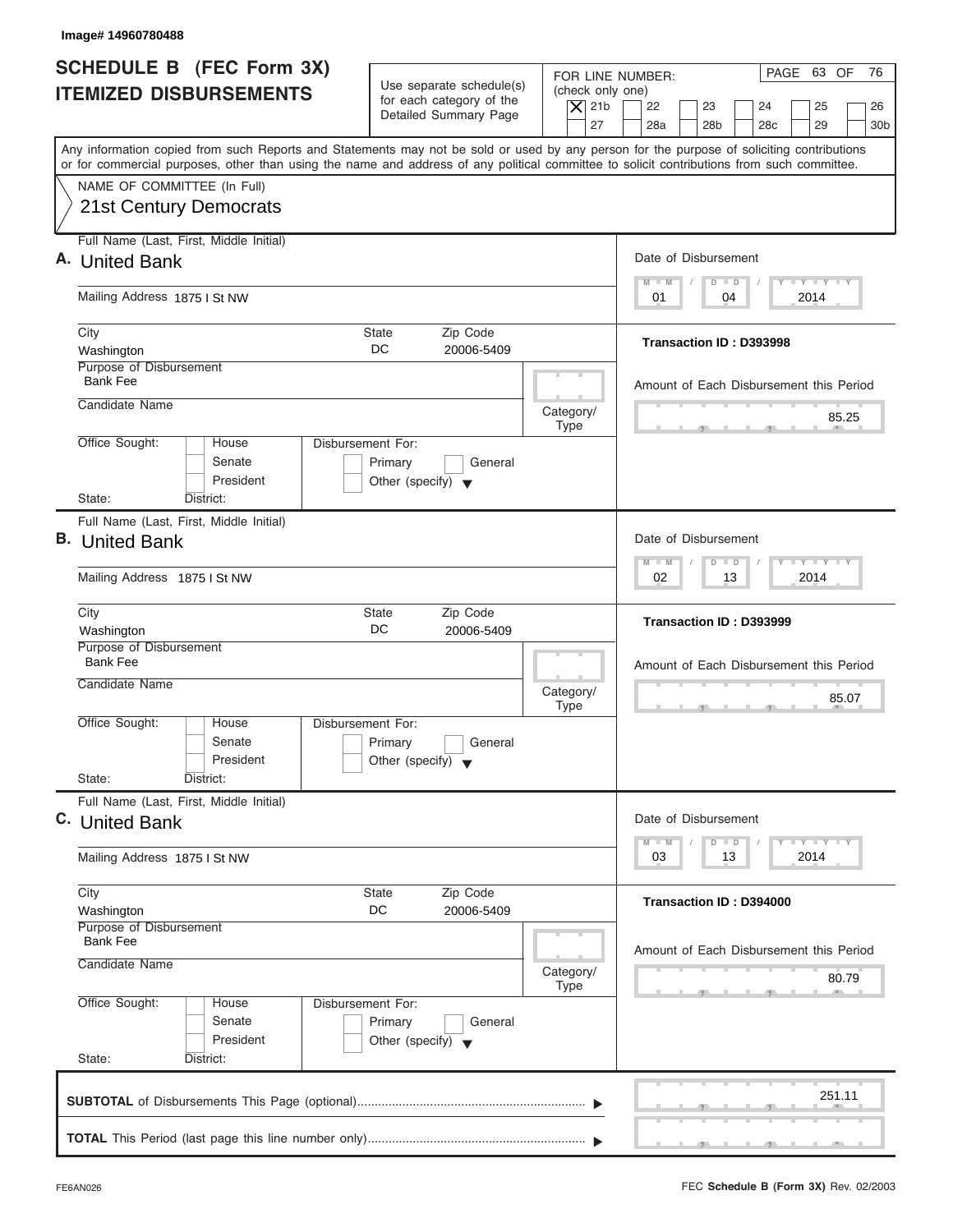Image# 14960780488

# SCHEDULE B (FEC Form 3X) ITEMIZED DISBURSEMENTS

Use separate schedule(s) for each category of the Detailed Summary Page

FOR LINE NUMBER: (check only one)

[X] 21b [ ] 22 [ ] 23 [ ] 24 [ ] 25 [ ] 26 [ ] 27 [ ] 28a [ ] 28b [ ] 28c [ ] 29 [ ] 30b

Any information copied from such Reports and Statements may not be sold or used by any person for the purpose of soliciting contributions or for commercial purposes, other than using the name and address of any political committee to solicit contributions from such committee.

NAME OF COMMITTEE (In Full)

21st Century Democrats

---

**A.** Full Name (Last, First, Middle Initial): United Bank

Mailing Address: 1875 I St NW

City: Washington | State: DC | Zip Code: 20006-5409

Purpose of Disbursement: Bank Fee

Candidate Name:

Category/Type:

Office Sought: [ ] House [ ] Senate [ ] President

State: District:

Disbursement For: [ ] Primary [ ] General [ ] Other (specify)

Date of Disbursement: 01/04/2014

Transaction ID : D393998

Amount of Each Disbursement this Period: 85.25

---

**B.** Full Name (Last, First, Middle Initial): United Bank

Mailing Address: 1875 I St NW

City: Washington | State: DC | Zip Code: 20006-5409

Purpose of Disbursement: Bank Fee

Candidate Name:

Category/Type:

Office Sought: [ ] House [ ] Senate [ ] President

State: District:

Disbursement For: [ ] Primary [ ] General [ ] Other (specify)

Date of Disbursement: 02/13/2014

Transaction ID : D393999

Amount of Each Disbursement this Period: 85.07

---

**C.** Full Name (Last, First, Middle Initial): United Bank

Mailing Address: 1875 I St NW

City: Washington | State: DC | Zip Code: 20006-5409

Purpose of Disbursement: Bank Fee

Candidate Name:

Category/Type:

Office Sought: [ ] House [ ] Senate [ ] President

State: District:

Disbursement For: [ ] Primary [ ] General [ ] Other (specify)

Date of Disbursement: 03/13/2014

Transaction ID : D394000

Amount of Each Disbursement this Period: 80.79

---

**SUBTOTAL** of Disbursements This Page (optional): 251.11

**TOTAL** This Period (last page this line number only):

FE6AN026 FEC **Schedule B (Form 3X)** Rev. 02/2003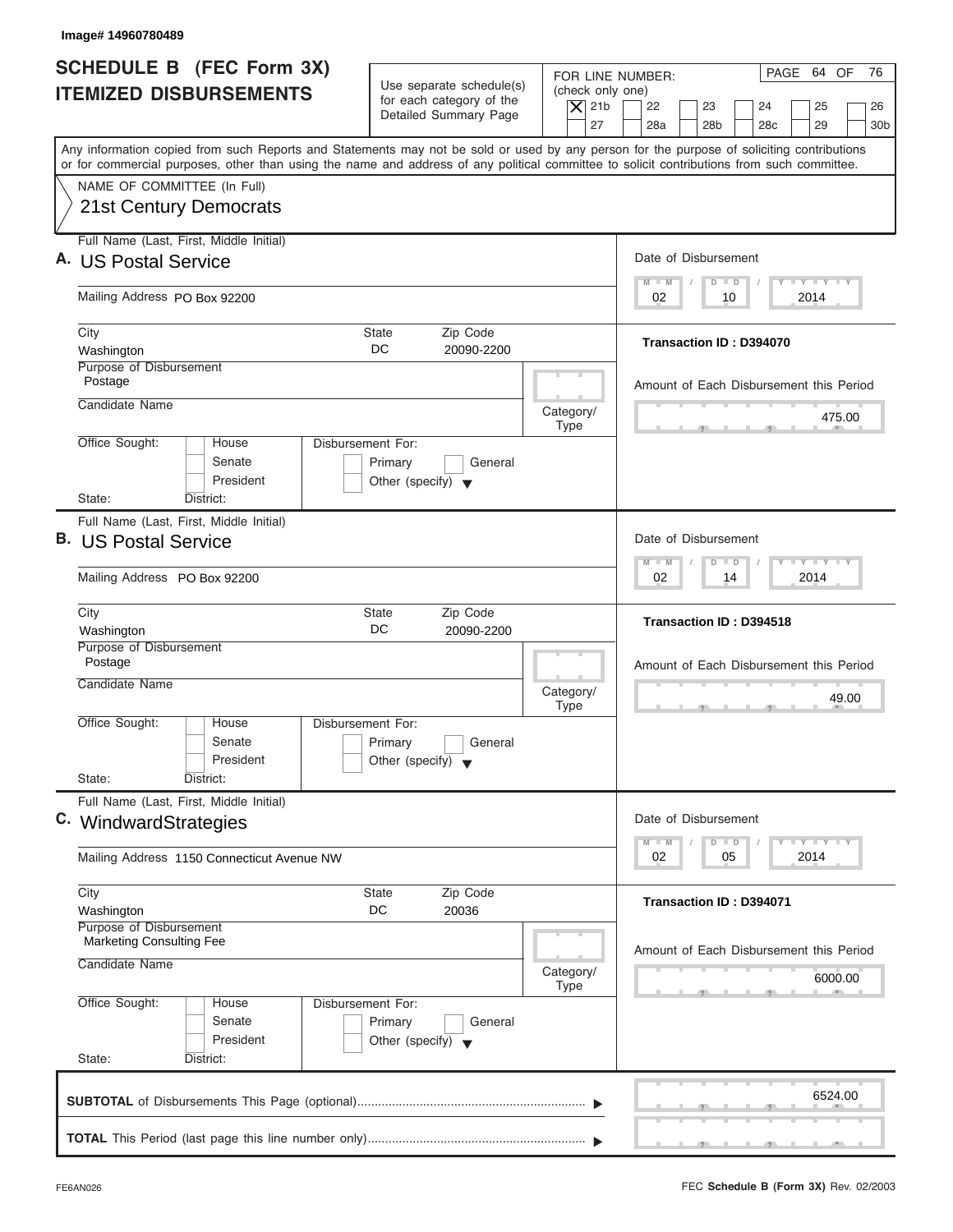Image# 14960780489

# SCHEDULE B (FEC Form 3X) ITEMIZED DISBURSEMENTS

Use separate schedule(s) for each category of the Detailed Summary Page

FOR LINE NUMBER: (check only one)
[X] 21b [ ] 22 [ ] 23 [ ] 24 [ ] 25 [ ] 26 [ ] 27 [ ] 28a [ ] 28b [ ] 28c [ ] 29 [ ] 30b

Any information copied from such Reports and Statements may not be sold or used by any person for the purpose of soliciting contributions or for commercial purposes, other than using the name and address of any political committee to solicit contributions from such committee.

NAME OF COMMITTEE (In Full)
21st Century Democrats

---

**A.** Full Name (Last, First, Middle Initial): US Postal Service

Mailing Address: PO Box 92200

City: Washington | State: DC | Zip Code: 20090-2200

Purpose of Disbursement: Postage

Candidate Name:

Category/Type:

Office Sought: [ ] House [ ] Senate [ ] President

State: District:

Disbursement For: [ ] Primary [ ] General [ ] Other (specify)

Date of Disbursement: 02 / 10 / 2014

Transaction ID : D394070

Amount of Each Disbursement this Period: 475.00

---

**B.** Full Name (Last, First, Middle Initial): US Postal Service

Mailing Address: PO Box 92200

City: Washington | State: DC | Zip Code: 20090-2200

Purpose of Disbursement: Postage

Candidate Name:

Category/Type:

Office Sought: [ ] House [ ] Senate [ ] President

State: District:

Disbursement For: [ ] Primary [ ] General [ ] Other (specify)

Date of Disbursement: 02 / 14 / 2014

Transaction ID : D394518

Amount of Each Disbursement this Period: 49.00

---

**C.** Full Name (Last, First, Middle Initial): WindwardStrategies

Mailing Address: 1150 Connecticut Avenue NW

City: Washington | State: DC | Zip Code: 20036

Purpose of Disbursement: Marketing Consulting Fee

Candidate Name:

Category/Type:

Office Sought: [ ] House [ ] Senate [ ] President

State: District:

Disbursement For: [ ] Primary [ ] General [ ] Other (specify)

Date of Disbursement: 02 / 05 / 2014

Transaction ID : D394071

Amount of Each Disbursement this Period: 6000.00

---

**SUBTOTAL** of Disbursements This Page (optional): 6524.00

**TOTAL** This Period (last page this line number only):

FE6AN026

FEC **Schedule B (Form 3X)** Rev. 02/2003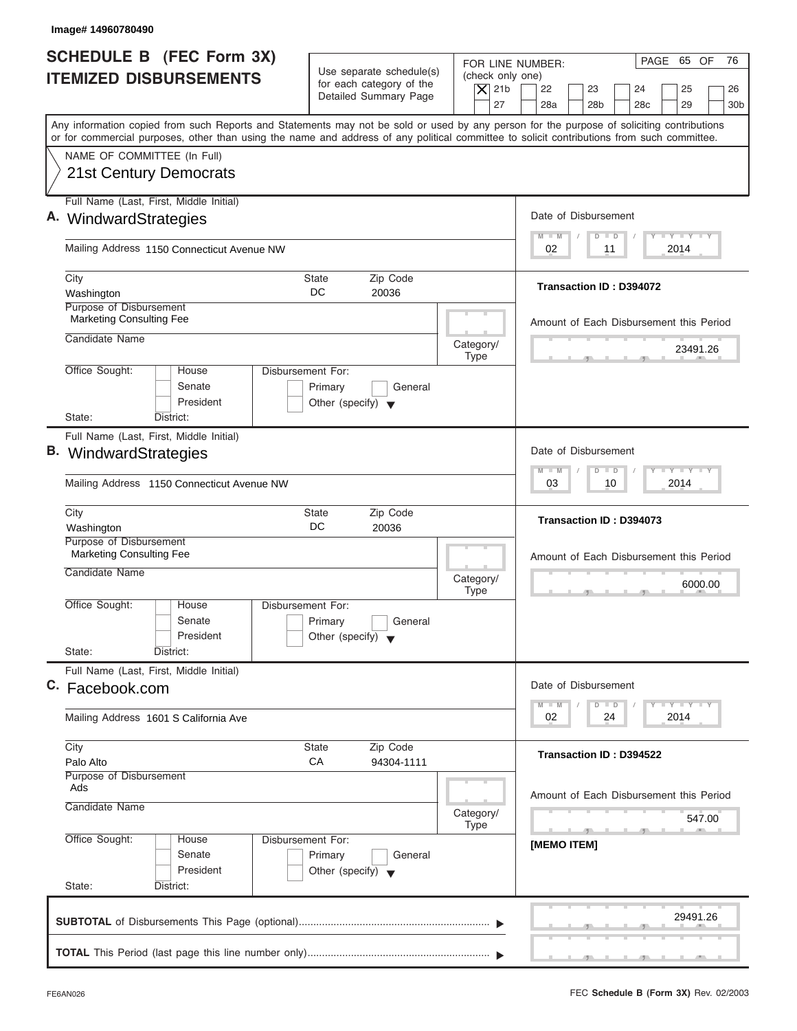Image# 14960780490

# SCHEDULE B (FEC Form 3X) ITEMIZED DISBURSEMENTS

Use separate schedule(s) for each category of the Detailed Summary Page

FOR LINE NUMBER: (check only one)

[X] 21b [ ] 22 [ ] 23 [ ] 24 [ ] 25 [ ] 26 [ ] 27 [ ] 28a [ ] 28b [ ] 28c [ ] 29 [ ] 30b

PAGE 65 OF 76

Any information copied from such Reports and Statements may not be sold or used by any person for the purpose of soliciting contributions or for commercial purposes, other than using the name and address of any political committee to solicit contributions from such committee.

NAME OF COMMITTEE (In Full)
21st Century Democrats

---

**A.** Full Name (Last, First, Middle Initial): WindwardStrategies

Mailing Address: 1150 Connecticut Avenue NW

City: Washington | State: DC | Zip Code: 20036

Purpose of Disbursement: Marketing Consulting Fee

Candidate Name:

Category/Type:

Office Sought: [ ] House [ ] Senate [ ] President

State: District:

Disbursement For: [ ] Primary [ ] General [ ] Other (specify)

Date of Disbursement: 02 / 11 / 2014

Transaction ID : D394072

Amount of Each Disbursement this Period: 23491.26

---

**B.** Full Name (Last, First, Middle Initial): WindwardStrategies

Mailing Address: 1150 Connecticut Avenue NW

City: Washington | State: DC | Zip Code: 20036

Purpose of Disbursement: Marketing Consulting Fee

Candidate Name:

Category/Type:

Office Sought: [ ] House [ ] Senate [ ] President

State: District:

Disbursement For: [ ] Primary [ ] General [ ] Other (specify)

Date of Disbursement: 03 / 10 / 2014

Transaction ID : D394073

Amount of Each Disbursement this Period: 6000.00

---

**C.** Full Name (Last, First, Middle Initial): Facebook.com

Mailing Address: 1601 S California Ave

City: Palo Alto | State: CA | Zip Code: 94304-1111

Purpose of Disbursement: Ads

Candidate Name:

Category/Type:

Office Sought: [ ] House [ ] Senate [ ] President

State: District:

Disbursement For: [ ] Primary [ ] General [ ] Other (specify)

Date of Disbursement: 02 / 24 / 2014

Transaction ID : D394522

Amount of Each Disbursement this Period: 547.00

[MEMO ITEM]

---

**SUBTOTAL** of Disbursements This Page (optional): 29491.26

**TOTAL** This Period (last page this line number only):

FE6AN026

FEC **Schedule B (Form 3X)** Rev. 02/2003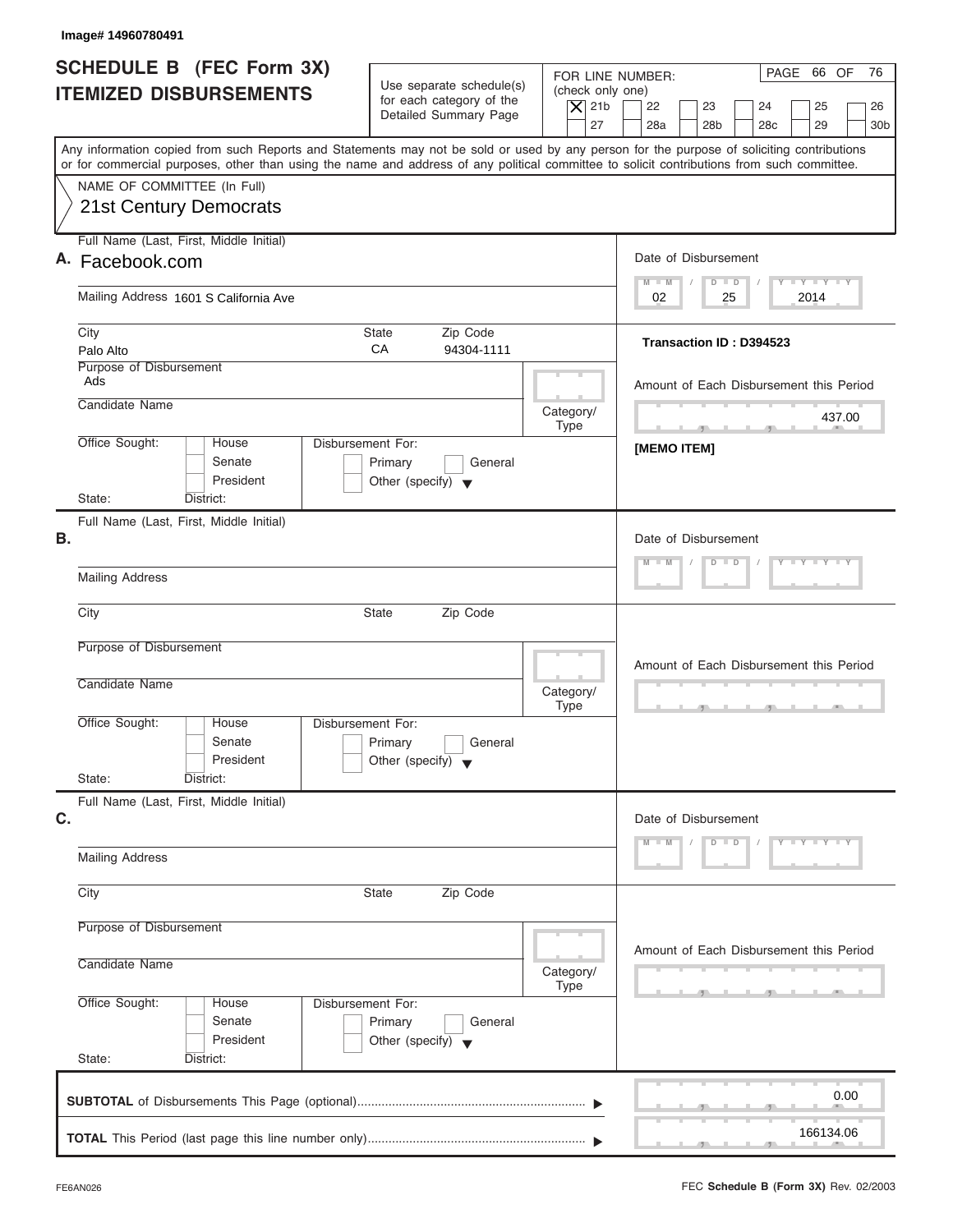Image# 14960780491

# SCHEDULE B (FEC Form 3X) ITEMIZED DISBURSEMENTS

Use separate schedule(s) for each category of the Detailed Summary Page

FOR LINE NUMBER: (check only one)

[X] 21b [ ] 22 [ ] 23 [ ] 24 [ ] 25 [ ] 26
[ ] 27 [ ] 28a [ ] 28b [ ] 28c [ ] 29 [ ] 30b

PAGE 66 OF 76

Any information copied from such Reports and Statements may not be sold or used by any person for the purpose of soliciting contributions or for commercial purposes, other than using the name and address of any political committee to solicit contributions from such committee.

NAME OF COMMITTEE (In Full)
21st Century Democrats

## A.

Full Name (Last, First, Middle Initial): Facebook.com

Mailing Address: 1601 S California Ave

City: Palo Alto | State: CA | Zip Code: 94304-1111

Purpose of Disbursement: Ads

Candidate Name:

Category/Type:

Office Sought: [ ] House [ ] Senate [ ] President

State: District:

Disbursement For: [ ] Primary [ ] General [ ] Other (specify)

Date of Disbursement: 02 / 25 / 2014

Transaction ID : D394523

Amount of Each Disbursement this Period: 437.00

[MEMO ITEM]

## B.

Full Name (Last, First, Middle Initial):

Mailing Address:

City: | State: | Zip Code:

Purpose of Disbursement:

Candidate Name:

Category/Type:

Office Sought: [ ] House [ ] Senate [ ] President

State: District:

Disbursement For: [ ] Primary [ ] General [ ] Other (specify)

Date of Disbursement:

Amount of Each Disbursement this Period:

## C.

Full Name (Last, First, Middle Initial):

Mailing Address:

City: | State: | Zip Code:

Purpose of Disbursement:

Candidate Name:

Category/Type:

Office Sought: [ ] House [ ] Senate [ ] President

State: District:

Disbursement For: [ ] Primary [ ] General [ ] Other (specify)

Date of Disbursement:

Amount of Each Disbursement this Period:

**SUBTOTAL** of Disbursements This Page (optional) ▶ 0.00

**TOTAL** This Period (last page this line number only) ▶ 166134.06

FE6AN026

FEC **Schedule B (Form 3X)** Rev. 02/2003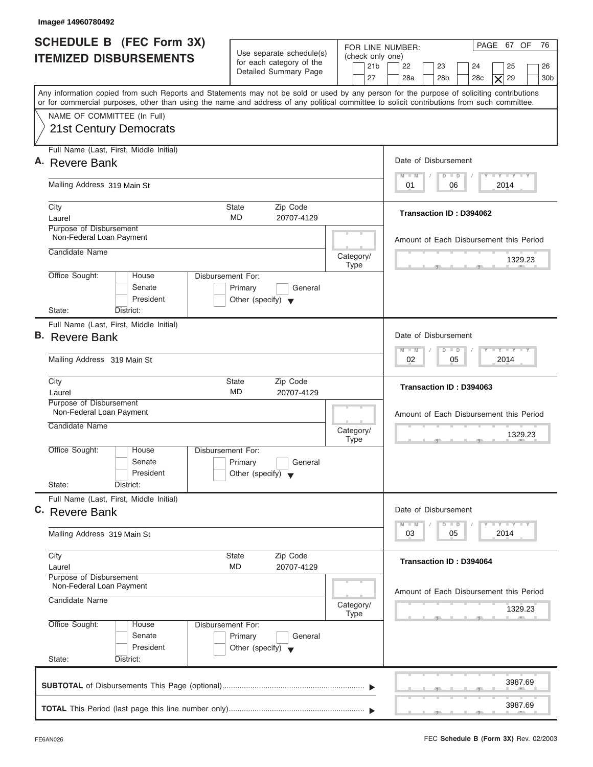Image# 14960780492

# SCHEDULE B (FEC Form 3X) ITEMIZED DISBURSEMENTS

Use separate schedule(s) for each category of the Detailed Summary Page

FOR LINE NUMBER: (check only one)

21b, 22, 23, 24, 25, 26, 27, 28a, 28b, 28c, [X] 29, 30b

PAGE 67 OF 76

Any information copied from such Reports and Statements may not be sold or used by any person for the purpose of soliciting contributions or for commercial purposes, other than using the name and address of any political committee to solicit contributions from such committee.

NAME OF COMMITTEE (In Full)

21st Century Democrats

---

**A.** Full Name (Last, First, Middle Initial): Revere Bank

Mailing Address: 319 Main St

City: Laurel | State: MD | Zip Code: 20707-4129

Purpose of Disbursement: Non-Federal Loan Payment

Candidate Name:

Category/Type:

Office Sought: House / Senate / President

State: District:

Disbursement For: Primary / General / Other (specify)

Date of Disbursement: 01 / 06 / 2014

Transaction ID : D394062

Amount of Each Disbursement this Period: 1329.23

---

**B.** Full Name (Last, First, Middle Initial): Revere Bank

Mailing Address: 319 Main St

City: Laurel | State: MD | Zip Code: 20707-4129

Purpose of Disbursement: Non-Federal Loan Payment

Candidate Name:

Category/Type:

Office Sought: House / Senate / President

State: District:

Disbursement For: Primary / General / Other (specify)

Date of Disbursement: 02 / 05 / 2014

Transaction ID : D394063

Amount of Each Disbursement this Period: 1329.23

---

**C.** Full Name (Last, First, Middle Initial): Revere Bank

Mailing Address: 319 Main St

City: Laurel | State: MD | Zip Code: 20707-4129

Purpose of Disbursement: Non-Federal Loan Payment

Candidate Name:

Category/Type:

Office Sought: House / Senate / President

State: District:

Disbursement For: Primary / General / Other (specify)

Date of Disbursement: 03 / 05 / 2014

Transaction ID : D394064

Amount of Each Disbursement this Period: 1329.23

---

**SUBTOTAL** of Disbursements This Page (optional): 3987.69

**TOTAL** This Period (last page this line number only): 3987.69

FE6AN026

FEC **Schedule B (Form 3X)** Rev. 02/2003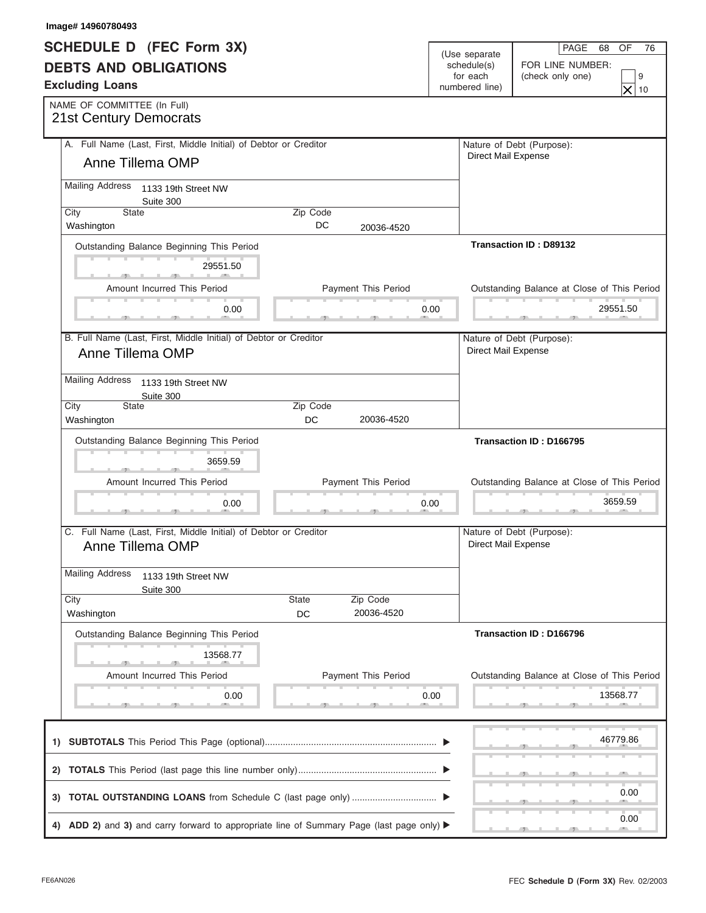Image# 14960780493

# SCHEDULE D (FEC Form 3X)
## DEBTS AND OBLIGATIONS
### Excluding Loans

(Use separate schedule(s) for each numbered line)

PAGE 68 OF 76

FOR LINE NUMBER: (check only one)
- [ ] 9
- [X] 10

NAME OF COMMITTEE (In Full)
21st Century Democrats

---

**A.** Full Name (Last, First, Middle Initial) of Debtor or Creditor
Anne Tillema OMP

Mailing Address: 1133 19th Street NW, Suite 300

| City | State | Zip Code |
|---|---|---|
| Washington | DC | 20036-4520 |

Nature of Debt (Purpose): Direct Mail Expense

Transaction ID : D89132

| Outstanding Balance Beginning This Period | Amount Incurred This Period | Payment This Period | Outstanding Balance at Close of This Period |
|---|---|---|---|
| 29551.50 | 0.00 | 0.00 | 29551.50 |

---

**B.** Full Name (Last, First, Middle Initial) of Debtor or Creditor
Anne Tillema OMP

Mailing Address: 1133 19th Street NW, Suite 300

| City | State | Zip Code |
|---|---|---|
| Washington | DC | 20036-4520 |

Nature of Debt (Purpose): Direct Mail Expense

Transaction ID : D166795

| Outstanding Balance Beginning This Period | Amount Incurred This Period | Payment This Period | Outstanding Balance at Close of This Period |
|---|---|---|---|
| 3659.59 | 0.00 | 0.00 | 3659.59 |

---

**C.** Full Name (Last, First, Middle Initial) of Debtor or Creditor
Anne Tillema OMP

Mailing Address: 1133 19th Street NW, Suite 300

| City | State | Zip Code |
|---|---|---|
| Washington | DC | 20036-4520 |

Nature of Debt (Purpose): Direct Mail Expense

Transaction ID : D166796

| Outstanding Balance Beginning This Period | Amount Incurred This Period | Payment This Period | Outstanding Balance at Close of This Period |
|---|---|---|---|
| 13568.77 | 0.00 | 0.00 | 13568.77 |

---

| | | |
|---|---|---|
| 1) | **SUBTOTALS** This Period This Page (optional) | 46779.86 |
| 2) | **TOTALS** This Period (last page this line number only) | |
| 3) | **TOTAL OUTSTANDING LOANS** from Schedule C (last page only) | 0.00 |
| 4) | **ADD 2)** and **3)** and carry forward to appropriate line of Summary Page (last page only) | 0.00 |

FE6AN026

FEC **Schedule D (Form 3X)** Rev. 02/2003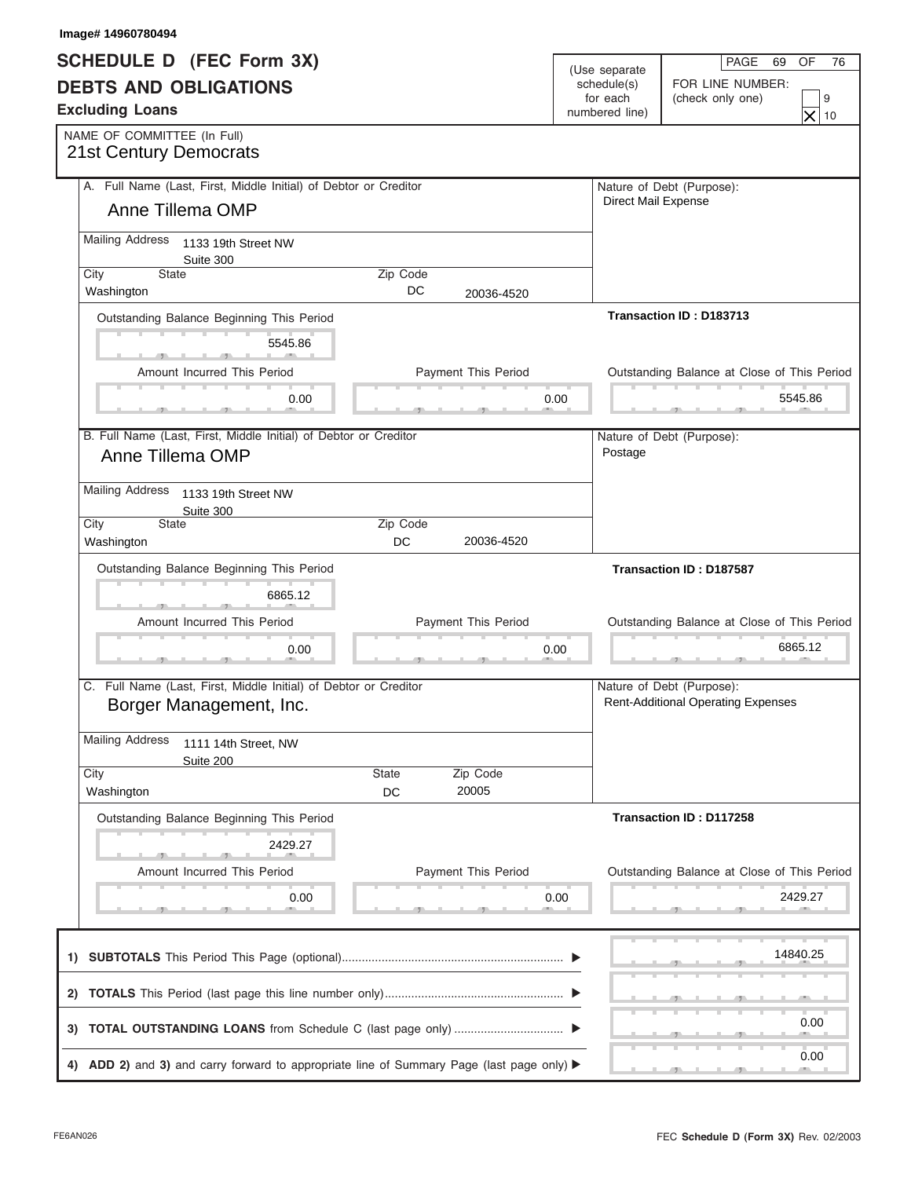Image# 14960780494

# SCHEDULE D (FEC Form 3X)
## DEBTS AND OBLIGATIONS
### Excluding Loans

(Use separate schedule(s) for each numbered line)

FOR LINE NUMBER: (check only one) 9 ☐ 10 ☒

NAME OF COMMITTEE (In Full)
21st Century Democrats

---

**A. Full Name (Last, First, Middle Initial) of Debtor or Creditor**
Anne Tillema OMP

Mailing Address: 1133 19th Street NW, Suite 300
City: Washington  State: DC  Zip Code: 20036-4520

Nature of Debt (Purpose): Direct Mail Expense

Transaction ID : D183713

| Outstanding Balance Beginning This Period | Amount Incurred This Period | Payment This Period | Outstanding Balance at Close of This Period |
|---|---|---|---|
| 5545.86 | 0.00 | 0.00 | 5545.86 |

---

**B. Full Name (Last, First, Middle Initial) of Debtor or Creditor**
Anne Tillema OMP

Mailing Address: 1133 19th Street NW, Suite 300
City: Washington  State: DC  Zip Code: 20036-4520

Nature of Debt (Purpose): Postage

Transaction ID : D187587

| Outstanding Balance Beginning This Period | Amount Incurred This Period | Payment This Period | Outstanding Balance at Close of This Period |
|---|---|---|---|
| 6865.12 | 0.00 | 0.00 | 6865.12 |

---

**C. Full Name (Last, First, Middle Initial) of Debtor or Creditor**
Borger Management, Inc.

Mailing Address: 1111 14th Street, NW, Suite 200
City: Washington  State: DC  Zip Code: 20005

Nature of Debt (Purpose): Rent-Additional Operating Expenses

Transaction ID : D117258

| Outstanding Balance Beginning This Period | Amount Incurred This Period | Payment This Period | Outstanding Balance at Close of This Period |
|---|---|---|---|
| 2429.27 | 0.00 | 0.00 | 2429.27 |

---

| | | |
|---|---|---|
| 1) | **SUBTOTALS** This Period This Page (optional) | 14840.25 |
| 2) | **TOTALS** This Period (last page this line number only) | |
| 3) | **TOTAL OUTSTANDING LOANS** from Schedule C (last page only) | 0.00 |
| 4) | **ADD 2)** and **3)** and carry forward to appropriate line of Summary Page (last page only) | 0.00 |

FE6AN026

FEC **Schedule D (Form 3X)** Rev. 02/2003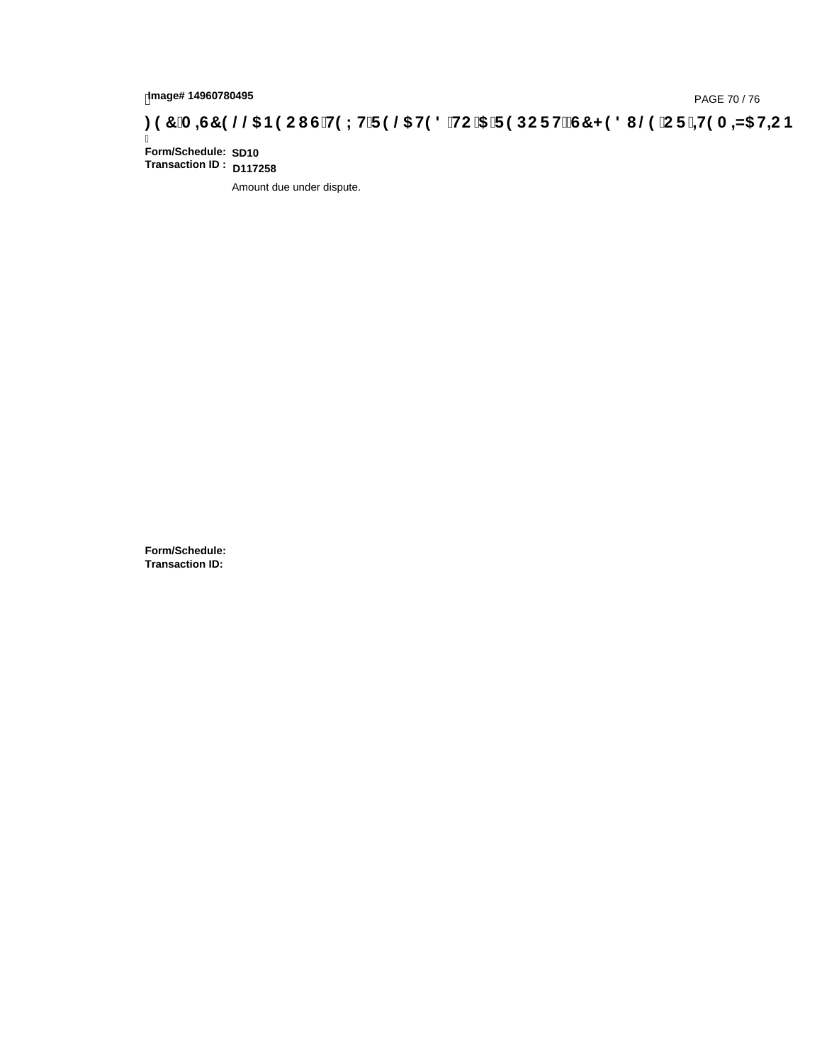**Form/Schedule:** SD10
**Transaction ID :** D117258

Amount due under dispute.

**Form/Schedule:**
**Transaction ID:**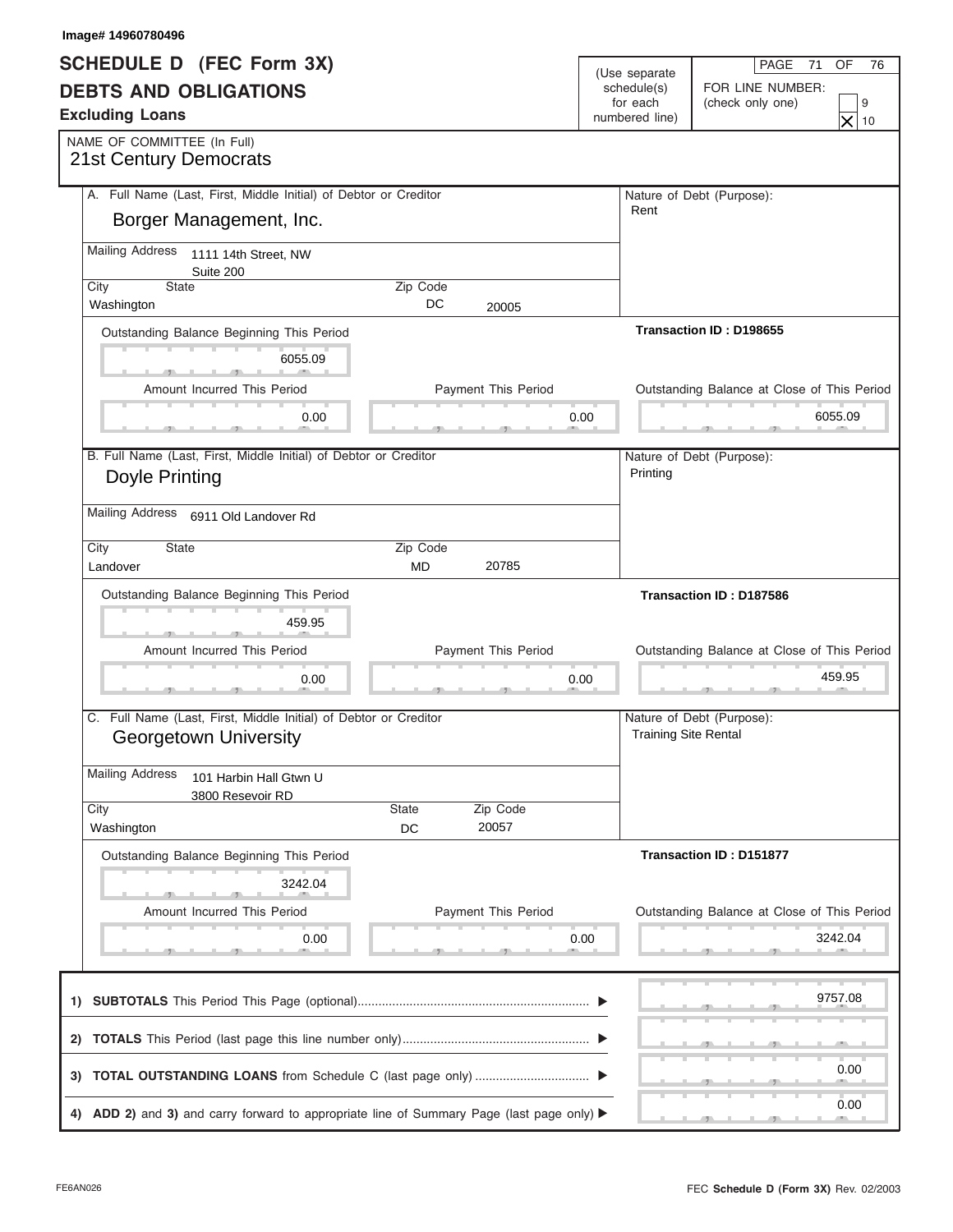Image# 14960780496

# SCHEDULE D (FEC Form 3X)
## DEBTS AND OBLIGATIONS
### Excluding Loans

(Use separate schedule(s) for each numbered line)

FOR LINE NUMBER: (check only one) 9 [X] 10

NAME OF COMMITTEE (In Full)
21st Century Democrats

---

**A.** Full Name (Last, First, Middle Initial) of Debtor or Creditor
**Borger Management, Inc.**

Mailing Address: 1111 14th Street, NW, Suite 200

City: Washington | State: DC | Zip Code: 20005

Nature of Debt (Purpose): Rent

Transaction ID : D198655

| Outstanding Balance Beginning This Period | Amount Incurred This Period | Payment This Period | Outstanding Balance at Close of This Period |
|---|---|---|---|
| 6055.09 | 0.00 | 0.00 | 6055.09 |

---

**B.** Full Name (Last, First, Middle Initial) of Debtor or Creditor
**Doyle Printing**

Mailing Address: 6911 Old Landover Rd

City: Landover | State: MD | Zip Code: 20785

Nature of Debt (Purpose): Printing

Transaction ID : D187586

| Outstanding Balance Beginning This Period | Amount Incurred This Period | Payment This Period | Outstanding Balance at Close of This Period |
|---|---|---|---|
| 459.95 | 0.00 | 0.00 | 459.95 |

---

**C.** Full Name (Last, First, Middle Initial) of Debtor or Creditor
**Georgetown University**

Mailing Address: 101 Harbin Hall Gtwn U, 3800 Resevoir RD

City: Washington | State: DC | Zip Code: 20057

Nature of Debt (Purpose): Training Site Rental

Transaction ID : D151877

| Outstanding Balance Beginning This Period | Amount Incurred This Period | Payment This Period | Outstanding Balance at Close of This Period |
|---|---|---|---|
| 3242.04 | 0.00 | 0.00 | 3242.04 |

---

| | |
|---|---|
| 1) **SUBTOTALS** This Period This Page (optional) | 9757.08 |
| 2) **TOTALS** This Period (last page this line number only) | |
| 3) **TOTAL OUTSTANDING LOANS** from Schedule C (last page only) | 0.00 |
| 4) **ADD 2)** and **3)** and carry forward to appropriate line of Summary Page (last page only) | 0.00 |

FE6AN026 FEC **Schedule D (Form 3X)** Rev. 02/2003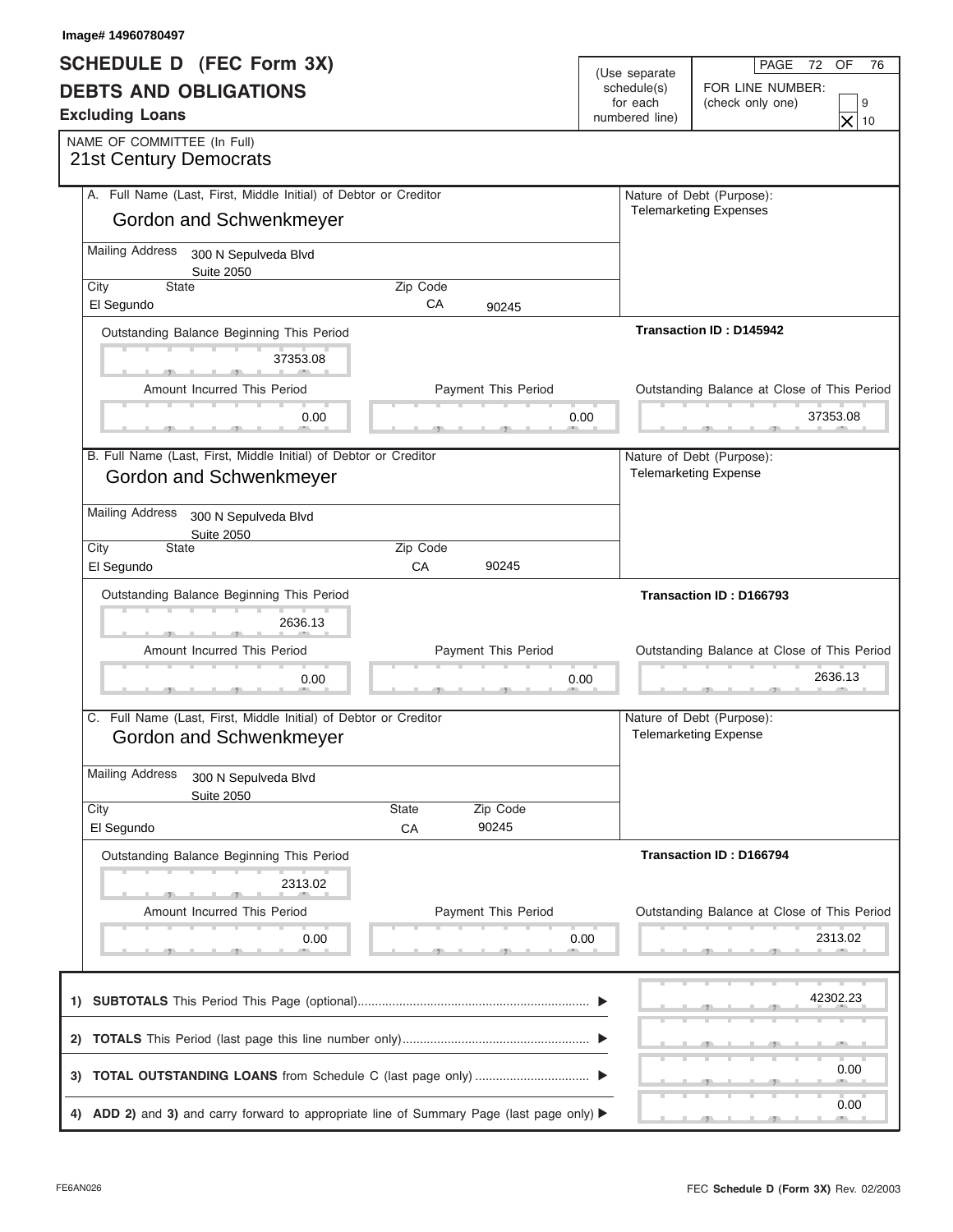Image# 14960780497

# SCHEDULE D (FEC Form 3X)
## DEBTS AND OBLIGATIONS
### Excluding Loans

(Use separate schedule(s) for each numbered line)

PAGE 72 OF 76

FOR LINE NUMBER: (check only one)

[ ] 9
[X] 10

NAME OF COMMITTEE (In Full)
21st Century Democrats

---

**A.** Full Name (Last, First, Middle Initial) of Debtor or Creditor
Gordon and Schwenkmeyer

Mailing Address: 300 N Sepulveda Blvd, Suite 2050

| City | State | Zip Code |
|---|---|---|
| El Segundo | CA | 90245 |

Nature of Debt (Purpose): Telemarketing Expenses

Transaction ID : D145942

| Outstanding Balance Beginning This Period | Amount Incurred This Period | Payment This Period | Outstanding Balance at Close of This Period |
|---|---|---|---|
| 37353.08 | 0.00 | 0.00 | 37353.08 |

---

**B.** Full Name (Last, First, Middle Initial) of Debtor or Creditor
Gordon and Schwenkmeyer

Mailing Address: 300 N Sepulveda Blvd, Suite 2050

| City | State | Zip Code |
|---|---|---|
| El Segundo | CA | 90245 |

Nature of Debt (Purpose): Telemarketing Expense

Transaction ID : D166793

| Outstanding Balance Beginning This Period | Amount Incurred This Period | Payment This Period | Outstanding Balance at Close of This Period |
|---|---|---|---|
| 2636.13 | 0.00 | 0.00 | 2636.13 |

---

**C.** Full Name (Last, First, Middle Initial) of Debtor or Creditor
Gordon and Schwenkmeyer

Mailing Address: 300 N Sepulveda Blvd, Suite 2050

| City | State | Zip Code |
|---|---|---|
| El Segundo | CA | 90245 |

Nature of Debt (Purpose): Telemarketing Expense

Transaction ID : D166794

| Outstanding Balance Beginning This Period | Amount Incurred This Period | Payment This Period | Outstanding Balance at Close of This Period |
|---|---|---|---|
| 2313.02 | 0.00 | 0.00 | 2313.02 |

---

| | |
|---|---|
| 1) **SUBTOTALS** This Period This Page (optional) | 42302.23 |
| 2) **TOTALS** This Period (last page this line number only) | |
| 3) **TOTAL OUTSTANDING LOANS** from Schedule C (last page only) | 0.00 |
| 4) **ADD 2)** and **3)** and carry forward to appropriate line of Summary Page (last page only) | 0.00 |

FE6AN026

FEC **Schedule D (Form 3X)** Rev. 02/2003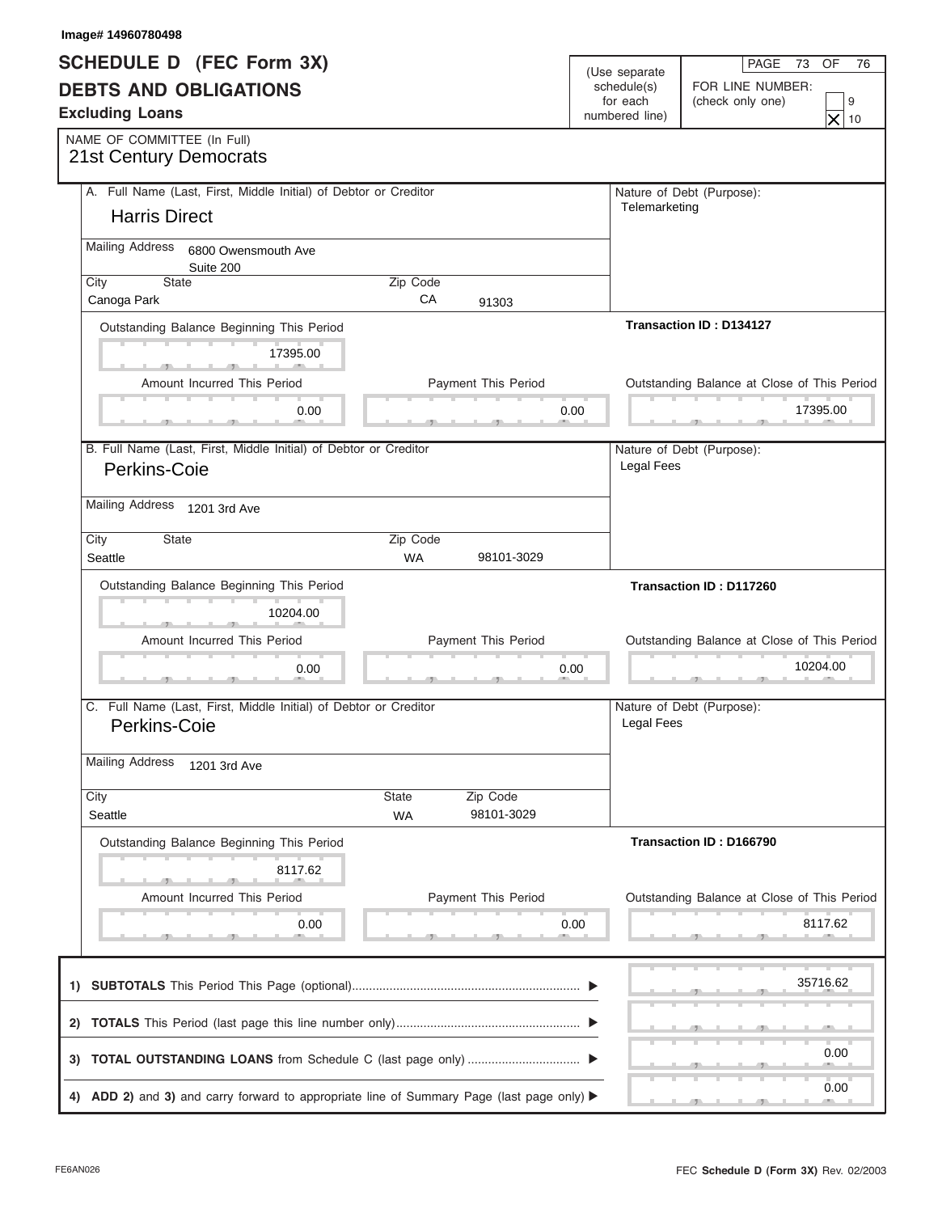Image# 14960780498

# SCHEDULE D (FEC Form 3X)
## DEBTS AND OBLIGATIONS
### Excluding Loans

(Use separate schedule(s) for each numbered line)

PAGE 73 OF 76

FOR LINE NUMBER: (check only one) [ ] 9 [X] 10

NAME OF COMMITTEE (In Full)
21st Century Democrats

---

**A.** Full Name (Last, First, Middle Initial) of Debtor or Creditor
**Harris Direct**

Mailing Address: 6800 Owensmouth Ave, Suite 200

City: Canoga Park | State: CA | Zip Code: 91303

Nature of Debt (Purpose): Telemarketing

Transaction ID : D134127

| Outstanding Balance Beginning This Period | Amount Incurred This Period | Payment This Period | Outstanding Balance at Close of This Period |
|---|---|---|---|
| 17395.00 | 0.00 | 0.00 | 17395.00 |

---

**B.** Full Name (Last, First, Middle Initial) of Debtor or Creditor
**Perkins-Coie**

Mailing Address: 1201 3rd Ave

City: Seattle | State: WA | Zip Code: 98101-3029

Nature of Debt (Purpose): Legal Fees

Transaction ID : D117260

| Outstanding Balance Beginning This Period | Amount Incurred This Period | Payment This Period | Outstanding Balance at Close of This Period |
|---|---|---|---|
| 10204.00 | 0.00 | 0.00 | 10204.00 |

---

**C.** Full Name (Last, First, Middle Initial) of Debtor or Creditor
**Perkins-Coie**

Mailing Address: 1201 3rd Ave

City: Seattle | State: WA | Zip Code: 98101-3029

Nature of Debt (Purpose): Legal Fees

Transaction ID : D166790

| Outstanding Balance Beginning This Period | Amount Incurred This Period | Payment This Period | Outstanding Balance at Close of This Period |
|---|---|---|---|
| 8117.62 | 0.00 | 0.00 | 8117.62 |

---

| | |
|---|---|
| 1) **SUBTOTALS** This Period This Page (optional) | 35716.62 |
| 2) **TOTALS** This Period (last page this line number only) | |
| 3) **TOTAL OUTSTANDING LOANS** from Schedule C (last page only) | 0.00 |
| 4) **ADD 2)** and **3)** and carry forward to appropriate line of Summary Page (last page only) | 0.00 |

FE6AN026

FEC **Schedule D (Form 3X)** Rev. 02/2003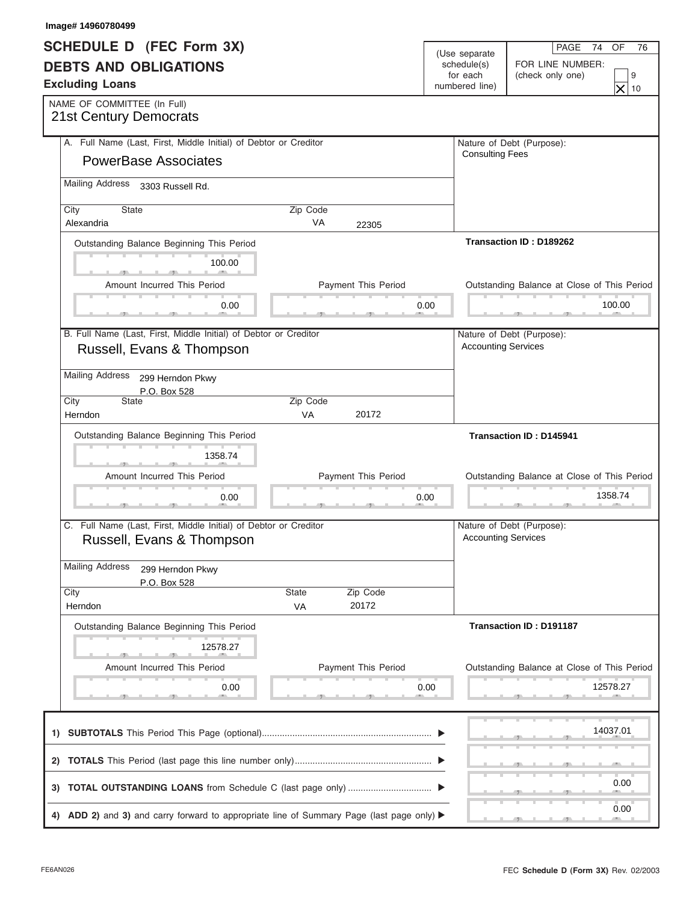Image# 14960780499

# SCHEDULE D (FEC Form 3X)
## DEBTS AND OBLIGATIONS
### Excluding Loans

(Use separate schedule(s) for each numbered line)

PAGE 74 OF 76

FOR LINE NUMBER: (check only one)
- [ ] 9
- [x] 10

NAME OF COMMITTEE (In Full)
21st Century Democrats

---

**A.** Full Name (Last, First, Middle Initial) of Debtor or Creditor
PowerBase Associates

Mailing Address: 3303 Russell Rd.

City: Alexandria | State: VA | Zip Code: 22305

Nature of Debt (Purpose): Consulting Fees

Transaction ID : D189262

| Outstanding Balance Beginning This Period | Amount Incurred This Period | Payment This Period | Outstanding Balance at Close of This Period |
|---|---|---|---|
| 100.00 | 0.00 | 0.00 | 100.00 |

---

**B.** Full Name (Last, First, Middle Initial) of Debtor or Creditor
Russell, Evans & Thompson

Mailing Address: 299 Herndon Pkwy
P.O. Box 528

City: Herndon | State: VA | Zip Code: 20172

Nature of Debt (Purpose): Accounting Services

Transaction ID : D145941

| Outstanding Balance Beginning This Period | Amount Incurred This Period | Payment This Period | Outstanding Balance at Close of This Period |
|---|---|---|---|
| 1358.74 | 0.00 | 0.00 | 1358.74 |

---

**C.** Full Name (Last, First, Middle Initial) of Debtor or Creditor
Russell, Evans & Thompson

Mailing Address: 299 Herndon Pkwy
P.O. Box 528

City: Herndon | State: VA | Zip Code: 20172

Nature of Debt (Purpose): Accounting Services

Transaction ID : D191187

| Outstanding Balance Beginning This Period | Amount Incurred This Period | Payment This Period | Outstanding Balance at Close of This Period |
|---|---|---|---|
| 12578.27 | 0.00 | 0.00 | 12578.27 |

---

| | |
|---|---|
| 1) **SUBTOTALS** This Period This Page (optional) | 14037.01 |
| 2) **TOTALS** This Period (last page this line number only) | |
| 3) **TOTAL OUTSTANDING LOANS** from Schedule C (last page only) | 0.00 |
| 4) **ADD 2)** and **3)** and carry forward to appropriate line of Summary Page (last page only) | 0.00 |

FE6AN026

FEC **Schedule D (Form 3X)** Rev. 02/2003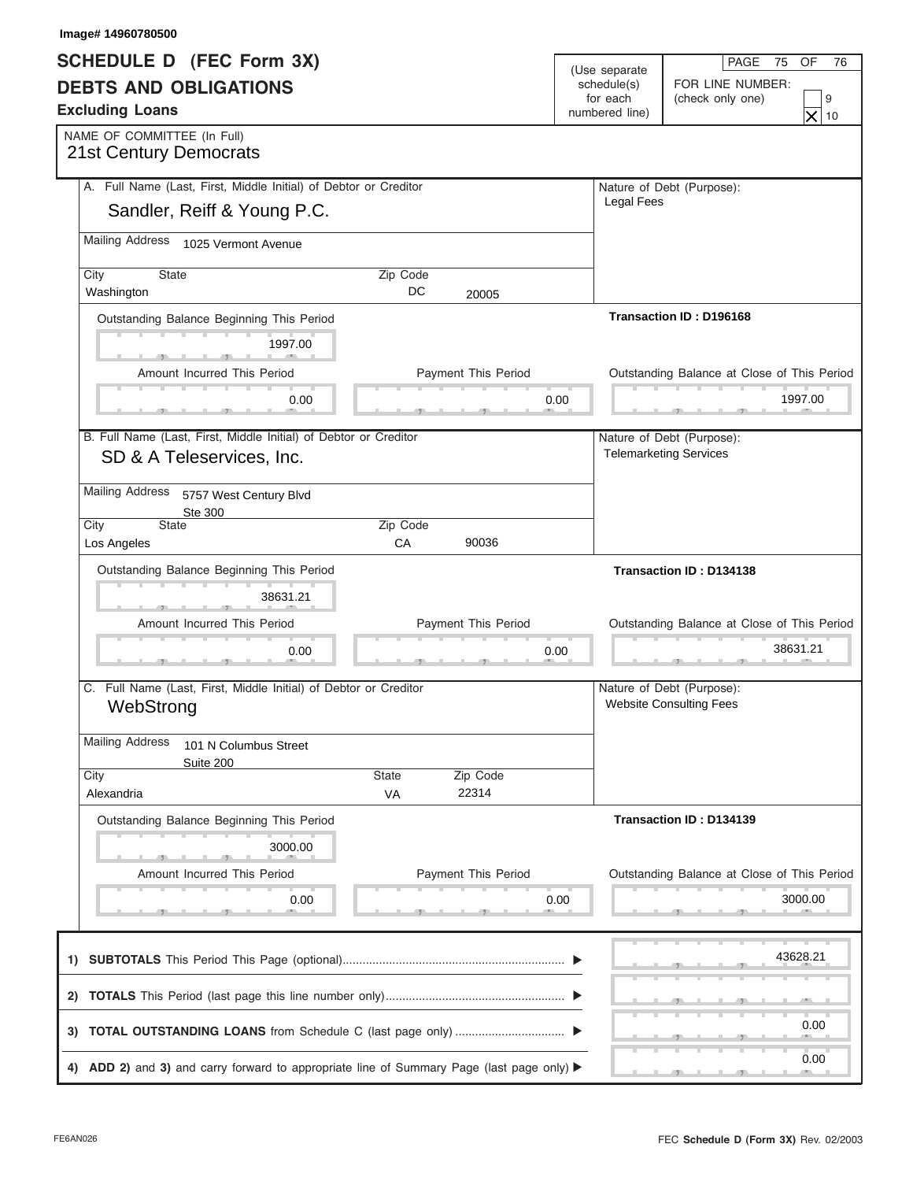Image# 14960780500

# SCHEDULE D (FEC Form 3X)
## DEBTS AND OBLIGATIONS
**Excluding Loans**

(Use separate schedule(s) for each numbered line)

PAGE 75 OF 76

FOR LINE NUMBER: (check only one)
- [ ] 9
- [X] 10

NAME OF COMMITTEE (In Full)
21st Century Democrats

---

**A.** Full Name (Last, First, Middle Initial) of Debtor or Creditor
Sandler, Reiff & Young P.C.

Mailing Address: 1025 Vermont Avenue

| City | State | Zip Code |
|---|---|---|
| Washington | DC | 20005 |

Nature of Debt (Purpose): Legal Fees

Transaction ID : D196168

| Outstanding Balance Beginning This Period | Amount Incurred This Period | Payment This Period | Outstanding Balance at Close of This Period |
|---|---|---|---|
| 1997.00 | 0.00 | 0.00 | 1997.00 |

---

**B.** Full Name (Last, First, Middle Initial) of Debtor or Creditor
SD & A Teleservices, Inc.

Mailing Address: 5757 West Century Blvd Ste 300

| City | State | Zip Code |
|---|---|---|
| Los Angeles | CA | 90036 |

Nature of Debt (Purpose): Telemarketing Services

Transaction ID : D134138

| Outstanding Balance Beginning This Period | Amount Incurred This Period | Payment This Period | Outstanding Balance at Close of This Period |
|---|---|---|---|
| 38631.21 | 0.00 | 0.00 | 38631.21 |

---

**C.** Full Name (Last, First, Middle Initial) of Debtor or Creditor
WebStrong

Mailing Address: 101 N Columbus Street Suite 200

| City | State | Zip Code |
|---|---|---|
| Alexandria | VA | 22314 |

Nature of Debt (Purpose): Website Consulting Fees

Transaction ID : D134139

| Outstanding Balance Beginning This Period | Amount Incurred This Period | Payment This Period | Outstanding Balance at Close of This Period |
|---|---|---|---|
| 3000.00 | 0.00 | 0.00 | 3000.00 |

---

| | |
|---|---|
| 1) **SUBTOTALS** This Period This Page (optional) | 43628.21 |
| 2) **TOTALS** This Period (last page this line number only) | |
| 3) **TOTAL OUTSTANDING LOANS** from Schedule C (last page only) | 0.00 |
| 4) **ADD 2)** and **3)** and carry forward to appropriate line of Summary Page (last page only) | 0.00 |

FE6AN026 FEC **Schedule D (Form 3X)** Rev. 02/2003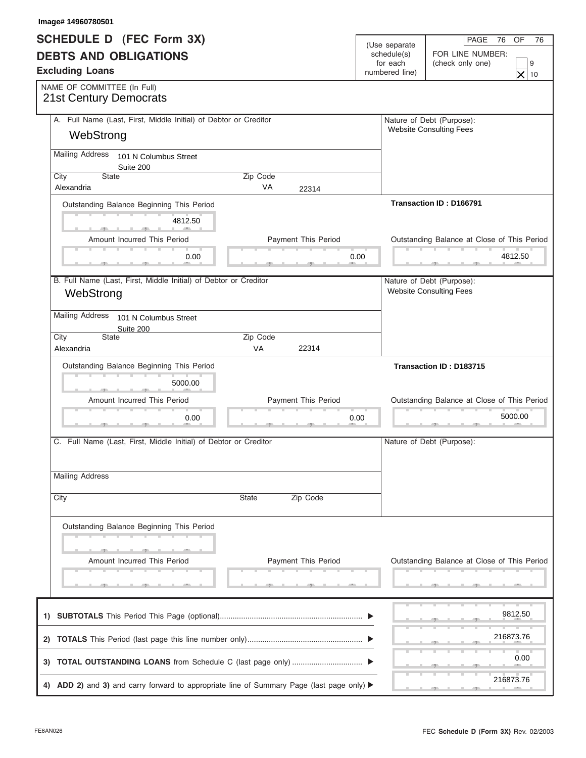Image# 14960780501

# SCHEDULE D (FEC Form 3X)
## DEBTS AND OBLIGATIONS
### Excluding Loans

(Use separate schedule(s) for each numbered line)

FOR LINE NUMBER: (check only one)
- [ ] 9
- [x] 10

NAME OF COMMITTEE (In Full)
21st Century Democrats

---

**A.** Full Name (Last, First, Middle Initial) of Debtor or Creditor
WebStrong

Mailing Address: 101 N Columbus Street, Suite 200

| City | State | Zip Code |
|---|---|---|
| Alexandria | VA | 22314 |

Nature of Debt (Purpose): Website Consulting Fees

Transaction ID : D166791

| Outstanding Balance Beginning This Period | Amount Incurred This Period | Payment This Period | Outstanding Balance at Close of This Period |
|---|---|---|---|
| 4812.50 | 0.00 | 0.00 | 4812.50 |

---

**B.** Full Name (Last, First, Middle Initial) of Debtor or Creditor
WebStrong

Mailing Address: 101 N Columbus Street, Suite 200

| City | State | Zip Code |
|---|---|---|
| Alexandria | VA | 22314 |

Nature of Debt (Purpose): Website Consulting Fees

Transaction ID : D183715

| Outstanding Balance Beginning This Period | Amount Incurred This Period | Payment This Period | Outstanding Balance at Close of This Period |
|---|---|---|---|
| 5000.00 | 0.00 | 0.00 | 5000.00 |

---

**C.** Full Name (Last, First, Middle Initial) of Debtor or Creditor

Mailing Address

| City | State | Zip Code |
|---|---|---|
| | | |

Nature of Debt (Purpose):

| Outstanding Balance Beginning This Period | Amount Incurred This Period | Payment This Period | Outstanding Balance at Close of This Period |
|---|---|---|---|
| | | | |

---

| | |
|---|---|
| 1) **SUBTOTALS** This Period This Page (optional) | 9812.50 |
| 2) **TOTALS** This Period (last page this line number only) | 216873.76 |
| 3) **TOTAL OUTSTANDING LOANS** from Schedule C (last page only) | 0.00 |
| 4) **ADD 2)** and **3)** and carry forward to appropriate line of Summary Page (last page only) | 216873.76 |

FE6AN026

FEC **Schedule D (Form 3X)** Rev. 02/2003